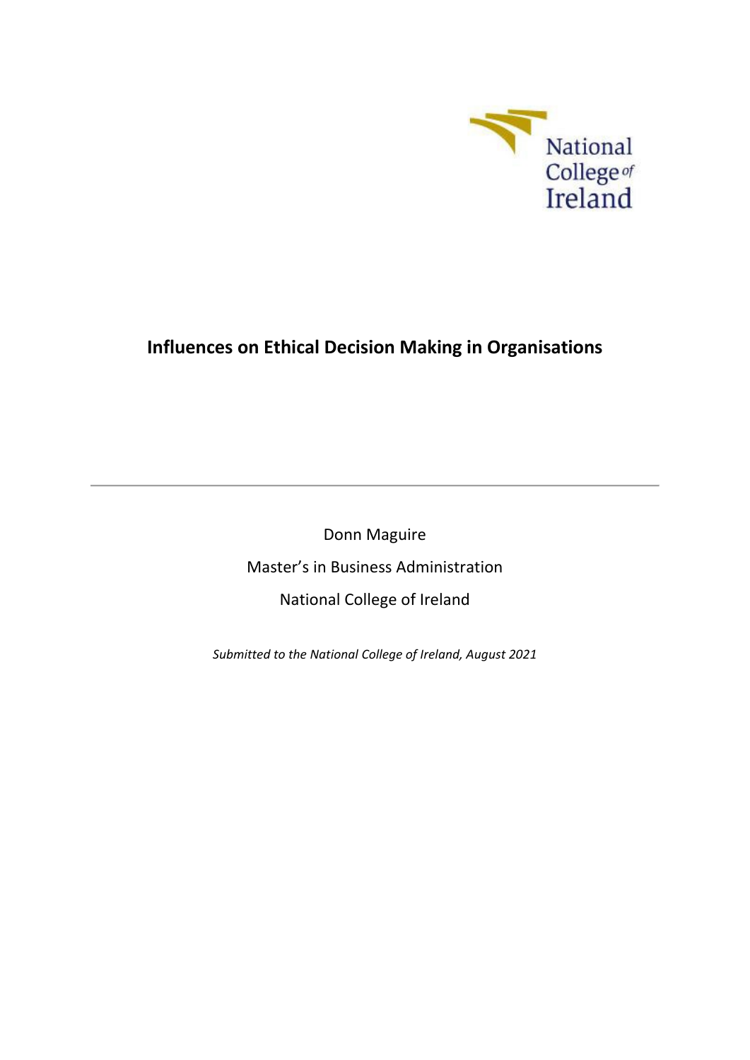National College of Ireland

# Influences on Ethical Decision Making in Organisations

---

Donn Maguire

Master's in Business Administration

National College of Ireland

*Submitted to the National College of Ireland, August 2021*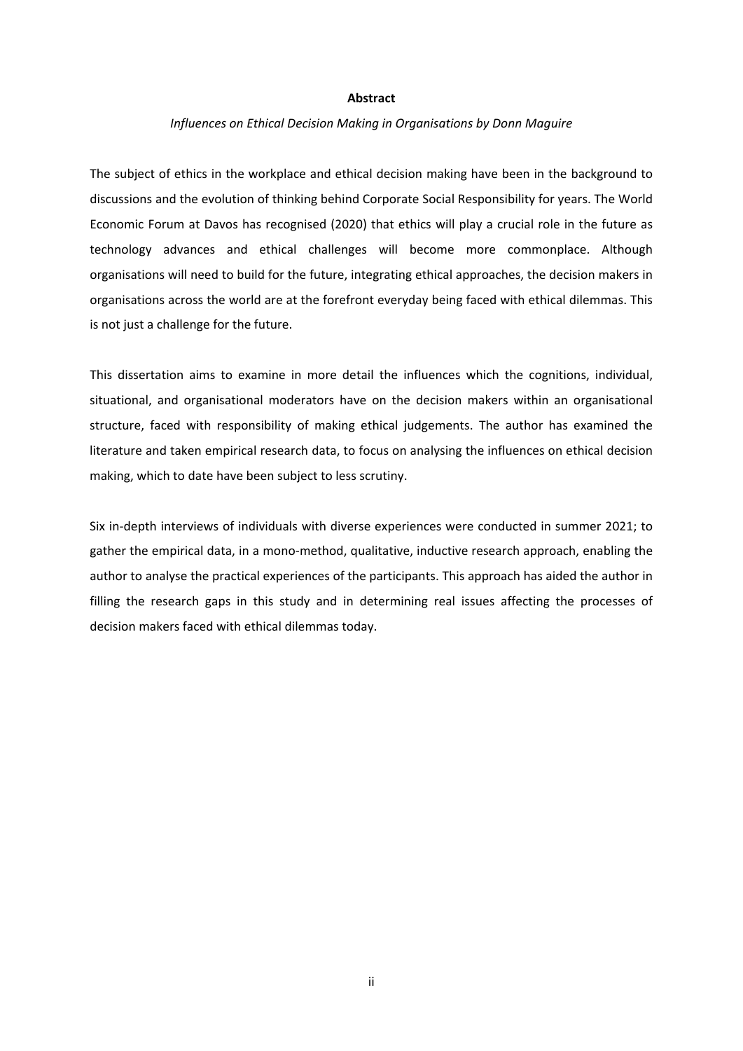**Abstract**

*Influences on Ethical Decision Making in Organisations by Donn Maguire*

The subject of ethics in the workplace and ethical decision making have been in the background to discussions and the evolution of thinking behind Corporate Social Responsibility for years. The World Economic Forum at Davos has recognised (2020) that ethics will play a crucial role in the future as technology advances and ethical challenges will become more commonplace. Although organisations will need to build for the future, integrating ethical approaches, the decision makers in organisations across the world are at the forefront everyday being faced with ethical dilemmas. This is not just a challenge for the future.

This dissertation aims to examine in more detail the influences which the cognitions, individual, situational, and organisational moderators have on the decision makers within an organisational structure, faced with responsibility of making ethical judgements. The author has examined the literature and taken empirical research data, to focus on analysing the influences on ethical decision making, which to date have been subject to less scrutiny.

Six in-depth interviews of individuals with diverse experiences were conducted in summer 2021; to gather the empirical data, in a mono-method, qualitative, inductive research approach, enabling the author to analyse the practical experiences of the participants. This approach has aided the author in filling the research gaps in this study and in determining real issues affecting the processes of decision makers faced with ethical dilemmas today.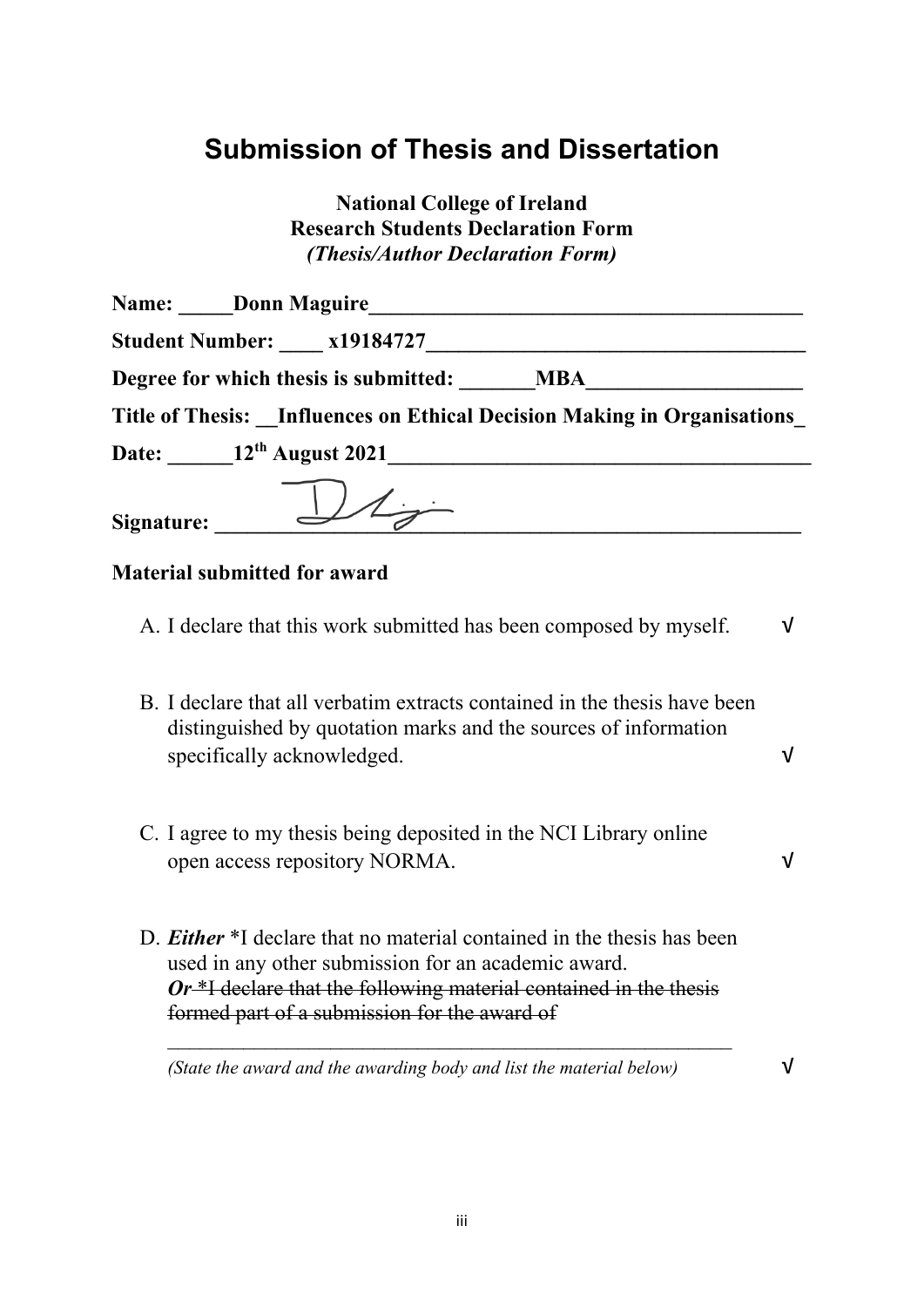# Submission of Thesis and Dissertation

**National College of Ireland**
**Research Students Declaration Form**
***(Thesis/Author Declaration Form)***

**Name: _____Donn Maguire_________________________________________**

**Student Number: ____ x19184727____________________________________**

**Degree for which thesis is submitted: _______MBA____________________**

**Title of Thesis: __Influences on Ethical Decision Making in Organisations_**

**Date: ______12th August 2021_________________________________________**

**Signature: _____________________________________________________**

**Material submitted for award**

A. I declare that this work submitted has been composed by myself. √

B. I declare that all verbatim extracts contained in the thesis have been distinguished by quotation marks and the sources of information specifically acknowledged. √

C. I agree to my thesis being deposited in the NCI Library online open access repository NORMA. √

D. ***Either*** *I declare that no material contained in the thesis has been used in any other submission for an academic award.
~~***Or*** *I declare that the following material contained in the thesis formed part of a submission for the award of~~
___________________________________________________________
*(State the award and the awarding body and list the material below)* √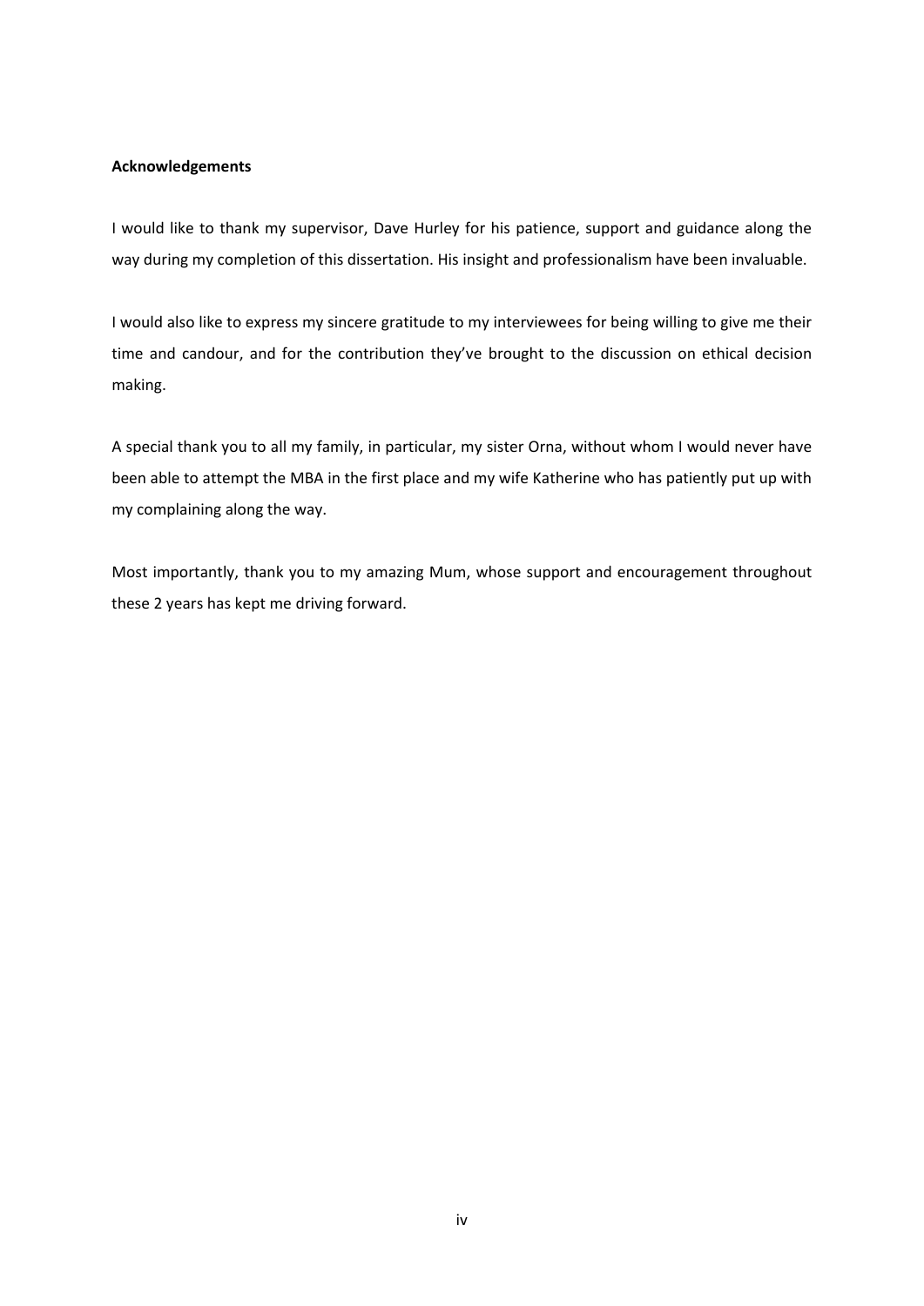**Acknowledgements**

I would like to thank my supervisor, Dave Hurley for his patience, support and guidance along the way during my completion of this dissertation. His insight and professionalism have been invaluable.

I would also like to express my sincere gratitude to my interviewees for being willing to give me their time and candour, and for the contribution they've brought to the discussion on ethical decision making.

A special thank you to all my family, in particular, my sister Orna, without whom I would never have been able to attempt the MBA in the first place and my wife Katherine who has patiently put up with my complaining along the way.

Most importantly, thank you to my amazing Mum, whose support and encouragement throughout these 2 years has kept me driving forward.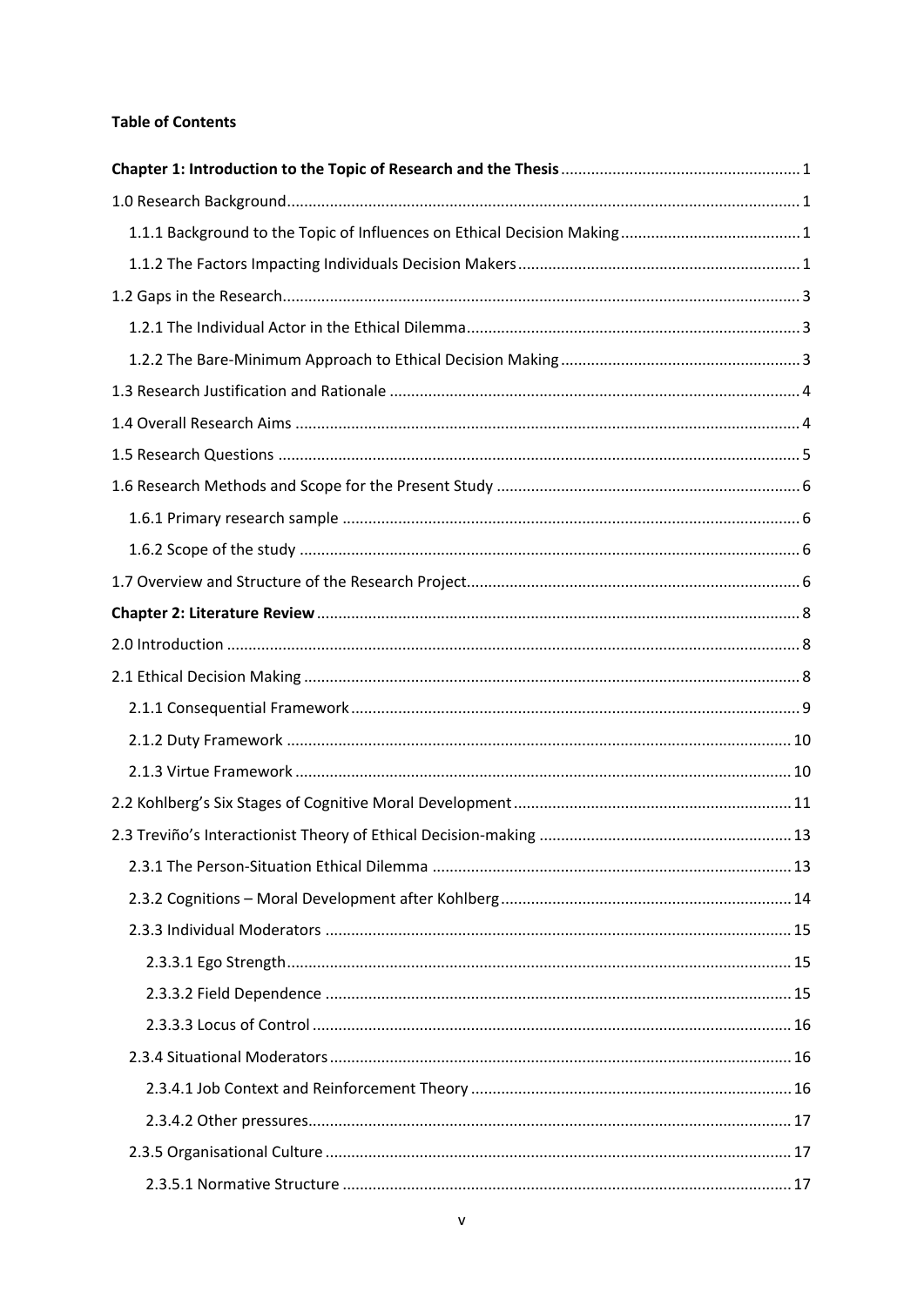**Table of Contents**

**Chapter 1: Introduction to the Topic of Research and the Thesis** ........ 1

1.0 Research Background ........ 1

1.1.1 Background to the Topic of Influences on Ethical Decision Making ........ 1

1.1.2 The Factors Impacting Individuals Decision Makers ........ 1

1.2 Gaps in the Research ........ 3

1.2.1 The Individual Actor in the Ethical Dilemma ........ 3

1.2.2 The Bare-Minimum Approach to Ethical Decision Making ........ 3

1.3 Research Justification and Rationale ........ 4

1.4 Overall Research Aims ........ 4

1.5 Research Questions ........ 5

1.6 Research Methods and Scope for the Present Study ........ 6

1.6.1 Primary research sample ........ 6

1.6.2 Scope of the study ........ 6

1.7 Overview and Structure of the Research Project ........ 6

**Chapter 2: Literature Review** ........ 8

2.0 Introduction ........ 8

2.1 Ethical Decision Making ........ 8

2.1.1 Consequential Framework ........ 9

2.1.2 Duty Framework ........ 10

2.1.3 Virtue Framework ........ 10

2.2 Kohlberg's Six Stages of Cognitive Moral Development ........ 11

2.3 Treviño's Interactionist Theory of Ethical Decision-making ........ 13

2.3.1 The Person-Situation Ethical Dilemma ........ 13

2.3.2 Cognitions – Moral Development after Kohlberg ........ 14

2.3.3 Individual Moderators ........ 15

2.3.3.1 Ego Strength ........ 15

2.3.3.2 Field Dependence ........ 15

2.3.3.3 Locus of Control ........ 16

2.3.4 Situational Moderators ........ 16

2.3.4.1 Job Context and Reinforcement Theory ........ 16

2.3.4.2 Other pressures ........ 17

2.3.5 Organisational Culture ........ 17

2.3.5.1 Normative Structure ........ 17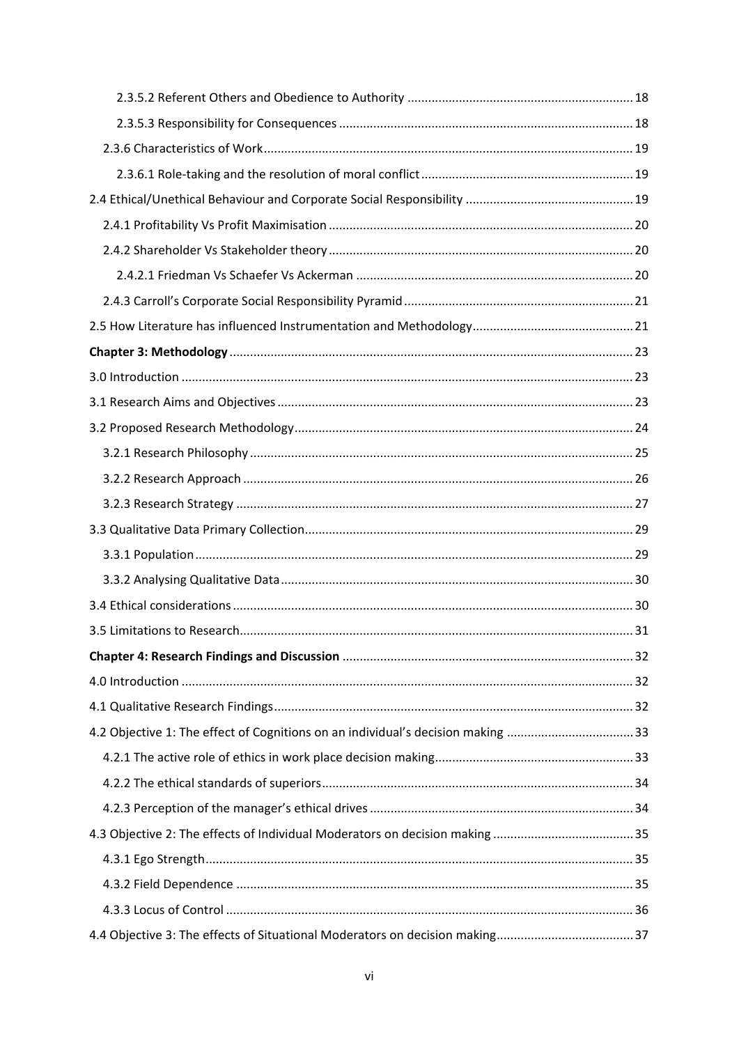2.3.5.2 Referent Others and Obedience to Authority ................................................................ 18

2.3.5.3 Responsibility for Consequences ..................................................................................... 18

2.3.6 Characteristics of Work.......................................................................................................... 19

2.3.6.1 Role-taking and the resolution of moral conflict ............................................................ 19

2.4 Ethical/Unethical Behaviour and Corporate Social Responsibility ................................................ 19

2.4.1 Profitability Vs Profit Maximisation ........................................................................................ 20

2.4.2 Shareholder Vs Stakeholder theory ........................................................................................ 20

2.4.2.1 Friedman Vs Schaefer Vs Ackerman ................................................................................ 20

2.4.3 Carroll's Corporate Social Responsibility Pyramid .................................................................. 21

2.5 How Literature has influenced Instrumentation and Methodology............................................... 21

**Chapter 3: Methodology** ..................................................................................................................... 23

3.0 Introduction ................................................................................................................................... 23

3.1 Research Aims and Objectives ....................................................................................................... 23

3.2 Proposed Research Methodology .................................................................................................. 24

3.2.1 Research Philosophy ............................................................................................................... 25

3.2.2 Research Approach ................................................................................................................. 26

3.2.3 Research Strategy ................................................................................................................... 27

3.3 Qualitative Data Primary Collection............................................................................................... 29

3.3.1 Population ............................................................................................................................... 29

3.3.2 Analysing Qualitative Data ...................................................................................................... 30

3.4 Ethical considerations .................................................................................................................... 30

3.5 Limitations to Research.................................................................................................................. 31

**Chapter 4: Research Findings and Discussion** ...................................................................................... 32

4.0 Introduction ................................................................................................................................... 32

4.1 Qualitative Research Findings ........................................................................................................ 32

4.2 Objective 1: The effect of Cognitions on an individual's decision making ..................................... 33

4.2.1 The active role of ethics in work place decision making.......................................................... 33

4.2.2 The ethical standards of superiors .......................................................................................... 34

4.2.3 Perception of the manager's ethical drives ............................................................................ 34

4.3 Objective 2: The effects of Individual Moderators on decision making ......................................... 35

4.3.1 Ego Strength ............................................................................................................................ 35

4.3.2 Field Dependence ................................................................................................................... 35

4.3.3 Locus of Control ...................................................................................................................... 36

4.4 Objective 3: The effects of Situational Moderators on decision making........................................ 37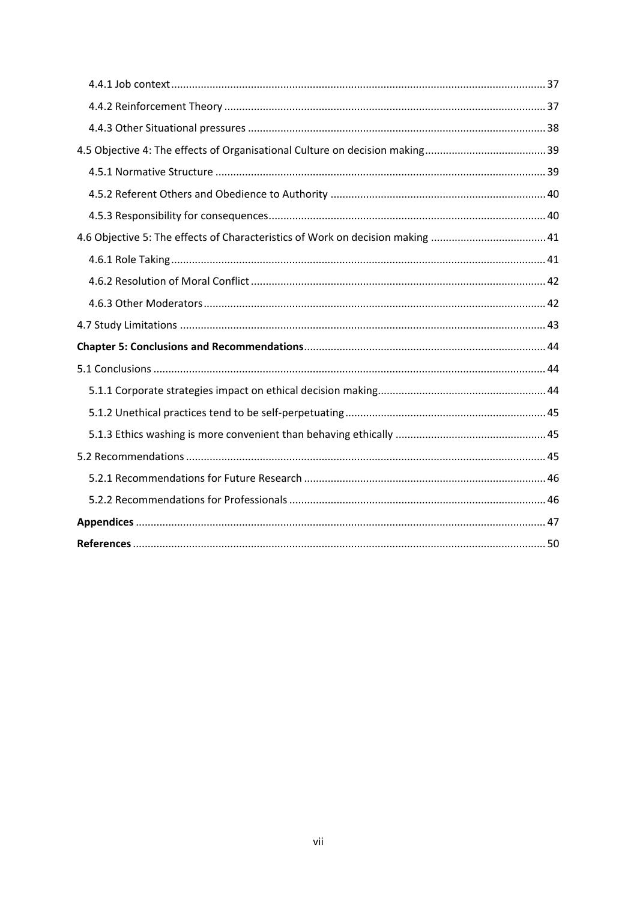4.4.1 Job context ... 37

4.4.2 Reinforcement Theory ... 37

4.4.3 Other Situational pressures ... 38

4.5 Objective 4: The effects of Organisational Culture on decision making ... 39

4.5.1 Normative Structure ... 39

4.5.2 Referent Others and Obedience to Authority ... 40

4.5.3 Responsibility for consequences ... 40

4.6 Objective 5: The effects of Characteristics of Work on decision making ... 41

4.6.1 Role Taking ... 41

4.6.2 Resolution of Moral Conflict ... 42

4.6.3 Other Moderators ... 42

4.7 Study Limitations ... 43

**Chapter 5: Conclusions and Recommendations** ... 44

5.1 Conclusions ... 44

5.1.1 Corporate strategies impact on ethical decision making ... 44

5.1.2 Unethical practices tend to be self-perpetuating ... 45

5.1.3 Ethics washing is more convenient than behaving ethically ... 45

5.2 Recommendations ... 45

5.2.1 Recommendations for Future Research ... 46

5.2.2 Recommendations for Professionals ... 46

**Appendices** ... 47

**References** ... 50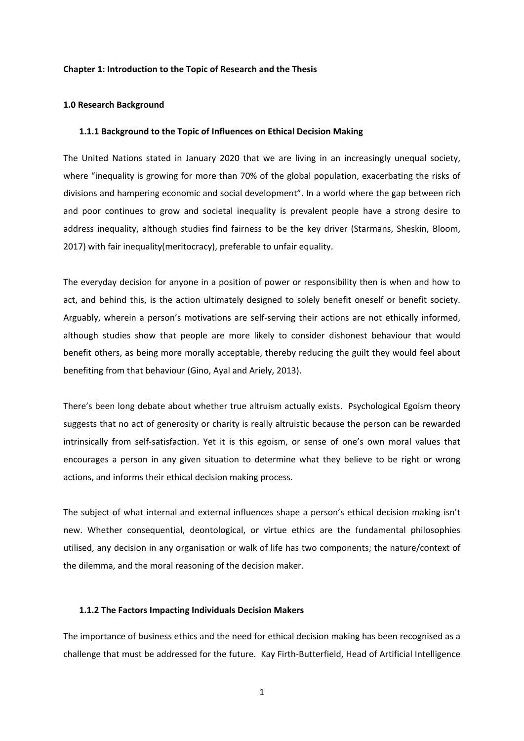**Chapter 1: Introduction to the Topic of Research and the Thesis**

**1.0 Research Background**

**1.1.1 Background to the Topic of Influences on Ethical Decision Making**

The United Nations stated in January 2020 that we are living in an increasingly unequal society, where "inequality is growing for more than 70% of the global population, exacerbating the risks of divisions and hampering economic and social development". In a world where the gap between rich and poor continues to grow and societal inequality is prevalent people have a strong desire to address inequality, although studies find fairness to be the key driver (Starmans, Sheskin, Bloom, 2017) with fair inequality(meritocracy), preferable to unfair equality.

The everyday decision for anyone in a position of power or responsibility then is when and how to act, and behind this, is the action ultimately designed to solely benefit oneself or benefit society. Arguably, wherein a person's motivations are self-serving their actions are not ethically informed, although studies show that people are more likely to consider dishonest behaviour that would benefit others, as being more morally acceptable, thereby reducing the guilt they would feel about benefiting from that behaviour (Gino, Ayal and Ariely, 2013).

There's been long debate about whether true altruism actually exists. Psychological Egoism theory suggests that no act of generosity or charity is really altruistic because the person can be rewarded intrinsically from self-satisfaction. Yet it is this egoism, or sense of one's own moral values that encourages a person in any given situation to determine what they believe to be right or wrong actions, and informs their ethical decision making process.

The subject of what internal and external influences shape a person's ethical decision making isn't new. Whether consequential, deontological, or virtue ethics are the fundamental philosophies utilised, any decision in any organisation or walk of life has two components; the nature/context of the dilemma, and the moral reasoning of the decision maker.

**1.1.2 The Factors Impacting Individuals Decision Makers**

The importance of business ethics and the need for ethical decision making has been recognised as a challenge that must be addressed for the future. Kay Firth-Butterfield, Head of Artificial Intelligence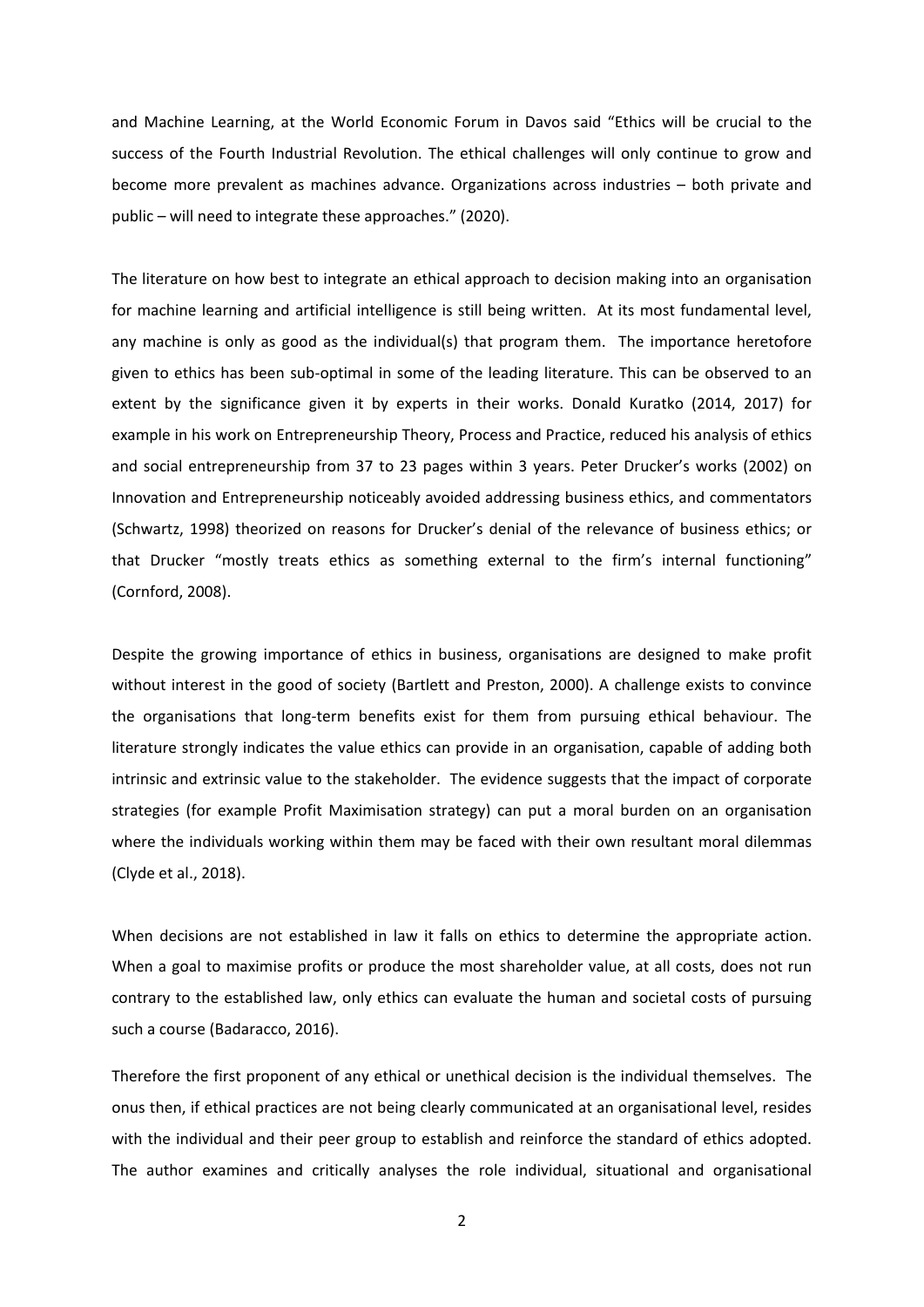and Machine Learning, at the World Economic Forum in Davos said "Ethics will be crucial to the success of the Fourth Industrial Revolution. The ethical challenges will only continue to grow and become more prevalent as machines advance. Organizations across industries – both private and public – will need to integrate these approaches." (2020).

The literature on how best to integrate an ethical approach to decision making into an organisation for machine learning and artificial intelligence is still being written. At its most fundamental level, any machine is only as good as the individual(s) that program them. The importance heretofore given to ethics has been sub-optimal in some of the leading literature. This can be observed to an extent by the significance given it by experts in their works. Donald Kuratko (2014, 2017) for example in his work on Entrepreneurship Theory, Process and Practice, reduced his analysis of ethics and social entrepreneurship from 37 to 23 pages within 3 years. Peter Drucker's works (2002) on Innovation and Entrepreneurship noticeably avoided addressing business ethics, and commentators (Schwartz, 1998) theorized on reasons for Drucker's denial of the relevance of business ethics; or that Drucker "mostly treats ethics as something external to the firm's internal functioning" (Cornford, 2008).

Despite the growing importance of ethics in business, organisations are designed to make profit without interest in the good of society (Bartlett and Preston, 2000). A challenge exists to convince the organisations that long-term benefits exist for them from pursuing ethical behaviour. The literature strongly indicates the value ethics can provide in an organisation, capable of adding both intrinsic and extrinsic value to the stakeholder. The evidence suggests that the impact of corporate strategies (for example Profit Maximisation strategy) can put a moral burden on an organisation where the individuals working within them may be faced with their own resultant moral dilemmas (Clyde et al., 2018).

When decisions are not established in law it falls on ethics to determine the appropriate action. When a goal to maximise profits or produce the most shareholder value, at all costs, does not run contrary to the established law, only ethics can evaluate the human and societal costs of pursuing such a course (Badaracco, 2016).

Therefore the first proponent of any ethical or unethical decision is the individual themselves. The onus then, if ethical practices are not being clearly communicated at an organisational level, resides with the individual and their peer group to establish and reinforce the standard of ethics adopted. The author examines and critically analyses the role individual, situational and organisational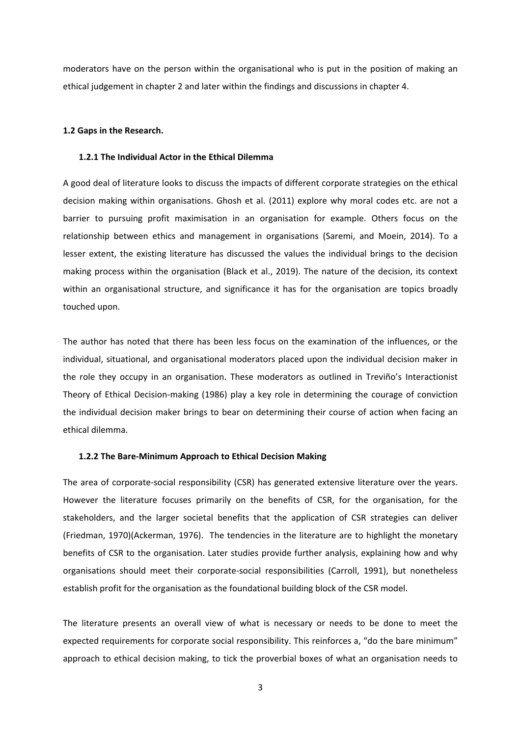moderators have on the person within the organisational who is put in the position of making an ethical judgement in chapter 2 and later within the findings and discussions in chapter 4.

## 1.2 Gaps in the Research.

### 1.2.1 The Individual Actor in the Ethical Dilemma

A good deal of literature looks to discuss the impacts of different corporate strategies on the ethical decision making within organisations. Ghosh et al. (2011) explore why moral codes etc. are not a barrier to pursuing profit maximisation in an organisation for example. Others focus on the relationship between ethics and management in organisations (Saremi, and Moein, 2014). To a lesser extent, the existing literature has discussed the values the individual brings to the decision making process within the organisation (Black et al., 2019). The nature of the decision, its context within an organisational structure, and significance it has for the organisation are topics broadly touched upon.

The author has noted that there has been less focus on the examination of the influences, or the individual, situational, and organisational moderators placed upon the individual decision maker in the role they occupy in an organisation. These moderators as outlined in Treviño's Interactionist Theory of Ethical Decision-making (1986) play a key role in determining the courage of conviction the individual decision maker brings to bear on determining their course of action when facing an ethical dilemma.

### 1.2.2 The Bare-Minimum Approach to Ethical Decision Making

The area of corporate-social responsibility (CSR) has generated extensive literature over the years. However the literature focuses primarily on the benefits of CSR, for the organisation, for the stakeholders, and the larger societal benefits that the application of CSR strategies can deliver (Friedman, 1970)(Ackerman, 1976). The tendencies in the literature are to highlight the monetary benefits of CSR to the organisation. Later studies provide further analysis, explaining how and why organisations should meet their corporate-social responsibilities (Carroll, 1991), but nonetheless establish profit for the organisation as the foundational building block of the CSR model.

The literature presents an overall view of what is necessary or needs to be done to meet the expected requirements for corporate social responsibility. This reinforces a, "do the bare minimum" approach to ethical decision making, to tick the proverbial boxes of what an organisation needs to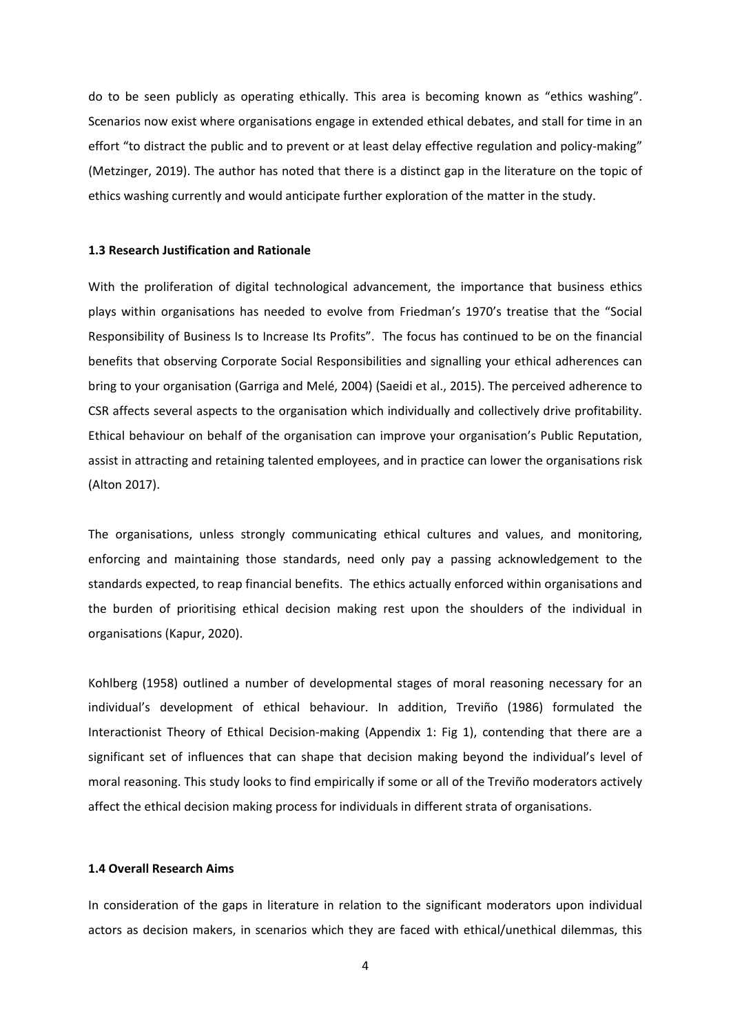do to be seen publicly as operating ethically. This area is becoming known as "ethics washing". Scenarios now exist where organisations engage in extended ethical debates, and stall for time in an effort "to distract the public and to prevent or at least delay effective regulation and policy-making" (Metzinger, 2019). The author has noted that there is a distinct gap in the literature on the topic of ethics washing currently and would anticipate further exploration of the matter in the study.

**1.3 Research Justification and Rationale**

With the proliferation of digital technological advancement, the importance that business ethics plays within organisations has needed to evolve from Friedman's 1970's treatise that the "Social Responsibility of Business Is to Increase Its Profits". The focus has continued to be on the financial benefits that observing Corporate Social Responsibilities and signalling your ethical adherences can bring to your organisation (Garriga and Melé, 2004) (Saeidi et al., 2015). The perceived adherence to CSR affects several aspects to the organisation which individually and collectively drive profitability. Ethical behaviour on behalf of the organisation can improve your organisation's Public Reputation, assist in attracting and retaining talented employees, and in practice can lower the organisations risk (Alton 2017).

The organisations, unless strongly communicating ethical cultures and values, and monitoring, enforcing and maintaining those standards, need only pay a passing acknowledgement to the standards expected, to reap financial benefits. The ethics actually enforced within organisations and the burden of prioritising ethical decision making rest upon the shoulders of the individual in organisations (Kapur, 2020).

Kohlberg (1958) outlined a number of developmental stages of moral reasoning necessary for an individual's development of ethical behaviour. In addition, Treviño (1986) formulated the Interactionist Theory of Ethical Decision-making (Appendix 1: Fig 1), contending that there are a significant set of influences that can shape that decision making beyond the individual's level of moral reasoning. This study looks to find empirically if some or all of the Treviño moderators actively affect the ethical decision making process for individuals in different strata of organisations.

**1.4 Overall Research Aims**

In consideration of the gaps in literature in relation to the significant moderators upon individual actors as decision makers, in scenarios which they are faced with ethical/unethical dilemmas, this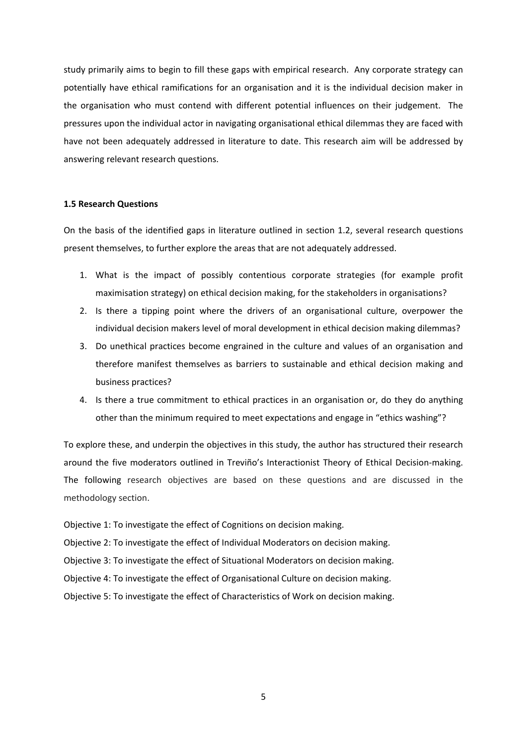study primarily aims to begin to fill these gaps with empirical research. Any corporate strategy can potentially have ethical ramifications for an organisation and it is the individual decision maker in the organisation who must contend with different potential influences on their judgement. The pressures upon the individual actor in navigating organisational ethical dilemmas they are faced with have not been adequately addressed in literature to date. This research aim will be addressed by answering relevant research questions.

### 1.5 Research Questions

On the basis of the identified gaps in literature outlined in section 1.2, several research questions present themselves, to further explore the areas that are not adequately addressed.

1. What is the impact of possibly contentious corporate strategies (for example profit maximisation strategy) on ethical decision making, for the stakeholders in organisations?
2. Is there a tipping point where the drivers of an organisational culture, overpower the individual decision makers level of moral development in ethical decision making dilemmas?
3. Do unethical practices become engrained in the culture and values of an organisation and therefore manifest themselves as barriers to sustainable and ethical decision making and business practices?
4. Is there a true commitment to ethical practices in an organisation or, do they do anything other than the minimum required to meet expectations and engage in "ethics washing"?

To explore these, and underpin the objectives in this study, the author has structured their research around the five moderators outlined in Treviño's Interactionist Theory of Ethical Decision-making. The following research objectives are based on these questions and are discussed in the methodology section.

Objective 1: To investigate the effect of Cognitions on decision making.

Objective 2: To investigate the effect of Individual Moderators on decision making.

Objective 3: To investigate the effect of Situational Moderators on decision making.

Objective 4: To investigate the effect of Organisational Culture on decision making.

Objective 5: To investigate the effect of Characteristics of Work on decision making.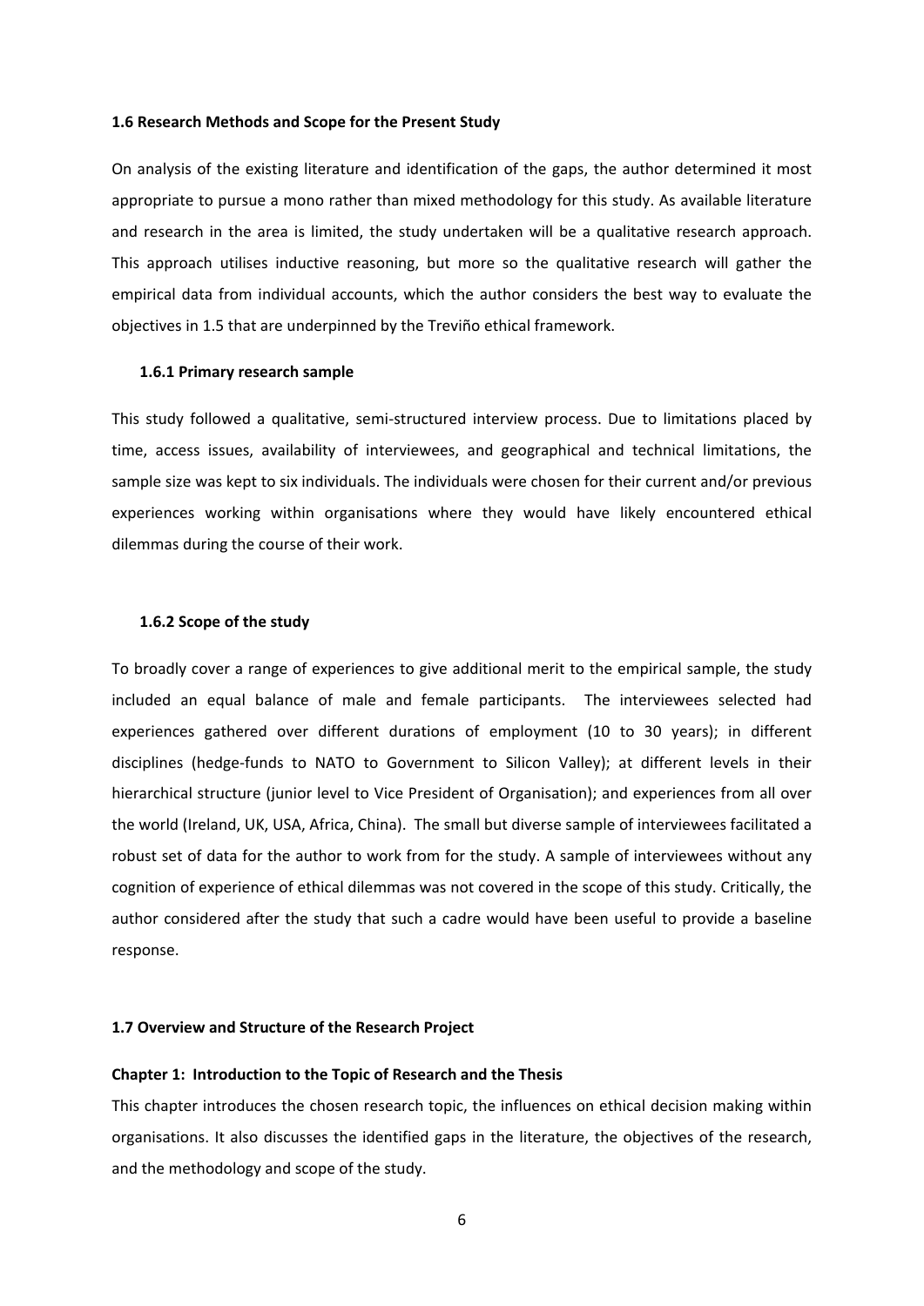### 1.6 Research Methods and Scope for the Present Study

On analysis of the existing literature and identification of the gaps, the author determined it most appropriate to pursue a mono rather than mixed methodology for this study. As available literature and research in the area is limited, the study undertaken will be a qualitative research approach. This approach utilises inductive reasoning, but more so the qualitative research will gather the empirical data from individual accounts, which the author considers the best way to evaluate the objectives in 1.5 that are underpinned by the Treviño ethical framework.

#### 1.6.1 Primary research sample

This study followed a qualitative, semi-structured interview process. Due to limitations placed by time, access issues, availability of interviewees, and geographical and technical limitations, the sample size was kept to six individuals. The individuals were chosen for their current and/or previous experiences working within organisations where they would have likely encountered ethical dilemmas during the course of their work.

#### 1.6.2 Scope of the study

To broadly cover a range of experiences to give additional merit to the empirical sample, the study included an equal balance of male and female participants. The interviewees selected had experiences gathered over different durations of employment (10 to 30 years); in different disciplines (hedge-funds to NATO to Government to Silicon Valley); at different levels in their hierarchical structure (junior level to Vice President of Organisation); and experiences from all over the world (Ireland, UK, USA, Africa, China). The small but diverse sample of interviewees facilitated a robust set of data for the author to work from for the study. A sample of interviewees without any cognition of experience of ethical dilemmas was not covered in the scope of this study. Critically, the author considered after the study that such a cadre would have been useful to provide a baseline response.

### 1.7 Overview and Structure of the Research Project

**Chapter 1: Introduction to the Topic of Research and the Thesis**

This chapter introduces the chosen research topic, the influences on ethical decision making within organisations. It also discusses the identified gaps in the literature, the objectives of the research, and the methodology and scope of the study.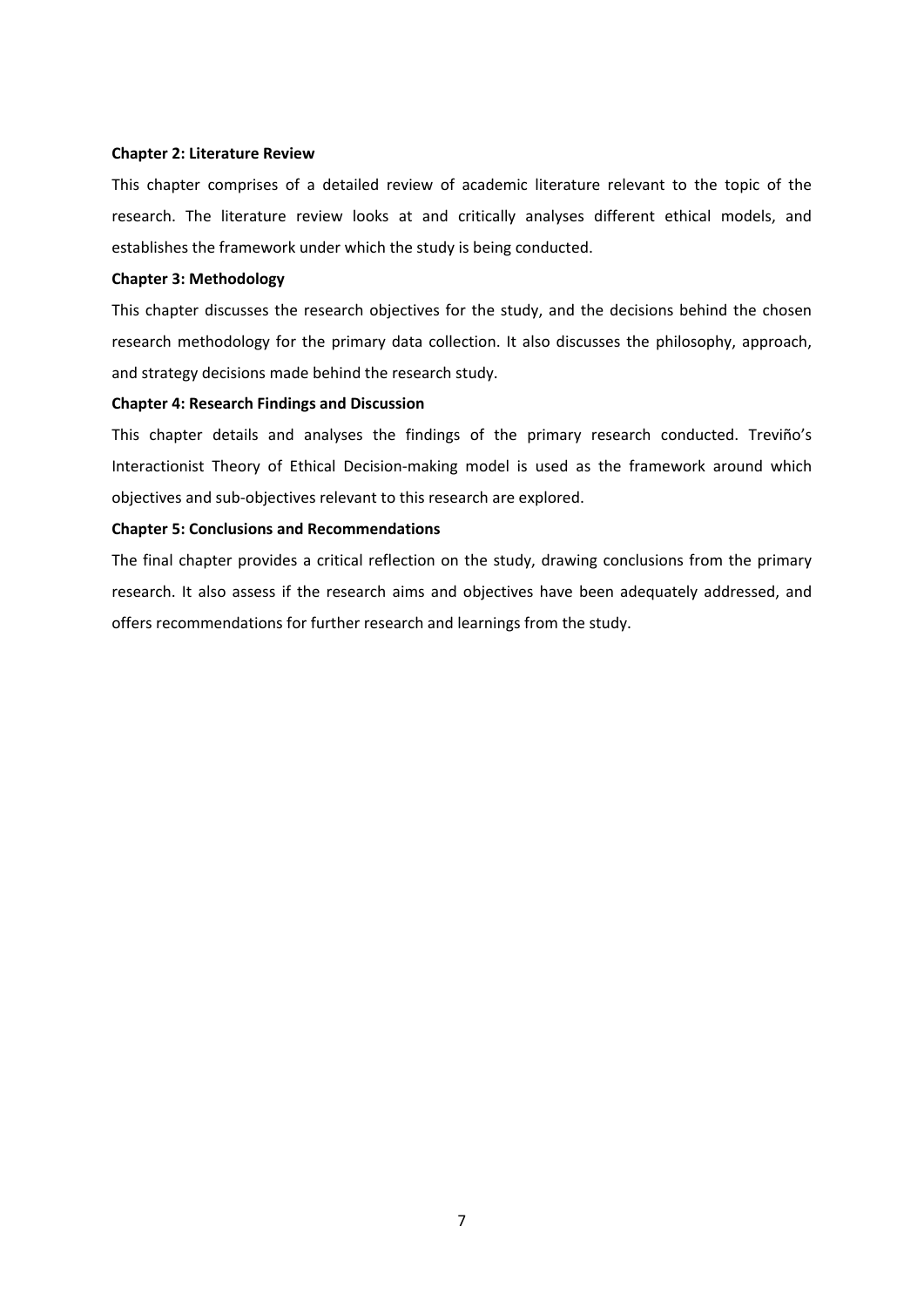**Chapter 2: Literature Review**

This chapter comprises of a detailed review of academic literature relevant to the topic of the research. The literature review looks at and critically analyses different ethical models, and establishes the framework under which the study is being conducted.

**Chapter 3: Methodology**

This chapter discusses the research objectives for the study, and the decisions behind the chosen research methodology for the primary data collection. It also discusses the philosophy, approach, and strategy decisions made behind the research study.

**Chapter 4: Research Findings and Discussion**

This chapter details and analyses the findings of the primary research conducted. Treviño's Interactionist Theory of Ethical Decision-making model is used as the framework around which objectives and sub-objectives relevant to this research are explored.

**Chapter 5: Conclusions and Recommendations**

The final chapter provides a critical reflection on the study, drawing conclusions from the primary research. It also assess if the research aims and objectives have been adequately addressed, and offers recommendations for further research and learnings from the study.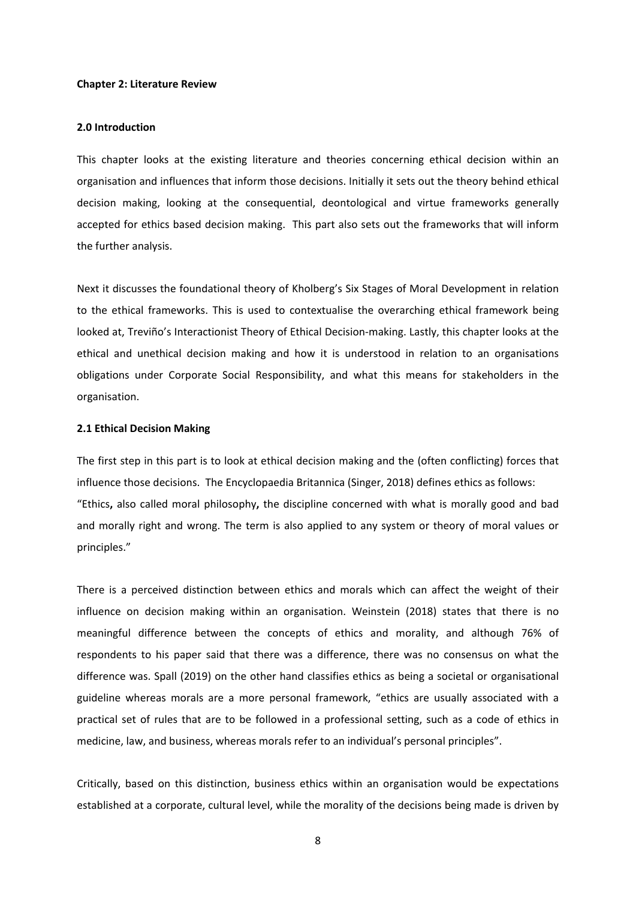# Chapter 2: Literature Review

## 2.0 Introduction

This chapter looks at the existing literature and theories concerning ethical decision within an organisation and influences that inform those decisions. Initially it sets out the theory behind ethical decision making, looking at the consequential, deontological and virtue frameworks generally accepted for ethics based decision making. This part also sets out the frameworks that will inform the further analysis.

Next it discusses the foundational theory of Kholberg's Six Stages of Moral Development in relation to the ethical frameworks. This is used to contextualise the overarching ethical framework being looked at, Treviño's Interactionist Theory of Ethical Decision-making. Lastly, this chapter looks at the ethical and unethical decision making and how it is understood in relation to an organisations obligations under Corporate Social Responsibility, and what this means for stakeholders in the organisation.

## 2.1 Ethical Decision Making

The first step in this part is to look at ethical decision making and the (often conflicting) forces that influence those decisions. The Encyclopaedia Britannica (Singer, 2018) defines ethics as follows:
"Ethics**,** also called moral philosophy**,** the discipline concerned with what is morally good and bad and morally right and wrong. The term is also applied to any system or theory of moral values or principles."

There is a perceived distinction between ethics and morals which can affect the weight of their influence on decision making within an organisation. Weinstein (2018) states that there is no meaningful difference between the concepts of ethics and morality, and although 76% of respondents to his paper said that there was a difference, there was no consensus on what the difference was. Spall (2019) on the other hand classifies ethics as being a societal or organisational guideline whereas morals are a more personal framework, "ethics are usually associated with a practical set of rules that are to be followed in a professional setting, such as a code of ethics in medicine, law, and business, whereas morals refer to an individual's personal principles".

Critically, based on this distinction, business ethics within an organisation would be expectations established at a corporate, cultural level, while the morality of the decisions being made is driven by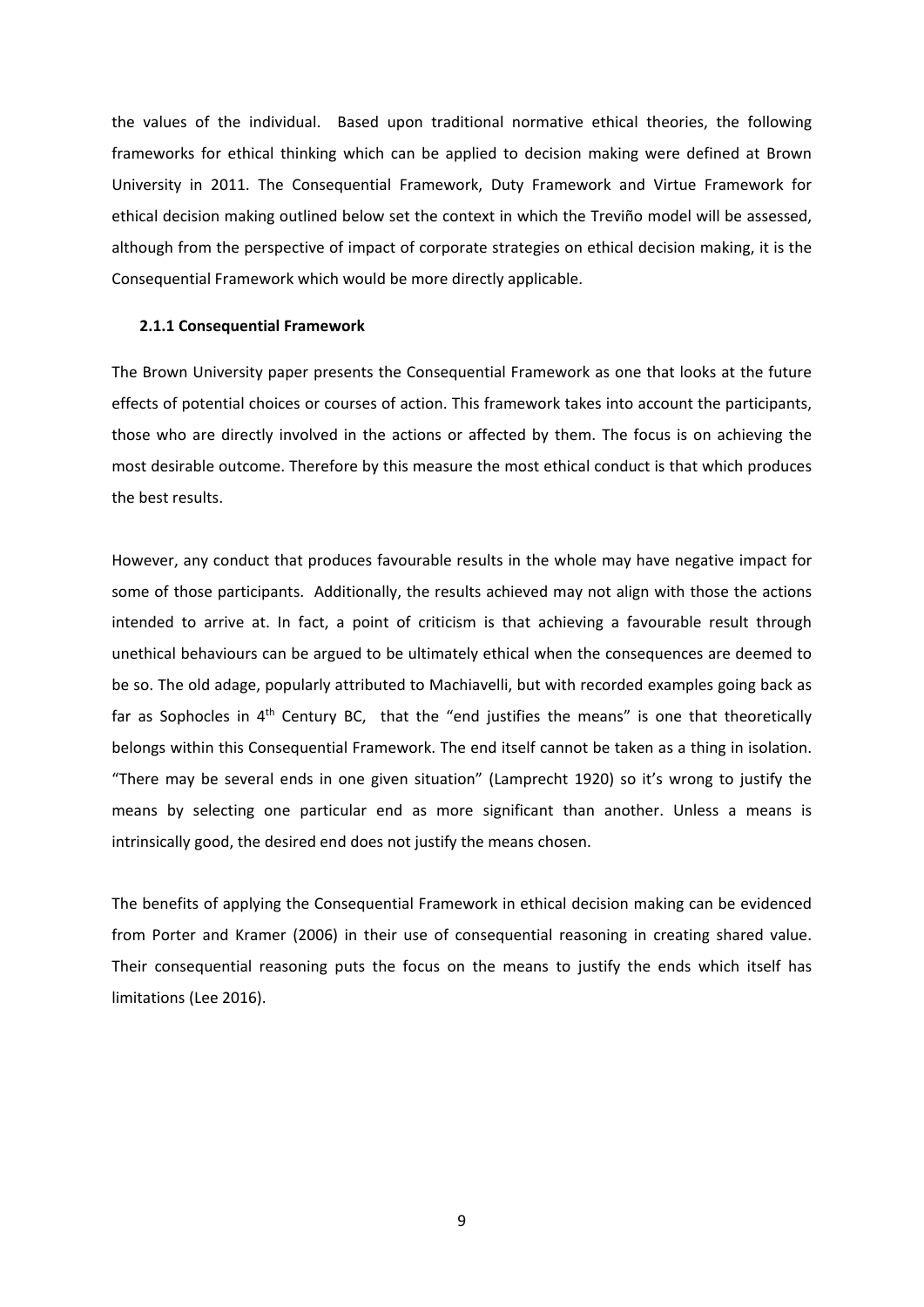the values of the individual. Based upon traditional normative ethical theories, the following frameworks for ethical thinking which can be applied to decision making were defined at Brown University in 2011. The Consequential Framework, Duty Framework and Virtue Framework for ethical decision making outlined below set the context in which the Treviño model will be assessed, although from the perspective of impact of corporate strategies on ethical decision making, it is the Consequential Framework which would be more directly applicable.

### 2.1.1 Consequential Framework

The Brown University paper presents the Consequential Framework as one that looks at the future effects of potential choices or courses of action. This framework takes into account the participants, those who are directly involved in the actions or affected by them. The focus is on achieving the most desirable outcome. Therefore by this measure the most ethical conduct is that which produces the best results.

However, any conduct that produces favourable results in the whole may have negative impact for some of those participants. Additionally, the results achieved may not align with those the actions intended to arrive at. In fact, a point of criticism is that achieving a favourable result through unethical behaviours can be argued to be ultimately ethical when the consequences are deemed to be so. The old adage, popularly attributed to Machiavelli, but with recorded examples going back as far as Sophocles in 4th Century BC, that the "end justifies the means" is one that theoretically belongs within this Consequential Framework. The end itself cannot be taken as a thing in isolation. "There may be several ends in one given situation" (Lamprecht 1920) so it's wrong to justify the means by selecting one particular end as more significant than another. Unless a means is intrinsically good, the desired end does not justify the means chosen.

The benefits of applying the Consequential Framework in ethical decision making can be evidenced from Porter and Kramer (2006) in their use of consequential reasoning in creating shared value. Their consequential reasoning puts the focus on the means to justify the ends which itself has limitations (Lee 2016).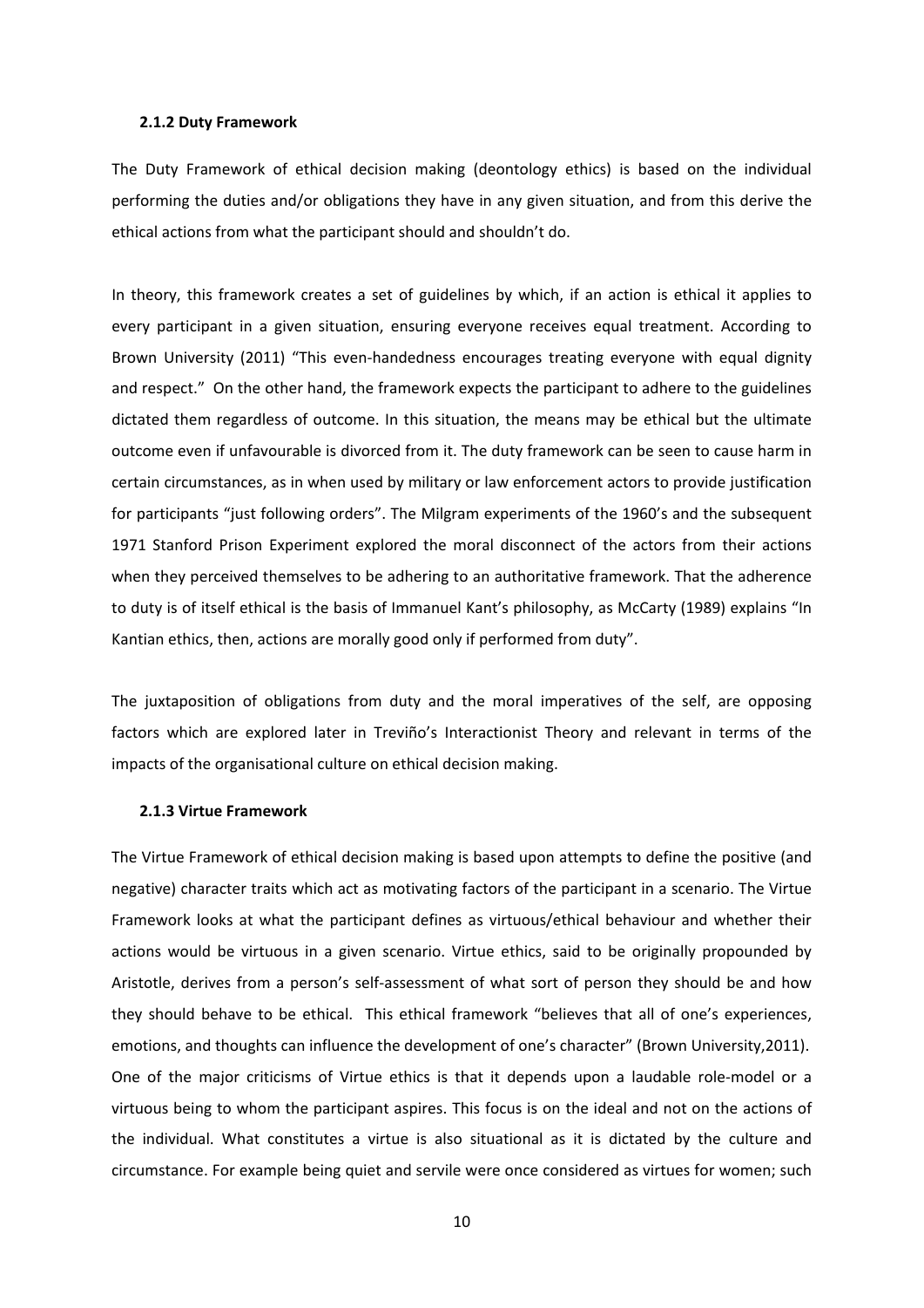### 2.1.2 Duty Framework

The Duty Framework of ethical decision making (deontology ethics) is based on the individual performing the duties and/or obligations they have in any given situation, and from this derive the ethical actions from what the participant should and shouldn't do.

In theory, this framework creates a set of guidelines by which, if an action is ethical it applies to every participant in a given situation, ensuring everyone receives equal treatment. According to Brown University (2011) "This even-handedness encourages treating everyone with equal dignity and respect." On the other hand, the framework expects the participant to adhere to the guidelines dictated them regardless of outcome. In this situation, the means may be ethical but the ultimate outcome even if unfavourable is divorced from it. The duty framework can be seen to cause harm in certain circumstances, as in when used by military or law enforcement actors to provide justification for participants "just following orders". The Milgram experiments of the 1960's and the subsequent 1971 Stanford Prison Experiment explored the moral disconnect of the actors from their actions when they perceived themselves to be adhering to an authoritative framework. That the adherence to duty is of itself ethical is the basis of Immanuel Kant's philosophy, as McCarty (1989) explains "In Kantian ethics, then, actions are morally good only if performed from duty".

The juxtaposition of obligations from duty and the moral imperatives of the self, are opposing factors which are explored later in Treviño's Interactionist Theory and relevant in terms of the impacts of the organisational culture on ethical decision making.

### 2.1.3 Virtue Framework

The Virtue Framework of ethical decision making is based upon attempts to define the positive (and negative) character traits which act as motivating factors of the participant in a scenario. The Virtue Framework looks at what the participant defines as virtuous/ethical behaviour and whether their actions would be virtuous in a given scenario. Virtue ethics, said to be originally propounded by Aristotle, derives from a person's self-assessment of what sort of person they should be and how they should behave to be ethical. This ethical framework "believes that all of one's experiences, emotions, and thoughts can influence the development of one's character" (Brown University,2011). One of the major criticisms of Virtue ethics is that it depends upon a laudable role-model or a virtuous being to whom the participant aspires. This focus is on the ideal and not on the actions of the individual. What constitutes a virtue is also situational as it is dictated by the culture and circumstance. For example being quiet and servile were once considered as virtues for women; such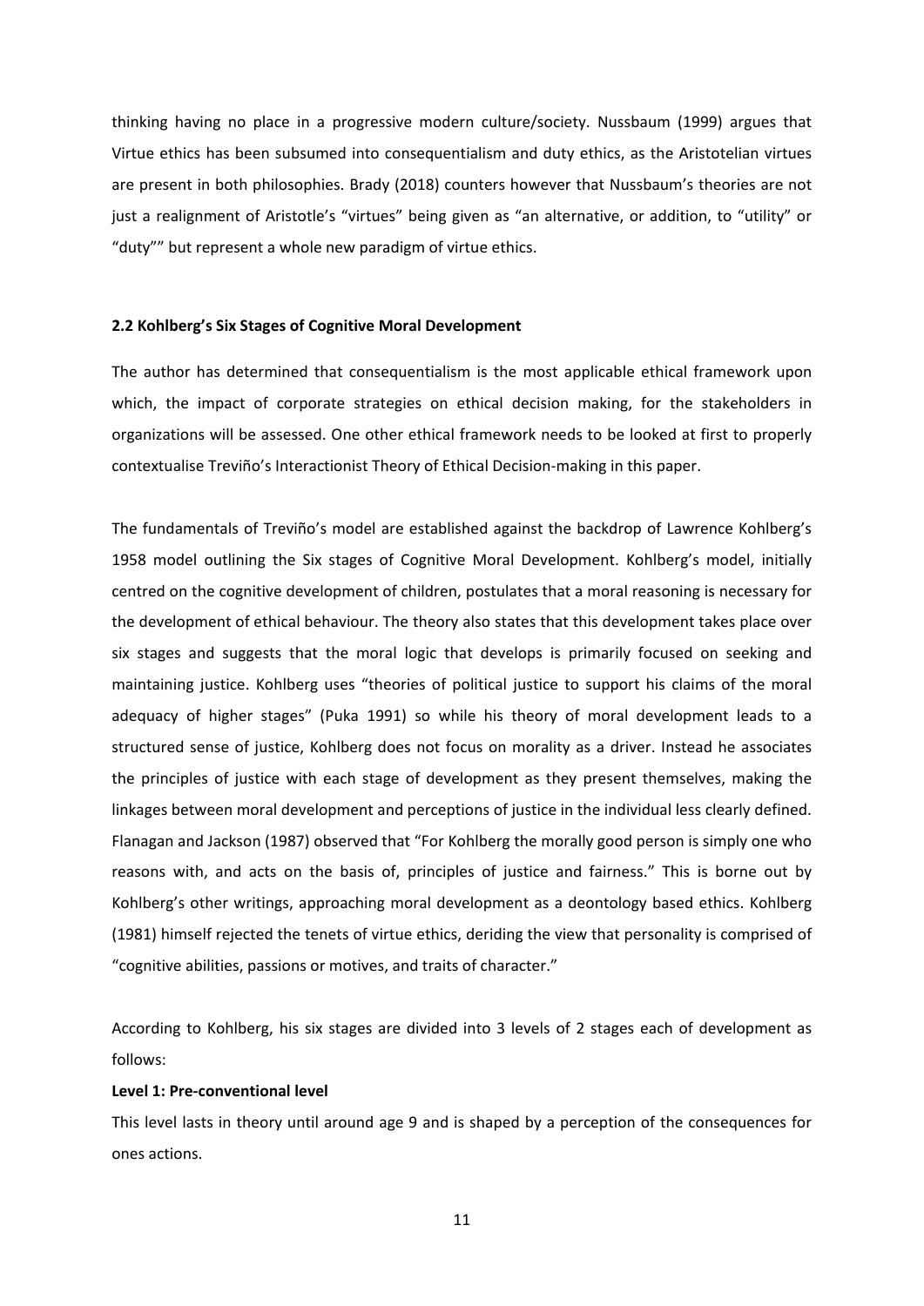thinking having no place in a progressive modern culture/society. Nussbaum (1999) argues that Virtue ethics has been subsumed into consequentialism and duty ethics, as the Aristotelian virtues are present in both philosophies. Brady (2018) counters however that Nussbaum's theories are not just a realignment of Aristotle's "virtues" being given as "an alternative, or addition, to "utility" or "duty"" but represent a whole new paradigm of virtue ethics.

### 2.2 Kohlberg's Six Stages of Cognitive Moral Development

The author has determined that consequentialism is the most applicable ethical framework upon which, the impact of corporate strategies on ethical decision making, for the stakeholders in organizations will be assessed. One other ethical framework needs to be looked at first to properly contextualise Treviño's Interactionist Theory of Ethical Decision-making in this paper.

The fundamentals of Treviño's model are established against the backdrop of Lawrence Kohlberg's 1958 model outlining the Six stages of Cognitive Moral Development. Kohlberg's model, initially centred on the cognitive development of children, postulates that a moral reasoning is necessary for the development of ethical behaviour. The theory also states that this development takes place over six stages and suggests that the moral logic that develops is primarily focused on seeking and maintaining justice. Kohlberg uses "theories of political justice to support his claims of the moral adequacy of higher stages" (Puka 1991) so while his theory of moral development leads to a structured sense of justice, Kohlberg does not focus on morality as a driver. Instead he associates the principles of justice with each stage of development as they present themselves, making the linkages between moral development and perceptions of justice in the individual less clearly defined. Flanagan and Jackson (1987) observed that "For Kohlberg the morally good person is simply one who reasons with, and acts on the basis of, principles of justice and fairness." This is borne out by Kohlberg's other writings, approaching moral development as a deontology based ethics. Kohlberg (1981) himself rejected the tenets of virtue ethics, deriding the view that personality is comprised of "cognitive abilities, passions or motives, and traits of character."

According to Kohlberg, his six stages are divided into 3 levels of 2 stages each of development as follows:

**Level 1: Pre-conventional level**

This level lasts in theory until around age 9 and is shaped by a perception of the consequences for ones actions.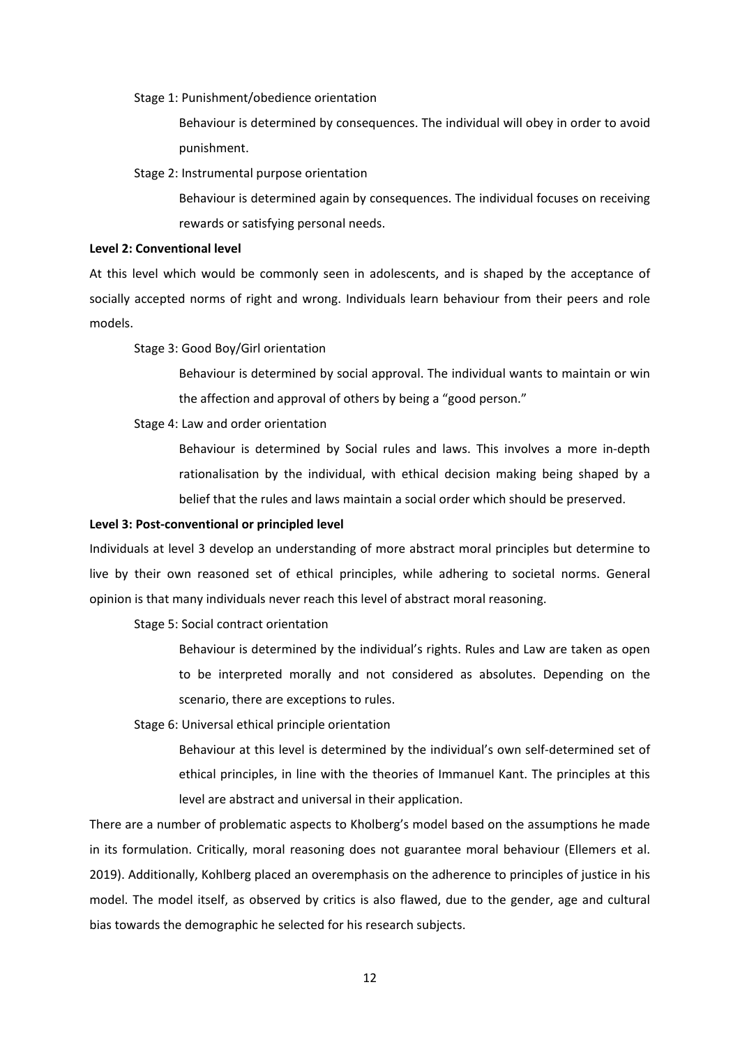Stage 1: Punishment/obedience orientation

Behaviour is determined by consequences. The individual will obey in order to avoid punishment.

Stage 2: Instrumental purpose orientation

Behaviour is determined again by consequences. The individual focuses on receiving rewards or satisfying personal needs.

**Level 2: Conventional level**

At this level which would be commonly seen in adolescents, and is shaped by the acceptance of socially accepted norms of right and wrong. Individuals learn behaviour from their peers and role models.

Stage 3: Good Boy/Girl orientation

Behaviour is determined by social approval. The individual wants to maintain or win the affection and approval of others by being a "good person."

Stage 4: Law and order orientation

Behaviour is determined by Social rules and laws. This involves a more in-depth rationalisation by the individual, with ethical decision making being shaped by a belief that the rules and laws maintain a social order which should be preserved.

**Level 3: Post-conventional or principled level**

Individuals at level 3 develop an understanding of more abstract moral principles but determine to live by their own reasoned set of ethical principles, while adhering to societal norms. General opinion is that many individuals never reach this level of abstract moral reasoning.

Stage 5: Social contract orientation

Behaviour is determined by the individual's rights. Rules and Law are taken as open to be interpreted morally and not considered as absolutes. Depending on the scenario, there are exceptions to rules.

Stage 6: Universal ethical principle orientation

Behaviour at this level is determined by the individual's own self-determined set of ethical principles, in line with the theories of Immanuel Kant. The principles at this level are abstract and universal in their application.

There are a number of problematic aspects to Kholberg's model based on the assumptions he made in its formulation. Critically, moral reasoning does not guarantee moral behaviour (Ellemers et al. 2019). Additionally, Kohlberg placed an overemphasis on the adherence to principles of justice in his model. The model itself, as observed by critics is also flawed, due to the gender, age and cultural bias towards the demographic he selected for his research subjects.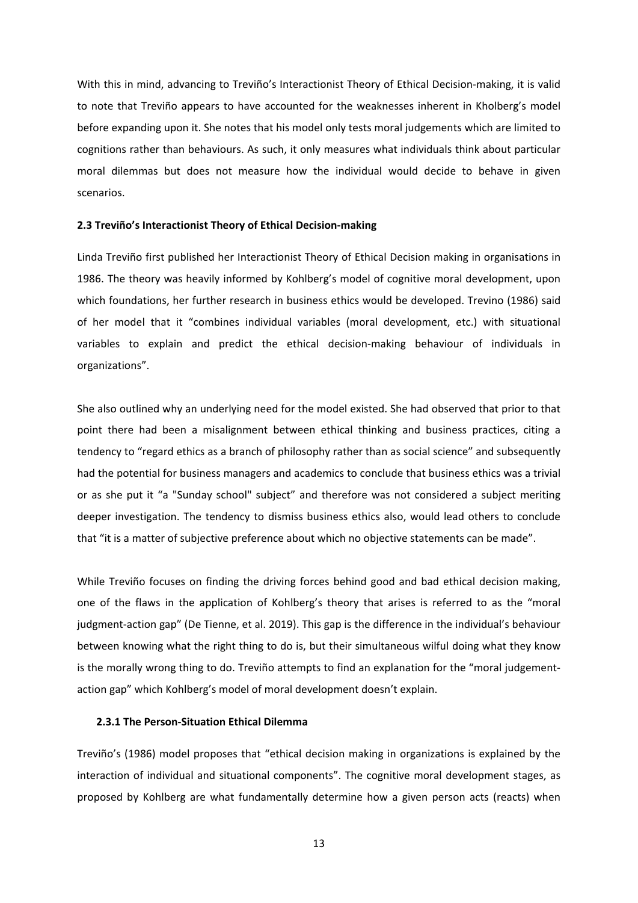With this in mind, advancing to Treviño's Interactionist Theory of Ethical Decision-making, it is valid to note that Treviño appears to have accounted for the weaknesses inherent in Kholberg's model before expanding upon it. She notes that his model only tests moral judgements which are limited to cognitions rather than behaviours. As such, it only measures what individuals think about particular moral dilemmas but does not measure how the individual would decide to behave in given scenarios.

### 2.3 Treviño's Interactionist Theory of Ethical Decision-making

Linda Treviño first published her Interactionist Theory of Ethical Decision making in organisations in 1986. The theory was heavily informed by Kohlberg's model of cognitive moral development, upon which foundations, her further research in business ethics would be developed. Trevino (1986) said of her model that it "combines individual variables (moral development, etc.) with situational variables to explain and predict the ethical decision-making behaviour of individuals in organizations".

She also outlined why an underlying need for the model existed. She had observed that prior to that point there had been a misalignment between ethical thinking and business practices, citing a tendency to "regard ethics as a branch of philosophy rather than as social science" and subsequently had the potential for business managers and academics to conclude that business ethics was a trivial or as she put it "a "Sunday school" subject" and therefore was not considered a subject meriting deeper investigation. The tendency to dismiss business ethics also, would lead others to conclude that "it is a matter of subjective preference about which no objective statements can be made".

While Treviño focuses on finding the driving forces behind good and bad ethical decision making, one of the flaws in the application of Kohlberg's theory that arises is referred to as the "moral judgment-action gap" (De Tienne, et al. 2019). This gap is the difference in the individual's behaviour between knowing what the right thing to do is, but their simultaneous wilful doing what they know is the morally wrong thing to do. Treviño attempts to find an explanation for the "moral judgement-action gap" which Kohlberg's model of moral development doesn't explain.

#### 2.3.1 The Person-Situation Ethical Dilemma

Treviño's (1986) model proposes that "ethical decision making in organizations is explained by the interaction of individual and situational components". The cognitive moral development stages, as proposed by Kohlberg are what fundamentally determine how a given person acts (reacts) when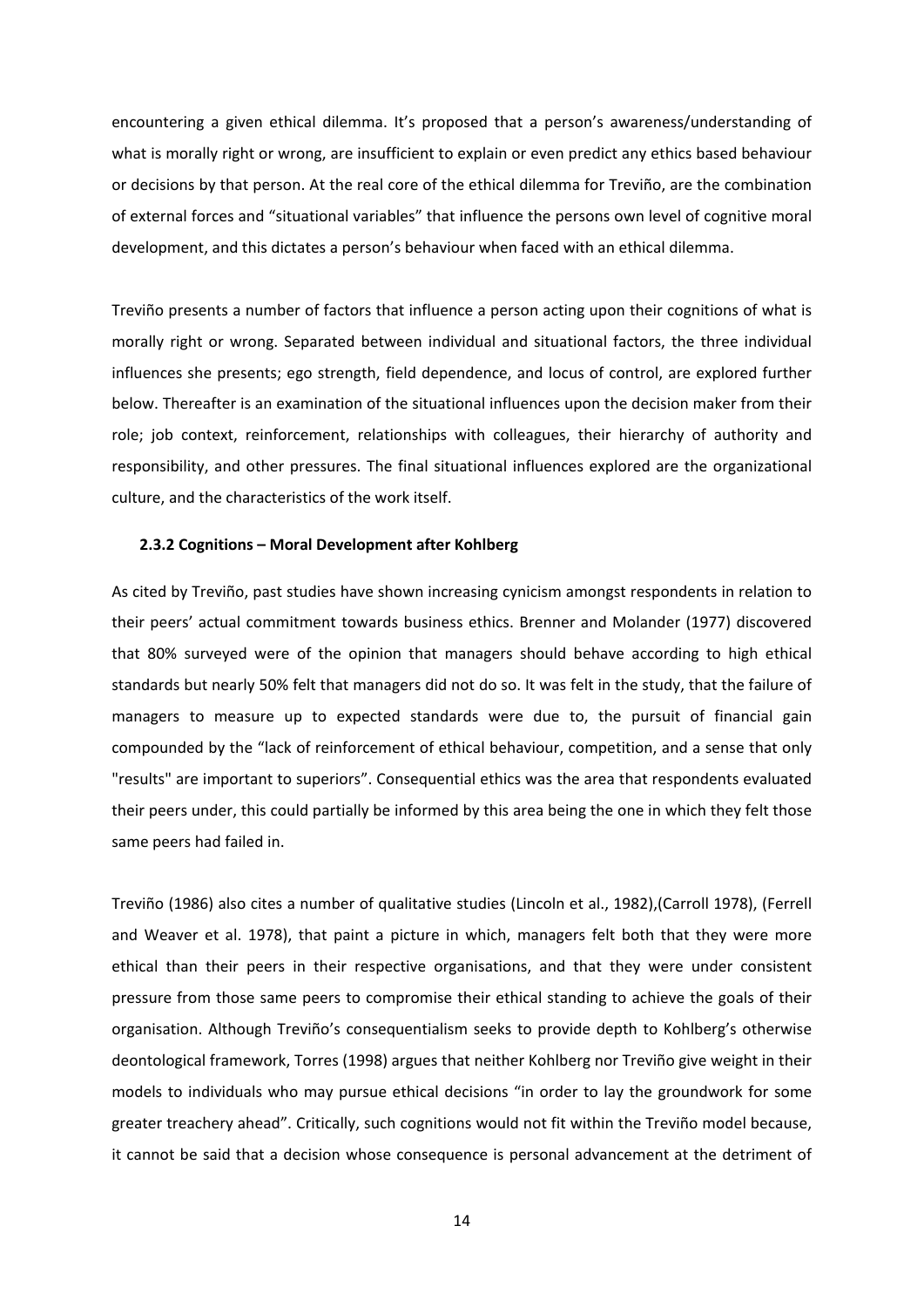encountering a given ethical dilemma. It's proposed that a person's awareness/understanding of what is morally right or wrong, are insufficient to explain or even predict any ethics based behaviour or decisions by that person. At the real core of the ethical dilemma for Treviño, are the combination of external forces and "situational variables" that influence the persons own level of cognitive moral development, and this dictates a person's behaviour when faced with an ethical dilemma.

Treviño presents a number of factors that influence a person acting upon their cognitions of what is morally right or wrong. Separated between individual and situational factors, the three individual influences she presents; ego strength, field dependence, and locus of control, are explored further below. Thereafter is an examination of the situational influences upon the decision maker from their role; job context, reinforcement, relationships with colleagues, their hierarchy of authority and responsibility, and other pressures. The final situational influences explored are the organizational culture, and the characteristics of the work itself.

### 2.3.2 Cognitions – Moral Development after Kohlberg

As cited by Treviño, past studies have shown increasing cynicism amongst respondents in relation to their peers' actual commitment towards business ethics. Brenner and Molander (1977) discovered that 80% surveyed were of the opinion that managers should behave according to high ethical standards but nearly 50% felt that managers did not do so. It was felt in the study, that the failure of managers to measure up to expected standards were due to, the pursuit of financial gain compounded by the "lack of reinforcement of ethical behaviour, competition, and a sense that only "results" are important to superiors". Consequential ethics was the area that respondents evaluated their peers under, this could partially be informed by this area being the one in which they felt those same peers had failed in.

Treviño (1986) also cites a number of qualitative studies (Lincoln et al., 1982),(Carroll 1978), (Ferrell and Weaver et al. 1978), that paint a picture in which, managers felt both that they were more ethical than their peers in their respective organisations, and that they were under consistent pressure from those same peers to compromise their ethical standing to achieve the goals of their organisation. Although Treviño's consequentialism seeks to provide depth to Kohlberg's otherwise deontological framework, Torres (1998) argues that neither Kohlberg nor Treviño give weight in their models to individuals who may pursue ethical decisions "in order to lay the groundwork for some greater treachery ahead". Critically, such cognitions would not fit within the Treviño model because, it cannot be said that a decision whose consequence is personal advancement at the detriment of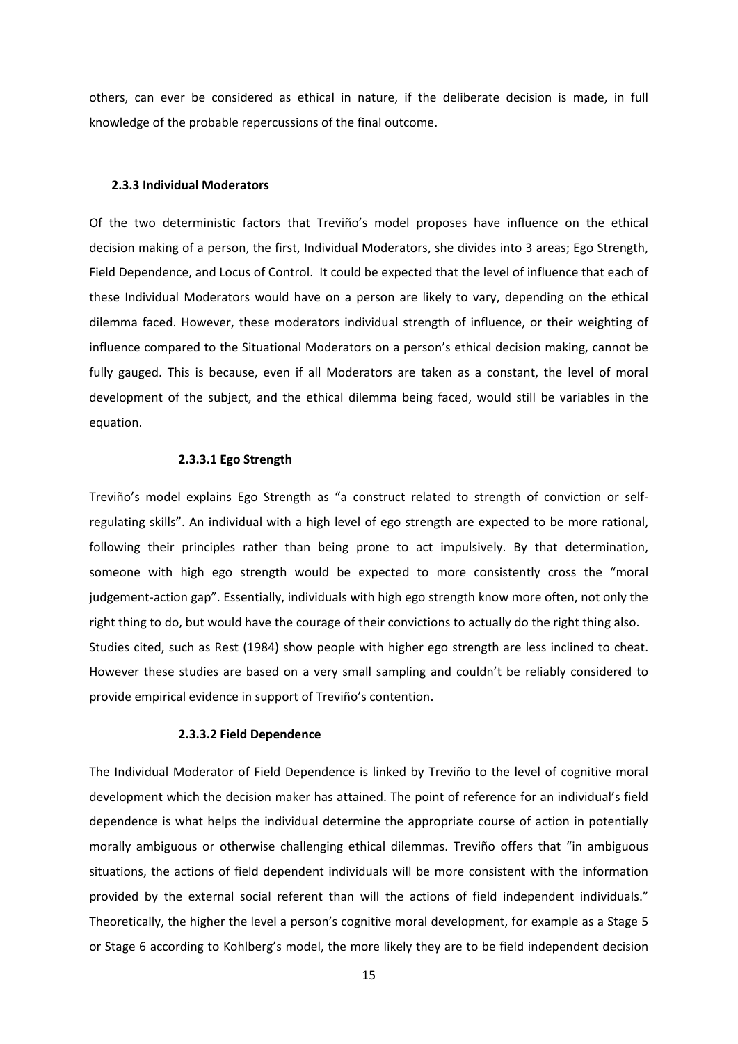others, can ever be considered as ethical in nature, if the deliberate decision is made, in full knowledge of the probable repercussions of the final outcome.

### 2.3.3 Individual Moderators

Of the two deterministic factors that Treviño's model proposes have influence on the ethical decision making of a person, the first, Individual Moderators, she divides into 3 areas; Ego Strength, Field Dependence, and Locus of Control. It could be expected that the level of influence that each of these Individual Moderators would have on a person are likely to vary, depending on the ethical dilemma faced. However, these moderators individual strength of influence, or their weighting of influence compared to the Situational Moderators on a person's ethical decision making, cannot be fully gauged. This is because, even if all Moderators are taken as a constant, the level of moral development of the subject, and the ethical dilemma being faced, would still be variables in the equation.

#### 2.3.3.1 Ego Strength

Treviño's model explains Ego Strength as "a construct related to strength of conviction or self-regulating skills". An individual with a high level of ego strength are expected to be more rational, following their principles rather than being prone to act impulsively. By that determination, someone with high ego strength would be expected to more consistently cross the "moral judgement-action gap". Essentially, individuals with high ego strength know more often, not only the right thing to do, but would have the courage of their convictions to actually do the right thing also.
Studies cited, such as Rest (1984) show people with higher ego strength are less inclined to cheat. However these studies are based on a very small sampling and couldn't be reliably considered to provide empirical evidence in support of Treviño's contention.

#### 2.3.3.2 Field Dependence

The Individual Moderator of Field Dependence is linked by Treviño to the level of cognitive moral development which the decision maker has attained. The point of reference for an individual's field dependence is what helps the individual determine the appropriate course of action in potentially morally ambiguous or otherwise challenging ethical dilemmas. Treviño offers that "in ambiguous situations, the actions of field dependent individuals will be more consistent with the information provided by the external social referent than will the actions of field independent individuals." Theoretically, the higher the level a person's cognitive moral development, for example as a Stage 5 or Stage 6 according to Kohlberg's model, the more likely they are to be field independent decision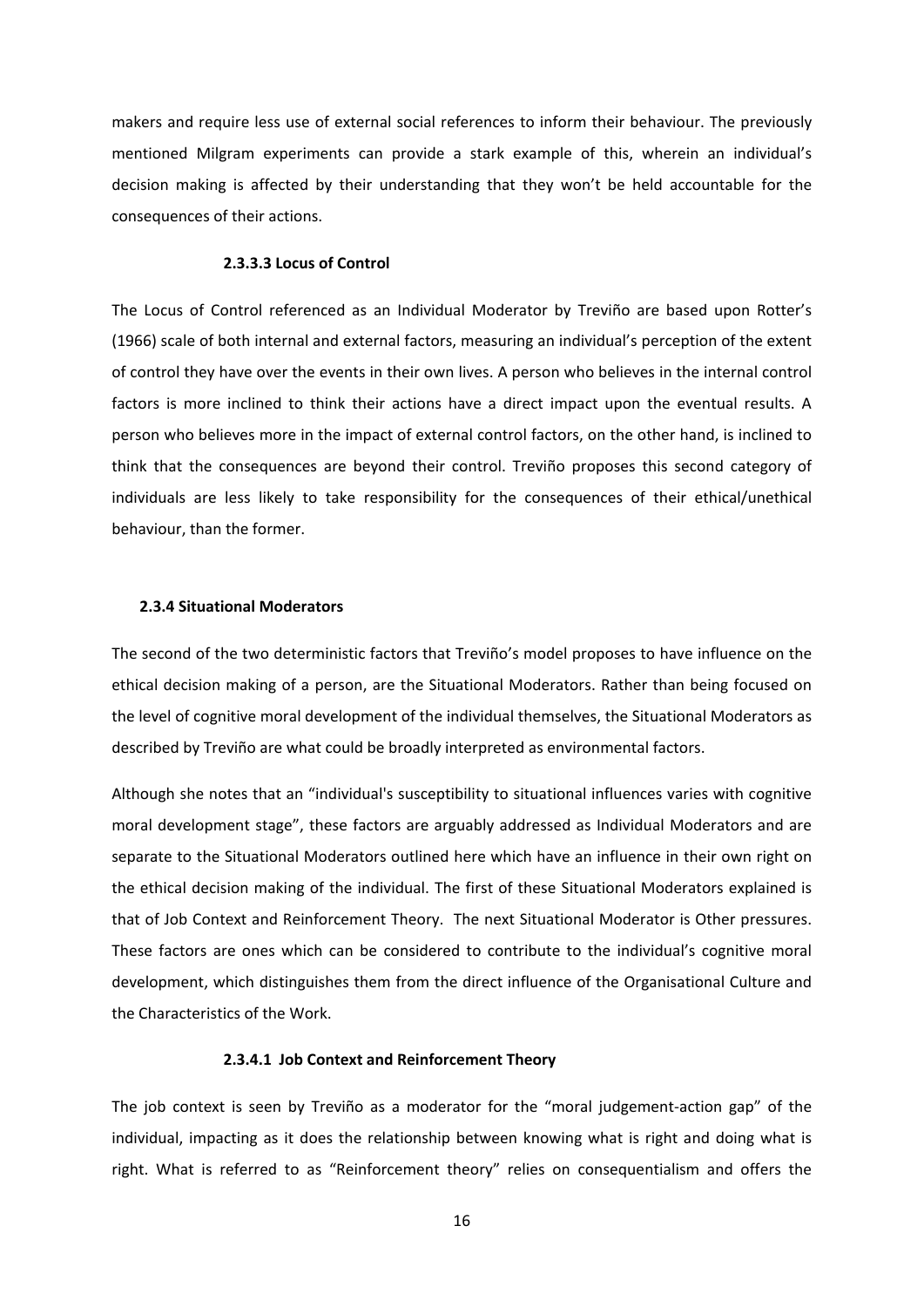makers and require less use of external social references to inform their behaviour. The previously mentioned Milgram experiments can provide a stark example of this, wherein an individual's decision making is affected by their understanding that they won't be held accountable for the consequences of their actions.

#### 2.3.3.3 Locus of Control

The Locus of Control referenced as an Individual Moderator by Treviño are based upon Rotter's (1966) scale of both internal and external factors, measuring an individual's perception of the extent of control they have over the events in their own lives. A person who believes in the internal control factors is more inclined to think their actions have a direct impact upon the eventual results. A person who believes more in the impact of external control factors, on the other hand, is inclined to think that the consequences are beyond their control. Treviño proposes this second category of individuals are less likely to take responsibility for the consequences of their ethical/unethical behaviour, than the former.

### 2.3.4 Situational Moderators

The second of the two deterministic factors that Treviño's model proposes to have influence on the ethical decision making of a person, are the Situational Moderators. Rather than being focused on the level of cognitive moral development of the individual themselves, the Situational Moderators as described by Treviño are what could be broadly interpreted as environmental factors.

Although she notes that an "individual's susceptibility to situational influences varies with cognitive moral development stage", these factors are arguably addressed as Individual Moderators and are separate to the Situational Moderators outlined here which have an influence in their own right on the ethical decision making of the individual. The first of these Situational Moderators explained is that of Job Context and Reinforcement Theory. The next Situational Moderator is Other pressures. These factors are ones which can be considered to contribute to the individual's cognitive moral development, which distinguishes them from the direct influence of the Organisational Culture and the Characteristics of the Work.

#### 2.3.4.1 Job Context and Reinforcement Theory

The job context is seen by Treviño as a moderator for the "moral judgement-action gap" of the individual, impacting as it does the relationship between knowing what is right and doing what is right. What is referred to as "Reinforcement theory" relies on consequentialism and offers the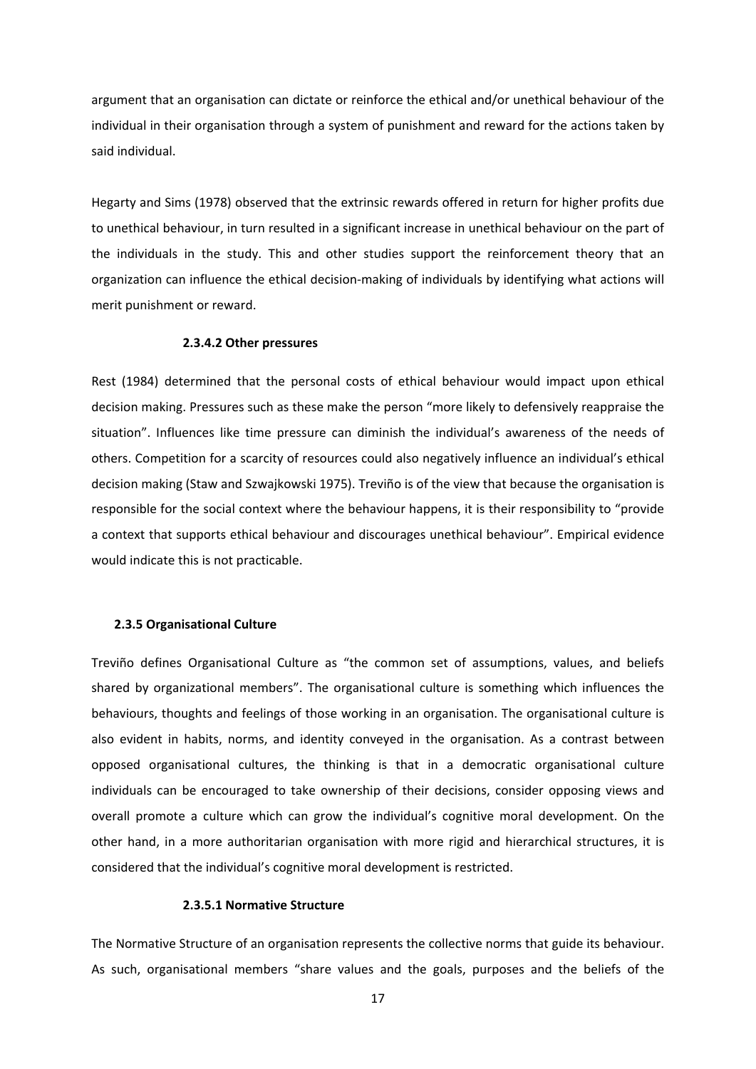argument that an organisation can dictate or reinforce the ethical and/or unethical behaviour of the individual in their organisation through a system of punishment and reward for the actions taken by said individual.

Hegarty and Sims (1978) observed that the extrinsic rewards offered in return for higher profits due to unethical behaviour, in turn resulted in a significant increase in unethical behaviour on the part of the individuals in the study. This and other studies support the reinforcement theory that an organization can influence the ethical decision-making of individuals by identifying what actions will merit punishment or reward.

#### 2.3.4.2 Other pressures

Rest (1984) determined that the personal costs of ethical behaviour would impact upon ethical decision making. Pressures such as these make the person "more likely to defensively reappraise the situation". Influences like time pressure can diminish the individual's awareness of the needs of others. Competition for a scarcity of resources could also negatively influence an individual's ethical decision making (Staw and Szwajkowski 1975). Treviño is of the view that because the organisation is responsible for the social context where the behaviour happens, it is their responsibility to "provide a context that supports ethical behaviour and discourages unethical behaviour". Empirical evidence would indicate this is not practicable.

### 2.3.5 Organisational Culture

Treviño defines Organisational Culture as "the common set of assumptions, values, and beliefs shared by organizational members". The organisational culture is something which influences the behaviours, thoughts and feelings of those working in an organisation. The organisational culture is also evident in habits, norms, and identity conveyed in the organisation. As a contrast between opposed organisational cultures, the thinking is that in a democratic organisational culture individuals can be encouraged to take ownership of their decisions, consider opposing views and overall promote a culture which can grow the individual's cognitive moral development. On the other hand, in a more authoritarian organisation with more rigid and hierarchical structures, it is considered that the individual's cognitive moral development is restricted.

#### 2.3.5.1 Normative Structure

The Normative Structure of an organisation represents the collective norms that guide its behaviour. As such, organisational members "share values and the goals, purposes and the beliefs of the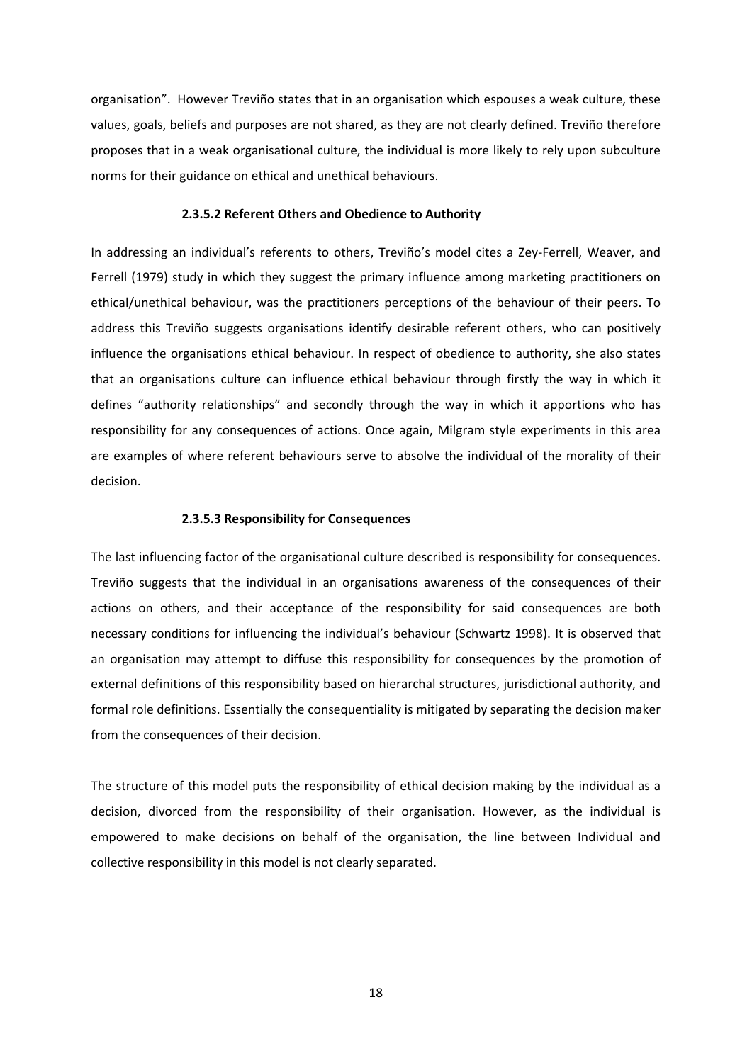organisation". However Treviño states that in an organisation which espouses a weak culture, these values, goals, beliefs and purposes are not shared, as they are not clearly defined. Treviño therefore proposes that in a weak organisational culture, the individual is more likely to rely upon subculture norms for their guidance on ethical and unethical behaviours.

#### 2.3.5.2 Referent Others and Obedience to Authority

In addressing an individual's referents to others, Treviño's model cites a Zey-Ferrell, Weaver, and Ferrell (1979) study in which they suggest the primary influence among marketing practitioners on ethical/unethical behaviour, was the practitioners perceptions of the behaviour of their peers. To address this Treviño suggests organisations identify desirable referent others, who can positively influence the organisations ethical behaviour. In respect of obedience to authority, she also states that an organisations culture can influence ethical behaviour through firstly the way in which it defines "authority relationships" and secondly through the way in which it apportions who has responsibility for any consequences of actions. Once again, Milgram style experiments in this area are examples of where referent behaviours serve to absolve the individual of the morality of their decision.

#### 2.3.5.3 Responsibility for Consequences

The last influencing factor of the organisational culture described is responsibility for consequences. Treviño suggests that the individual in an organisations awareness of the consequences of their actions on others, and their acceptance of the responsibility for said consequences are both necessary conditions for influencing the individual's behaviour (Schwartz 1998). It is observed that an organisation may attempt to diffuse this responsibility for consequences by the promotion of external definitions of this responsibility based on hierarchal structures, jurisdictional authority, and formal role definitions. Essentially the consequentiality is mitigated by separating the decision maker from the consequences of their decision.

The structure of this model puts the responsibility of ethical decision making by the individual as a decision, divorced from the responsibility of their organisation. However, as the individual is empowered to make decisions on behalf of the organisation, the line between Individual and collective responsibility in this model is not clearly separated.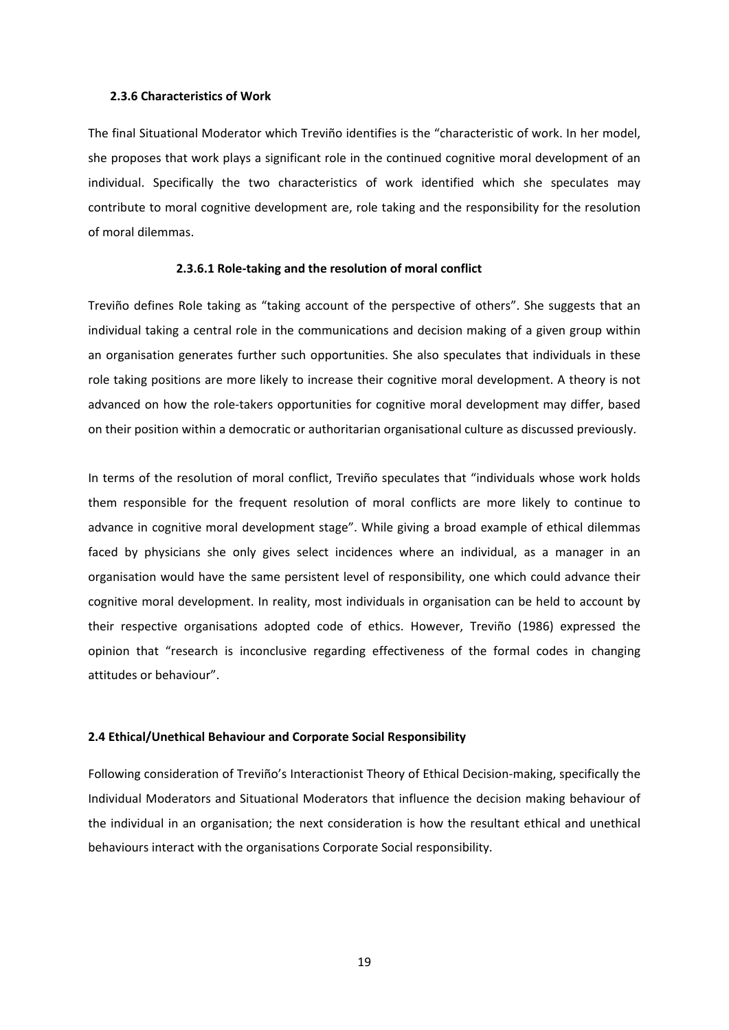### 2.3.6 Characteristics of Work

The final Situational Moderator which Treviño identifies is the "characteristic of work. In her model, she proposes that work plays a significant role in the continued cognitive moral development of an individual. Specifically the two characteristics of work identified which she speculates may contribute to moral cognitive development are, role taking and the responsibility for the resolution of moral dilemmas.

#### 2.3.6.1 Role-taking and the resolution of moral conflict

Treviño defines Role taking as "taking account of the perspective of others". She suggests that an individual taking a central role in the communications and decision making of a given group within an organisation generates further such opportunities. She also speculates that individuals in these role taking positions are more likely to increase their cognitive moral development. A theory is not advanced on how the role-takers opportunities for cognitive moral development may differ, based on their position within a democratic or authoritarian organisational culture as discussed previously.

In terms of the resolution of moral conflict, Treviño speculates that "individuals whose work holds them responsible for the frequent resolution of moral conflicts are more likely to continue to advance in cognitive moral development stage". While giving a broad example of ethical dilemmas faced by physicians she only gives select incidences where an individual, as a manager in an organisation would have the same persistent level of responsibility, one which could advance their cognitive moral development. In reality, most individuals in organisation can be held to account by their respective organisations adopted code of ethics. However, Treviño (1986) expressed the opinion that "research is inconclusive regarding effectiveness of the formal codes in changing attitudes or behaviour".

### 2.4 Ethical/Unethical Behaviour and Corporate Social Responsibility

Following consideration of Treviño's Interactionist Theory of Ethical Decision-making, specifically the Individual Moderators and Situational Moderators that influence the decision making behaviour of the individual in an organisation; the next consideration is how the resultant ethical and unethical behaviours interact with the organisations Corporate Social responsibility.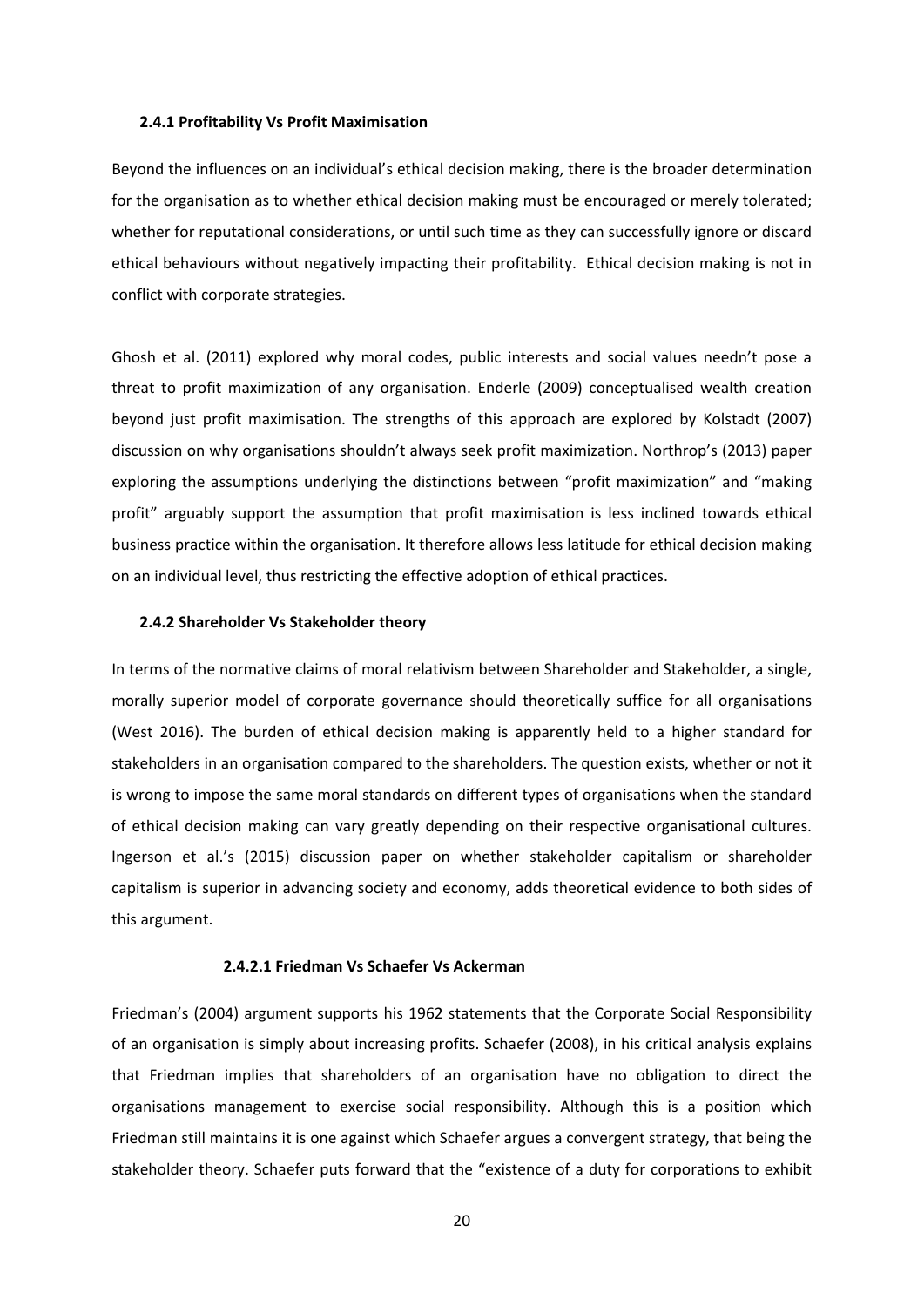#### 2.4.1 Profitability Vs Profit Maximisation

Beyond the influences on an individual's ethical decision making, there is the broader determination for the organisation as to whether ethical decision making must be encouraged or merely tolerated; whether for reputational considerations, or until such time as they can successfully ignore or discard ethical behaviours without negatively impacting their profitability. Ethical decision making is not in conflict with corporate strategies.

Ghosh et al. (2011) explored why moral codes, public interests and social values needn't pose a threat to profit maximization of any organisation. Enderle (2009) conceptualised wealth creation beyond just profit maximisation. The strengths of this approach are explored by Kolstadt (2007) discussion on why organisations shouldn't always seek profit maximization. Northrop's (2013) paper exploring the assumptions underlying the distinctions between "profit maximization" and "making profit" arguably support the assumption that profit maximisation is less inclined towards ethical business practice within the organisation. It therefore allows less latitude for ethical decision making on an individual level, thus restricting the effective adoption of ethical practices.

#### 2.4.2 Shareholder Vs Stakeholder theory

In terms of the normative claims of moral relativism between Shareholder and Stakeholder, a single, morally superior model of corporate governance should theoretically suffice for all organisations (West 2016). The burden of ethical decision making is apparently held to a higher standard for stakeholders in an organisation compared to the shareholders. The question exists, whether or not it is wrong to impose the same moral standards on different types of organisations when the standard of ethical decision making can vary greatly depending on their respective organisational cultures. Ingerson et al.'s (2015) discussion paper on whether stakeholder capitalism or shareholder capitalism is superior in advancing society and economy, adds theoretical evidence to both sides of this argument.

##### 2.4.2.1 Friedman Vs Schaefer Vs Ackerman

Friedman's (2004) argument supports his 1962 statements that the Corporate Social Responsibility of an organisation is simply about increasing profits. Schaefer (2008), in his critical analysis explains that Friedman implies that shareholders of an organisation have no obligation to direct the organisations management to exercise social responsibility. Although this is a position which Friedman still maintains it is one against which Schaefer argues a convergent strategy, that being the stakeholder theory. Schaefer puts forward that the "existence of a duty for corporations to exhibit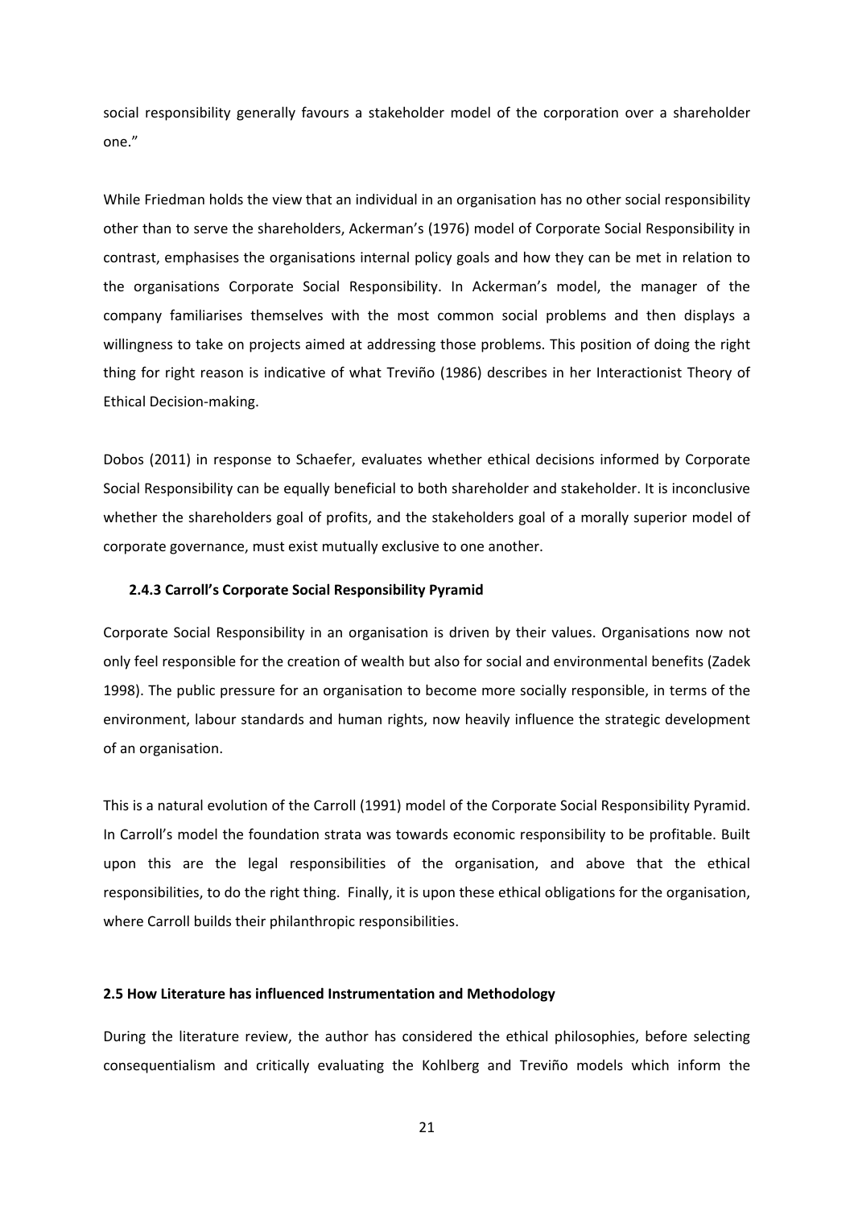social responsibility generally favours a stakeholder model of the corporation over a shareholder one."

While Friedman holds the view that an individual in an organisation has no other social responsibility other than to serve the shareholders, Ackerman's (1976) model of Corporate Social Responsibility in contrast, emphasises the organisations internal policy goals and how they can be met in relation to the organisations Corporate Social Responsibility. In Ackerman's model, the manager of the company familiarises themselves with the most common social problems and then displays a willingness to take on projects aimed at addressing those problems. This position of doing the right thing for right reason is indicative of what Treviño (1986) describes in her Interactionist Theory of Ethical Decision-making.

Dobos (2011) in response to Schaefer, evaluates whether ethical decisions informed by Corporate Social Responsibility can be equally beneficial to both shareholder and stakeholder. It is inconclusive whether the shareholders goal of profits, and the stakeholders goal of a morally superior model of corporate governance, must exist mutually exclusive to one another.

### 2.4.3 Carroll's Corporate Social Responsibility Pyramid

Corporate Social Responsibility in an organisation is driven by their values. Organisations now not only feel responsible for the creation of wealth but also for social and environmental benefits (Zadek 1998). The public pressure for an organisation to become more socially responsible, in terms of the environment, labour standards and human rights, now heavily influence the strategic development of an organisation.

This is a natural evolution of the Carroll (1991) model of the Corporate Social Responsibility Pyramid. In Carroll's model the foundation strata was towards economic responsibility to be profitable. Built upon this are the legal responsibilities of the organisation, and above that the ethical responsibilities, to do the right thing. Finally, it is upon these ethical obligations for the organisation, where Carroll builds their philanthropic responsibilities.

## 2.5 How Literature has influenced Instrumentation and Methodology

During the literature review, the author has considered the ethical philosophies, before selecting consequentialism and critically evaluating the Kohlberg and Treviño models which inform the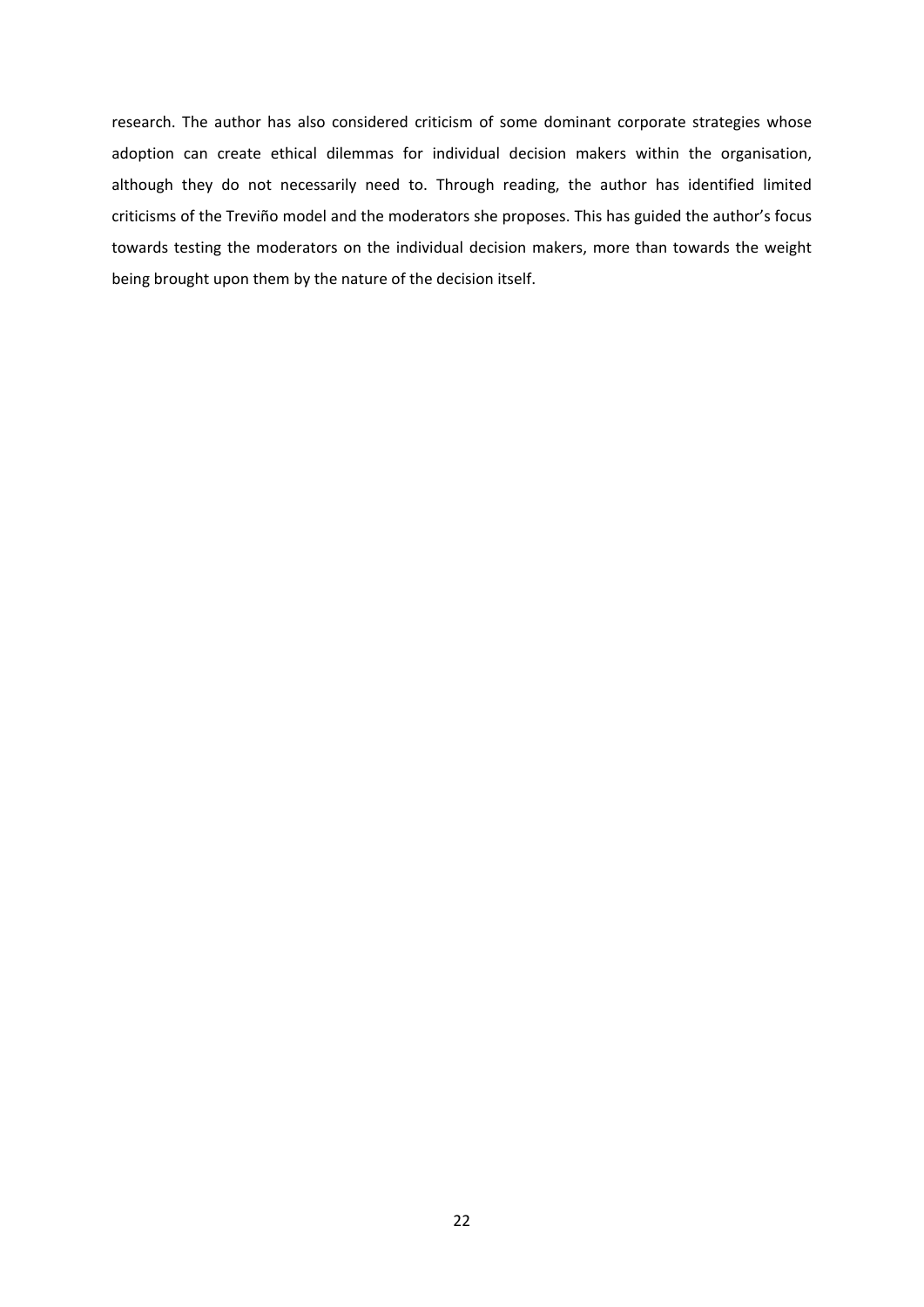research. The author has also considered criticism of some dominant corporate strategies whose adoption can create ethical dilemmas for individual decision makers within the organisation, although they do not necessarily need to. Through reading, the author has identified limited criticisms of the Treviño model and the moderators she proposes. This has guided the author's focus towards testing the moderators on the individual decision makers, more than towards the weight being brought upon them by the nature of the decision itself.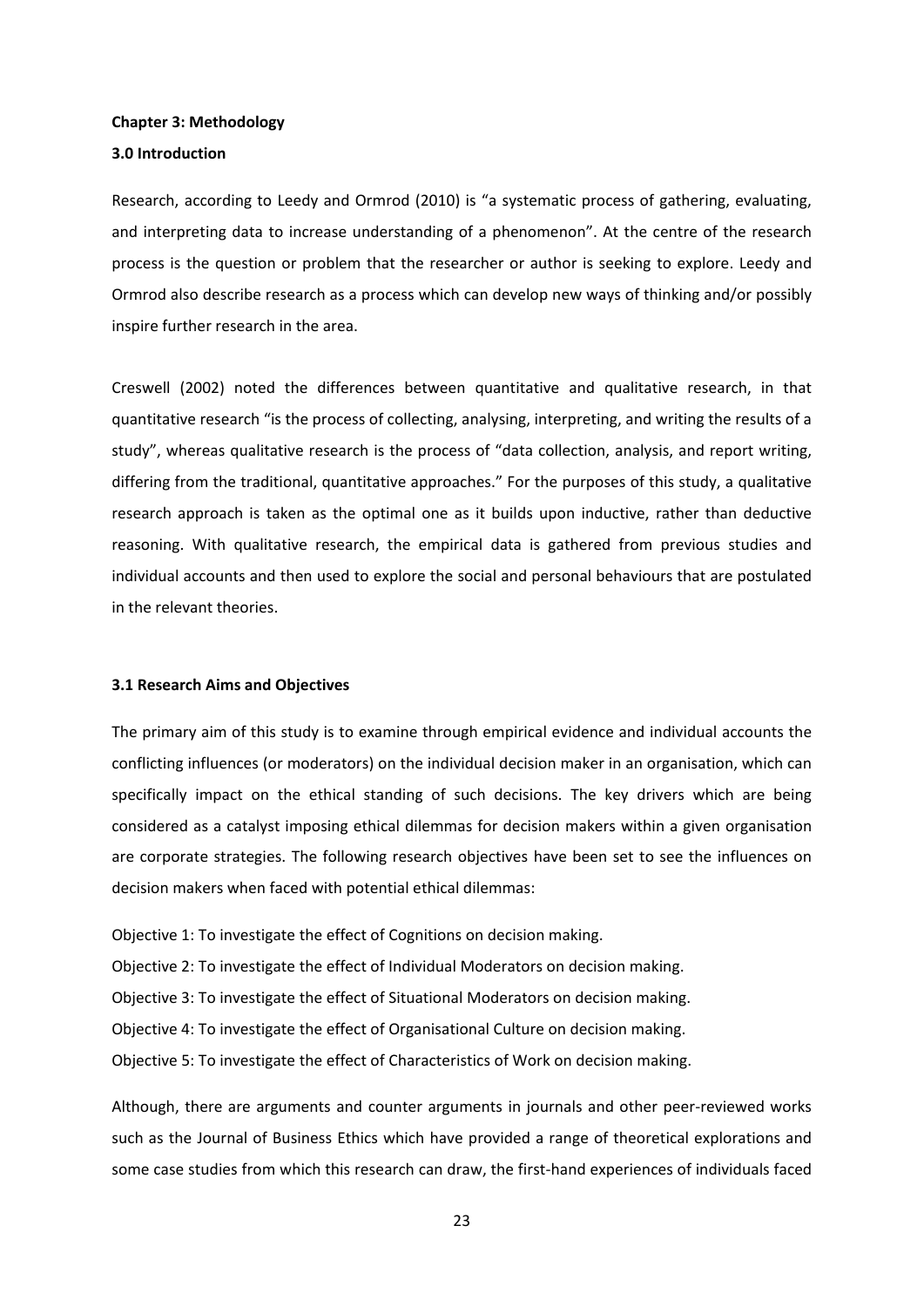## Chapter 3: Methodology

### 3.0 Introduction

Research, according to Leedy and Ormrod (2010) is "a systematic process of gathering, evaluating, and interpreting data to increase understanding of a phenomenon". At the centre of the research process is the question or problem that the researcher or author is seeking to explore. Leedy and Ormrod also describe research as a process which can develop new ways of thinking and/or possibly inspire further research in the area.

Creswell (2002) noted the differences between quantitative and qualitative research, in that quantitative research "is the process of collecting, analysing, interpreting, and writing the results of a study", whereas qualitative research is the process of "data collection, analysis, and report writing, differing from the traditional, quantitative approaches." For the purposes of this study, a qualitative research approach is taken as the optimal one as it builds upon inductive, rather than deductive reasoning. With qualitative research, the empirical data is gathered from previous studies and individual accounts and then used to explore the social and personal behaviours that are postulated in the relevant theories.

### 3.1 Research Aims and Objectives

The primary aim of this study is to examine through empirical evidence and individual accounts the conflicting influences (or moderators) on the individual decision maker in an organisation, which can specifically impact on the ethical standing of such decisions. The key drivers which are being considered as a catalyst imposing ethical dilemmas for decision makers within a given organisation are corporate strategies. The following research objectives have been set to see the influences on decision makers when faced with potential ethical dilemmas:

Objective 1: To investigate the effect of Cognitions on decision making.

Objective 2: To investigate the effect of Individual Moderators on decision making.

Objective 3: To investigate the effect of Situational Moderators on decision making.

Objective 4: To investigate the effect of Organisational Culture on decision making.

Objective 5: To investigate the effect of Characteristics of Work on decision making.

Although, there are arguments and counter arguments in journals and other peer-reviewed works such as the Journal of Business Ethics which have provided a range of theoretical explorations and some case studies from which this research can draw, the first-hand experiences of individuals faced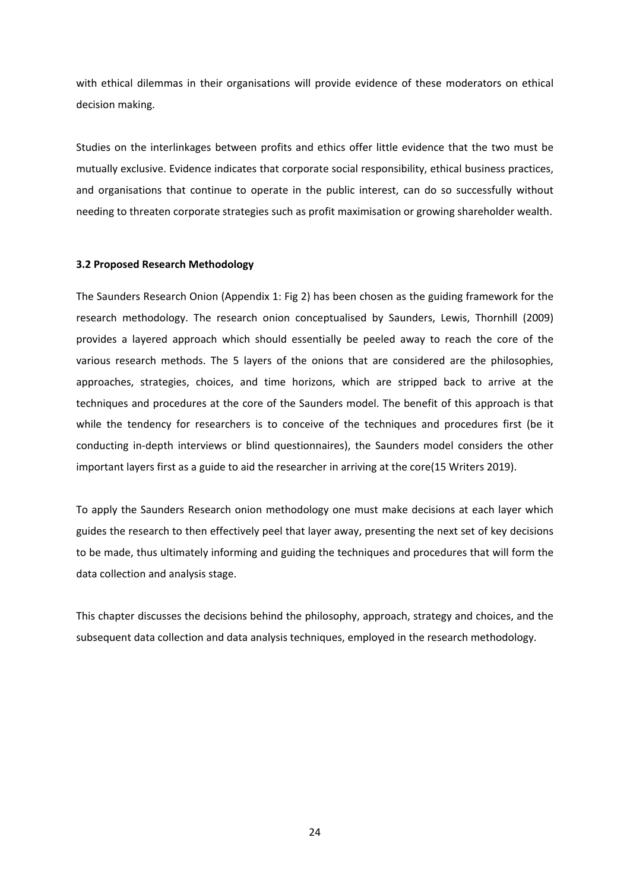with ethical dilemmas in their organisations will provide evidence of these moderators on ethical decision making.

Studies on the interlinkages between profits and ethics offer little evidence that the two must be mutually exclusive. Evidence indicates that corporate social responsibility, ethical business practices, and organisations that continue to operate in the public interest, can do so successfully without needing to threaten corporate strategies such as profit maximisation or growing shareholder wealth.

**3.2 Proposed Research Methodology**

The Saunders Research Onion (Appendix 1: Fig 2) has been chosen as the guiding framework for the research methodology. The research onion conceptualised by Saunders, Lewis, Thornhill (2009) provides a layered approach which should essentially be peeled away to reach the core of the various research methods. The 5 layers of the onions that are considered are the philosophies, approaches, strategies, choices, and time horizons, which are stripped back to arrive at the techniques and procedures at the core of the Saunders model. The benefit of this approach is that while the tendency for researchers is to conceive of the techniques and procedures first (be it conducting in-depth interviews or blind questionnaires), the Saunders model considers the other important layers first as a guide to aid the researcher in arriving at the core(15 Writers 2019).

To apply the Saunders Research onion methodology one must make decisions at each layer which guides the research to then effectively peel that layer away, presenting the next set of key decisions to be made, thus ultimately informing and guiding the techniques and procedures that will form the data collection and analysis stage.

This chapter discusses the decisions behind the philosophy, approach, strategy and choices, and the subsequent data collection and data analysis techniques, employed in the research methodology.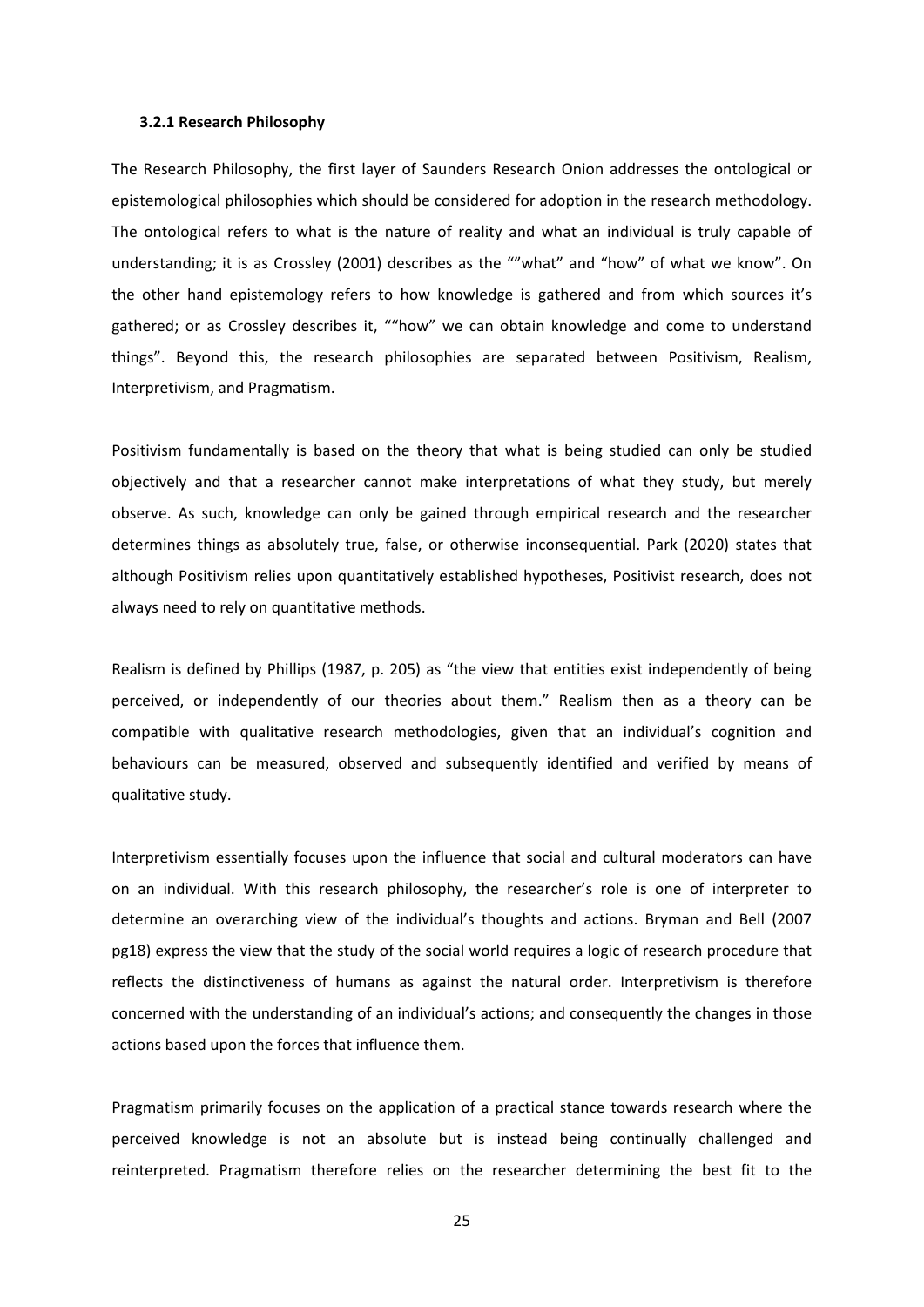### 3.2.1 Research Philosophy

The Research Philosophy, the first layer of Saunders Research Onion addresses the ontological or epistemological philosophies which should be considered for adoption in the research methodology. The ontological refers to what is the nature of reality and what an individual is truly capable of understanding; it is as Crossley (2001) describes as the ""what" and "how" of what we know". On the other hand epistemology refers to how knowledge is gathered and from which sources it's gathered; or as Crossley describes it, ""how" we can obtain knowledge and come to understand things". Beyond this, the research philosophies are separated between Positivism, Realism, Interpretivism, and Pragmatism.

Positivism fundamentally is based on the theory that what is being studied can only be studied objectively and that a researcher cannot make interpretations of what they study, but merely observe. As such, knowledge can only be gained through empirical research and the researcher determines things as absolutely true, false, or otherwise inconsequential. Park (2020) states that although Positivism relies upon quantitatively established hypotheses, Positivist research, does not always need to rely on quantitative methods.

Realism is defined by Phillips (1987, p. 205) as "the view that entities exist independently of being perceived, or independently of our theories about them." Realism then as a theory can be compatible with qualitative research methodologies, given that an individual's cognition and behaviours can be measured, observed and subsequently identified and verified by means of qualitative study.

Interpretivism essentially focuses upon the influence that social and cultural moderators can have on an individual. With this research philosophy, the researcher's role is one of interpreter to determine an overarching view of the individual's thoughts and actions. Bryman and Bell (2007 pg18) express the view that the study of the social world requires a logic of research procedure that reflects the distinctiveness of humans as against the natural order. Interpretivism is therefore concerned with the understanding of an individual's actions; and consequently the changes in those actions based upon the forces that influence them.

Pragmatism primarily focuses on the application of a practical stance towards research where the perceived knowledge is not an absolute but is instead being continually challenged and reinterpreted. Pragmatism therefore relies on the researcher determining the best fit to the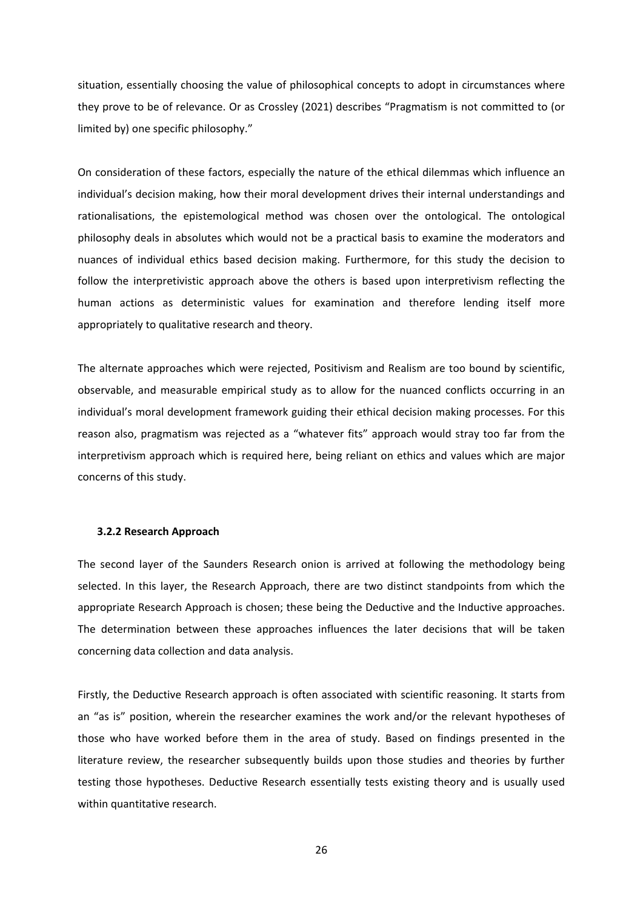situation, essentially choosing the value of philosophical concepts to adopt in circumstances where they prove to be of relevance. Or as Crossley (2021) describes "Pragmatism is not committed to (or limited by) one specific philosophy."

On consideration of these factors, especially the nature of the ethical dilemmas which influence an individual's decision making, how their moral development drives their internal understandings and rationalisations, the epistemological method was chosen over the ontological. The ontological philosophy deals in absolutes which would not be a practical basis to examine the moderators and nuances of individual ethics based decision making. Furthermore, for this study the decision to follow the interpretivistic approach above the others is based upon interpretivism reflecting the human actions as deterministic values for examination and therefore lending itself more appropriately to qualitative research and theory.

The alternate approaches which were rejected, Positivism and Realism are too bound by scientific, observable, and measurable empirical study as to allow for the nuanced conflicts occurring in an individual's moral development framework guiding their ethical decision making processes. For this reason also, pragmatism was rejected as a "whatever fits" approach would stray too far from the interpretivism approach which is required here, being reliant on ethics and values which are major concerns of this study.

### 3.2.2 Research Approach

The second layer of the Saunders Research onion is arrived at following the methodology being selected. In this layer, the Research Approach, there are two distinct standpoints from which the appropriate Research Approach is chosen; these being the Deductive and the Inductive approaches. The determination between these approaches influences the later decisions that will be taken concerning data collection and data analysis.

Firstly, the Deductive Research approach is often associated with scientific reasoning. It starts from an "as is" position, wherein the researcher examines the work and/or the relevant hypotheses of those who have worked before them in the area of study. Based on findings presented in the literature review, the researcher subsequently builds upon those studies and theories by further testing those hypotheses. Deductive Research essentially tests existing theory and is usually used within quantitative research.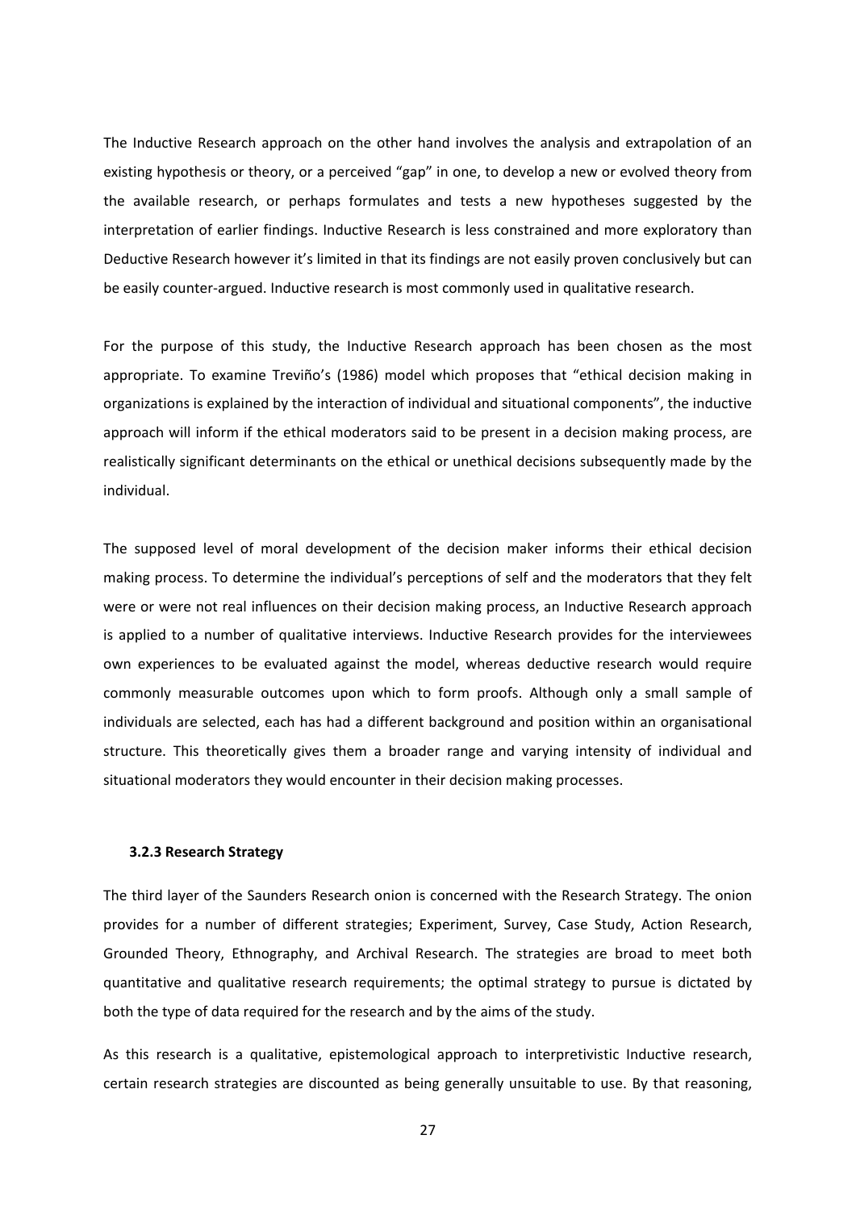The Inductive Research approach on the other hand involves the analysis and extrapolation of an existing hypothesis or theory, or a perceived "gap" in one, to develop a new or evolved theory from the available research, or perhaps formulates and tests a new hypotheses suggested by the interpretation of earlier findings. Inductive Research is less constrained and more exploratory than Deductive Research however it's limited in that its findings are not easily proven conclusively but can be easily counter-argued. Inductive research is most commonly used in qualitative research.

For the purpose of this study, the Inductive Research approach has been chosen as the most appropriate. To examine Treviño's (1986) model which proposes that "ethical decision making in organizations is explained by the interaction of individual and situational components", the inductive approach will inform if the ethical moderators said to be present in a decision making process, are realistically significant determinants on the ethical or unethical decisions subsequently made by the individual.

The supposed level of moral development of the decision maker informs their ethical decision making process. To determine the individual's perceptions of self and the moderators that they felt were or were not real influences on their decision making process, an Inductive Research approach is applied to a number of qualitative interviews. Inductive Research provides for the interviewees own experiences to be evaluated against the model, whereas deductive research would require commonly measurable outcomes upon which to form proofs. Although only a small sample of individuals are selected, each has had a different background and position within an organisational structure. This theoretically gives them a broader range and varying intensity of individual and situational moderators they would encounter in their decision making processes.

### 3.2.3 Research Strategy

The third layer of the Saunders Research onion is concerned with the Research Strategy. The onion provides for a number of different strategies; Experiment, Survey, Case Study, Action Research, Grounded Theory, Ethnography, and Archival Research. The strategies are broad to meet both quantitative and qualitative research requirements; the optimal strategy to pursue is dictated by both the type of data required for the research and by the aims of the study.

As this research is a qualitative, epistemological approach to interpretivistic Inductive research, certain research strategies are discounted as being generally unsuitable to use. By that reasoning,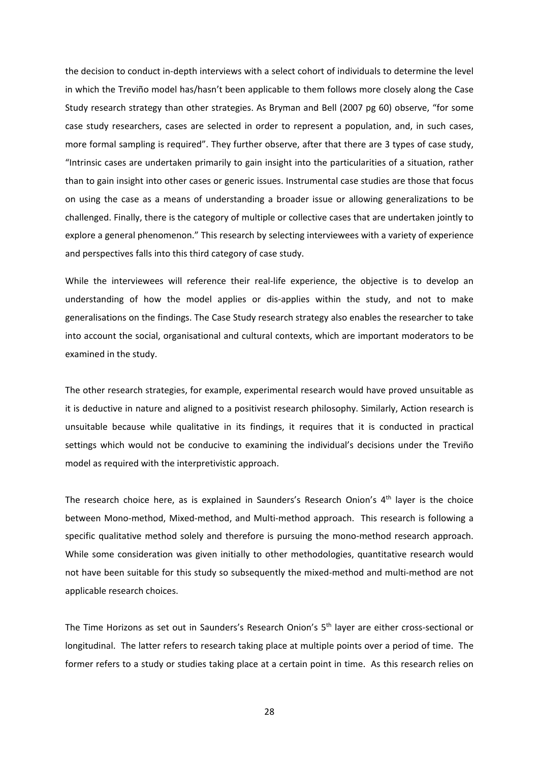the decision to conduct in-depth interviews with a select cohort of individuals to determine the level in which the Treviño model has/hasn't been applicable to them follows more closely along the Case Study research strategy than other strategies. As Bryman and Bell (2007 pg 60) observe, "for some case study researchers, cases are selected in order to represent a population, and, in such cases, more formal sampling is required". They further observe, after that there are 3 types of case study, "Intrinsic cases are undertaken primarily to gain insight into the particularities of a situation, rather than to gain insight into other cases or generic issues. Instrumental case studies are those that focus on using the case as a means of understanding a broader issue or allowing generalizations to be challenged. Finally, there is the category of multiple or collective cases that are undertaken jointly to explore a general phenomenon." This research by selecting interviewees with a variety of experience and perspectives falls into this third category of case study.

While the interviewees will reference their real-life experience, the objective is to develop an understanding of how the model applies or dis-applies within the study, and not to make generalisations on the findings. The Case Study research strategy also enables the researcher to take into account the social, organisational and cultural contexts, which are important moderators to be examined in the study.

The other research strategies, for example, experimental research would have proved unsuitable as it is deductive in nature and aligned to a positivist research philosophy. Similarly, Action research is unsuitable because while qualitative in its findings, it requires that it is conducted in practical settings which would not be conducive to examining the individual's decisions under the Treviño model as required with the interpretivistic approach.

The research choice here, as is explained in Saunders's Research Onion's 4th layer is the choice between Mono-method, Mixed-method, and Multi-method approach. This research is following a specific qualitative method solely and therefore is pursuing the mono-method research approach. While some consideration was given initially to other methodologies, quantitative research would not have been suitable for this study so subsequently the mixed-method and multi-method are not applicable research choices.

The Time Horizons as set out in Saunders's Research Onion's 5th layer are either cross-sectional or longitudinal. The latter refers to research taking place at multiple points over a period of time. The former refers to a study or studies taking place at a certain point in time. As this research relies on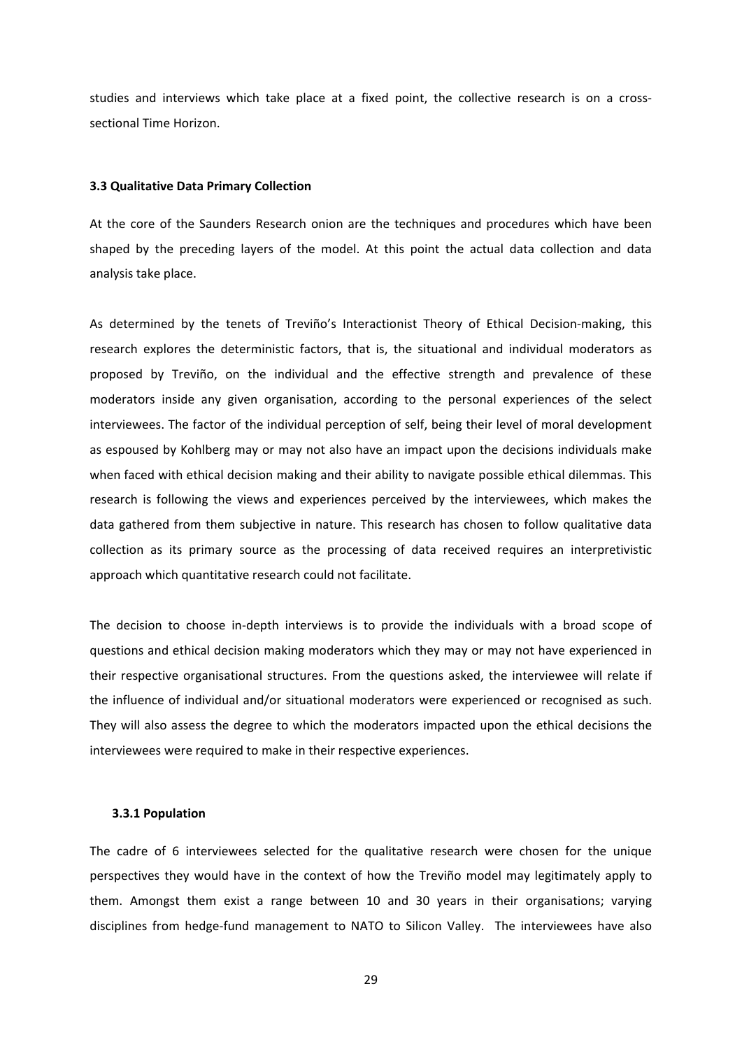studies and interviews which take place at a fixed point, the collective research is on a cross-sectional Time Horizon.

### 3.3 Qualitative Data Primary Collection

At the core of the Saunders Research onion are the techniques and procedures which have been shaped by the preceding layers of the model. At this point the actual data collection and data analysis take place.

As determined by the tenets of Treviño's Interactionist Theory of Ethical Decision-making, this research explores the deterministic factors, that is, the situational and individual moderators as proposed by Treviño, on the individual and the effective strength and prevalence of these moderators inside any given organisation, according to the personal experiences of the select interviewees. The factor of the individual perception of self, being their level of moral development as espoused by Kohlberg may or may not also have an impact upon the decisions individuals make when faced with ethical decision making and their ability to navigate possible ethical dilemmas. This research is following the views and experiences perceived by the interviewees, which makes the data gathered from them subjective in nature. This research has chosen to follow qualitative data collection as its primary source as the processing of data received requires an interpretivistic approach which quantitative research could not facilitate.

The decision to choose in-depth interviews is to provide the individuals with a broad scope of questions and ethical decision making moderators which they may or may not have experienced in their respective organisational structures. From the questions asked, the interviewee will relate if the influence of individual and/or situational moderators were experienced or recognised as such. They will also assess the degree to which the moderators impacted upon the ethical decisions the interviewees were required to make in their respective experiences.

#### 3.3.1 Population

The cadre of 6 interviewees selected for the qualitative research were chosen for the unique perspectives they would have in the context of how the Treviño model may legitimately apply to them. Amongst them exist a range between 10 and 30 years in their organisations; varying disciplines from hedge-fund management to NATO to Silicon Valley. The interviewees have also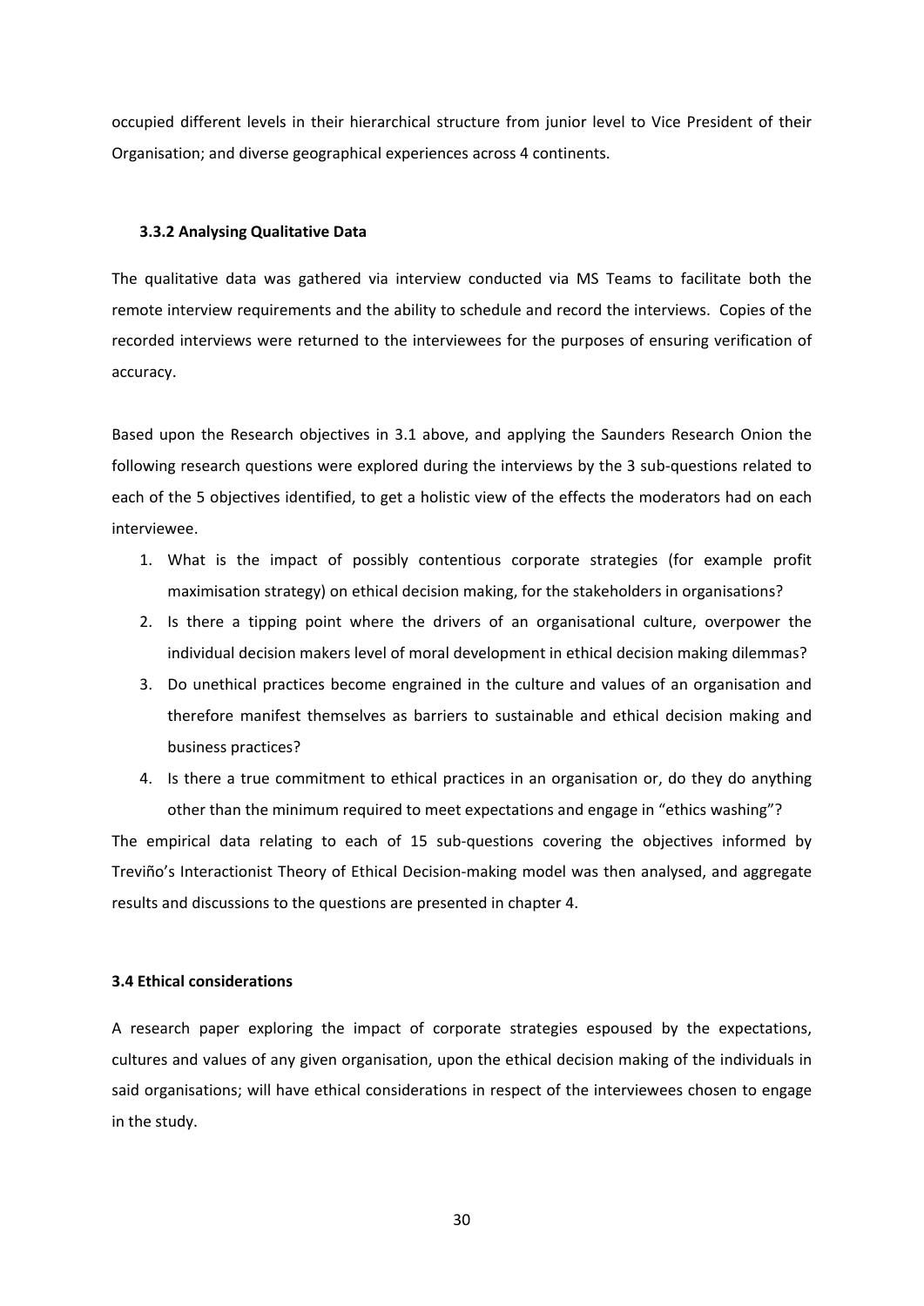occupied different levels in their hierarchical structure from junior level to Vice President of their Organisation; and diverse geographical experiences across 4 continents.

### 3.3.2 Analysing Qualitative Data

The qualitative data was gathered via interview conducted via MS Teams to facilitate both the remote interview requirements and the ability to schedule and record the interviews. Copies of the recorded interviews were returned to the interviewees for the purposes of ensuring verification of accuracy.

Based upon the Research objectives in 3.1 above, and applying the Saunders Research Onion the following research questions were explored during the interviews by the 3 sub-questions related to each of the 5 objectives identified, to get a holistic view of the effects the moderators had on each interviewee.

1. What is the impact of possibly contentious corporate strategies (for example profit maximisation strategy) on ethical decision making, for the stakeholders in organisations?
2. Is there a tipping point where the drivers of an organisational culture, overpower the individual decision makers level of moral development in ethical decision making dilemmas?
3. Do unethical practices become engrained in the culture and values of an organisation and therefore manifest themselves as barriers to sustainable and ethical decision making and business practices?
4. Is there a true commitment to ethical practices in an organisation or, do they do anything other than the minimum required to meet expectations and engage in "ethics washing"?

The empirical data relating to each of 15 sub-questions covering the objectives informed by Treviño's Interactionist Theory of Ethical Decision-making model was then analysed, and aggregate results and discussions to the questions are presented in chapter 4.

## 3.4 Ethical considerations

A research paper exploring the impact of corporate strategies espoused by the expectations, cultures and values of any given organisation, upon the ethical decision making of the individuals in said organisations; will have ethical considerations in respect of the interviewees chosen to engage in the study.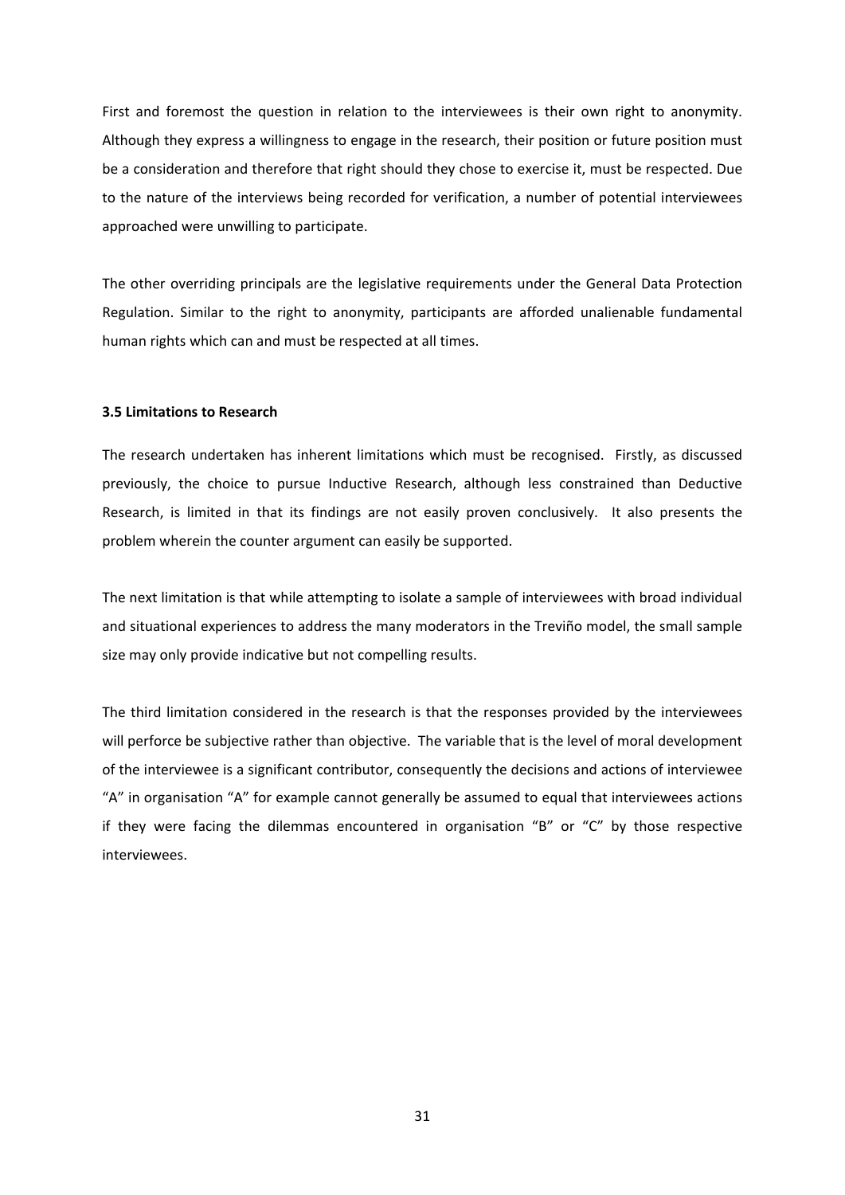First and foremost the question in relation to the interviewees is their own right to anonymity. Although they express a willingness to engage in the research, their position or future position must be a consideration and therefore that right should they chose to exercise it, must be respected. Due to the nature of the interviews being recorded for verification, a number of potential interviewees approached were unwilling to participate.

The other overriding principals are the legislative requirements under the General Data Protection Regulation. Similar to the right to anonymity, participants are afforded unalienable fundamental human rights which can and must be respected at all times.

### 3.5 Limitations to Research

The research undertaken has inherent limitations which must be recognised. Firstly, as discussed previously, the choice to pursue Inductive Research, although less constrained than Deductive Research, is limited in that its findings are not easily proven conclusively. It also presents the problem wherein the counter argument can easily be supported.

The next limitation is that while attempting to isolate a sample of interviewees with broad individual and situational experiences to address the many moderators in the Treviño model, the small sample size may only provide indicative but not compelling results.

The third limitation considered in the research is that the responses provided by the interviewees will perforce be subjective rather than objective. The variable that is the level of moral development of the interviewee is a significant contributor, consequently the decisions and actions of interviewee "A" in organisation "A" for example cannot generally be assumed to equal that interviewees actions if they were facing the dilemmas encountered in organisation "B" or "C" by those respective interviewees.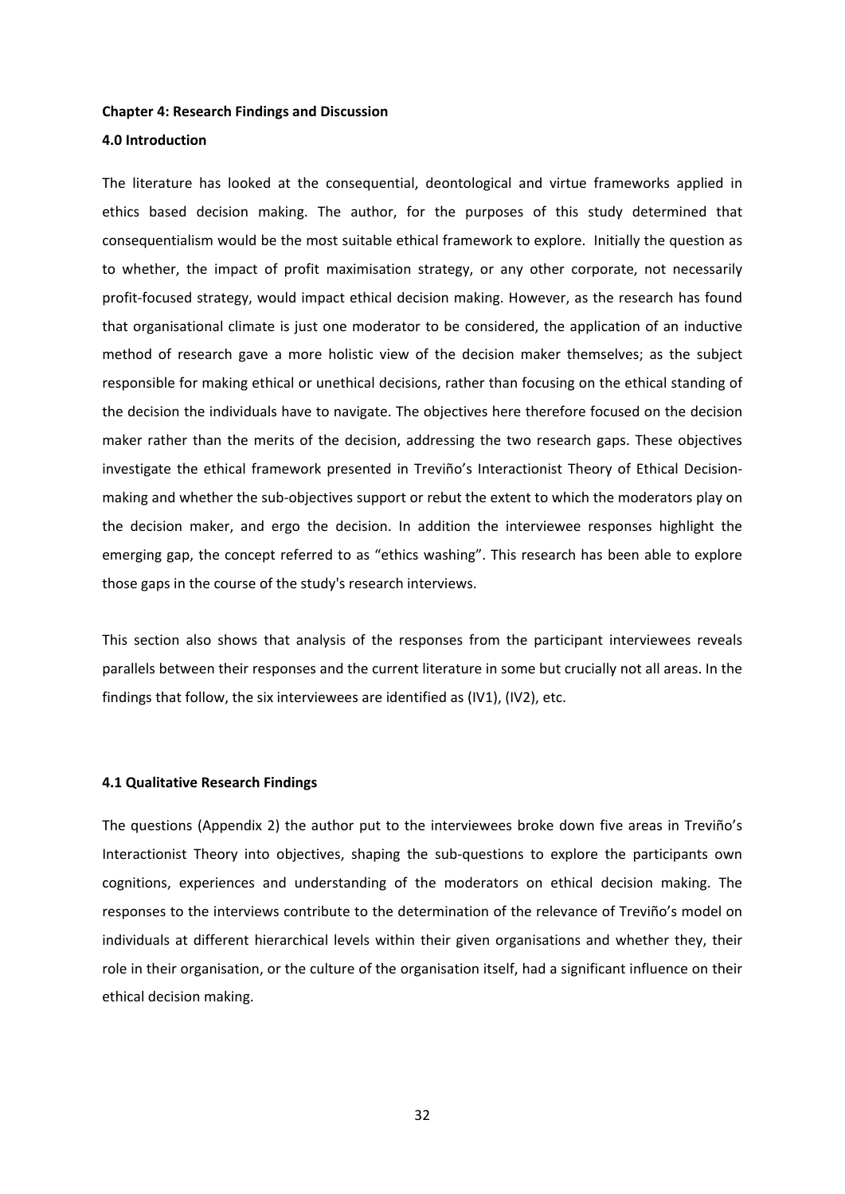**Chapter 4: Research Findings and Discussion**

**4.0 Introduction**

The literature has looked at the consequential, deontological and virtue frameworks applied in ethics based decision making. The author, for the purposes of this study determined that consequentialism would be the most suitable ethical framework to explore. Initially the question as to whether, the impact of profit maximisation strategy, or any other corporate, not necessarily profit-focused strategy, would impact ethical decision making. However, as the research has found that organisational climate is just one moderator to be considered, the application of an inductive method of research gave a more holistic view of the decision maker themselves; as the subject responsible for making ethical or unethical decisions, rather than focusing on the ethical standing of the decision the individuals have to navigate. The objectives here therefore focused on the decision maker rather than the merits of the decision, addressing the two research gaps. These objectives investigate the ethical framework presented in Treviño's Interactionist Theory of Ethical Decision-making and whether the sub-objectives support or rebut the extent to which the moderators play on the decision maker, and ergo the decision. In addition the interviewee responses highlight the emerging gap, the concept referred to as "ethics washing". This research has been able to explore those gaps in the course of the study's research interviews.

This section also shows that analysis of the responses from the participant interviewees reveals parallels between their responses and the current literature in some but crucially not all areas. In the findings that follow, the six interviewees are identified as (IV1), (IV2), etc.

**4.1 Qualitative Research Findings**

The questions (Appendix 2) the author put to the interviewees broke down five areas in Treviño's Interactionist Theory into objectives, shaping the sub-questions to explore the participants own cognitions, experiences and understanding of the moderators on ethical decision making. The responses to the interviews contribute to the determination of the relevance of Treviño's model on individuals at different hierarchical levels within their given organisations and whether they, their role in their organisation, or the culture of the organisation itself, had a significant influence on their ethical decision making.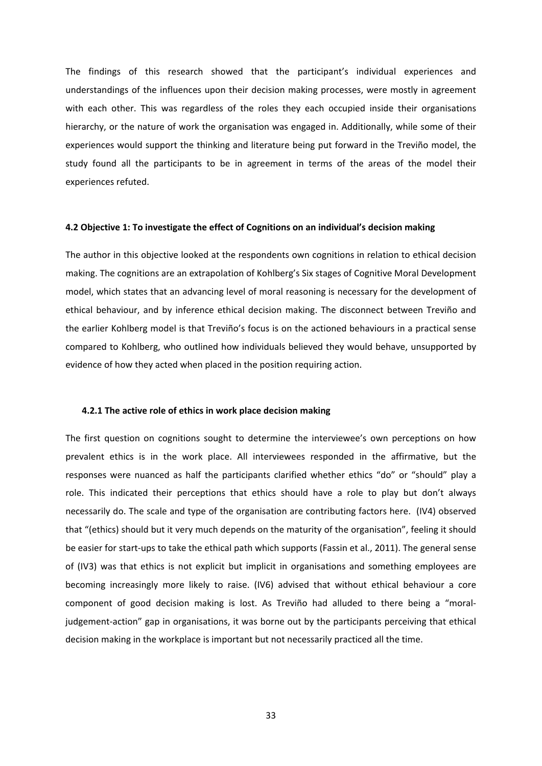The findings of this research showed that the participant's individual experiences and understandings of the influences upon their decision making processes, were mostly in agreement with each other. This was regardless of the roles they each occupied inside their organisations hierarchy, or the nature of work the organisation was engaged in. Additionally, while some of their experiences would support the thinking and literature being put forward in the Treviño model, the study found all the participants to be in agreement in terms of the areas of the model their experiences refuted.

## 4.2 Objective 1: To investigate the effect of Cognitions on an individual's decision making

The author in this objective looked at the respondents own cognitions in relation to ethical decision making. The cognitions are an extrapolation of Kohlberg's Six stages of Cognitive Moral Development model, which states that an advancing level of moral reasoning is necessary for the development of ethical behaviour, and by inference ethical decision making. The disconnect between Treviño and the earlier Kohlberg model is that Treviño's focus is on the actioned behaviours in a practical sense compared to Kohlberg, who outlined how individuals believed they would behave, unsupported by evidence of how they acted when placed in the position requiring action.

### 4.2.1 The active role of ethics in work place decision making

The first question on cognitions sought to determine the interviewee's own perceptions on how prevalent ethics is in the work place. All interviewees responded in the affirmative, but the responses were nuanced as half the participants clarified whether ethics "do" or "should" play a role. This indicated their perceptions that ethics should have a role to play but don't always necessarily do. The scale and type of the organisation are contributing factors here. (IV4) observed that "(ethics) should but it very much depends on the maturity of the organisation", feeling it should be easier for start-ups to take the ethical path which supports (Fassin et al., 2011). The general sense of (IV3) was that ethics is not explicit but implicit in organisations and something employees are becoming increasingly more likely to raise. (IV6) advised that without ethical behaviour a core component of good decision making is lost. As Treviño had alluded to there being a "moral-judgement-action" gap in organisations, it was borne out by the participants perceiving that ethical decision making in the workplace is important but not necessarily practiced all the time.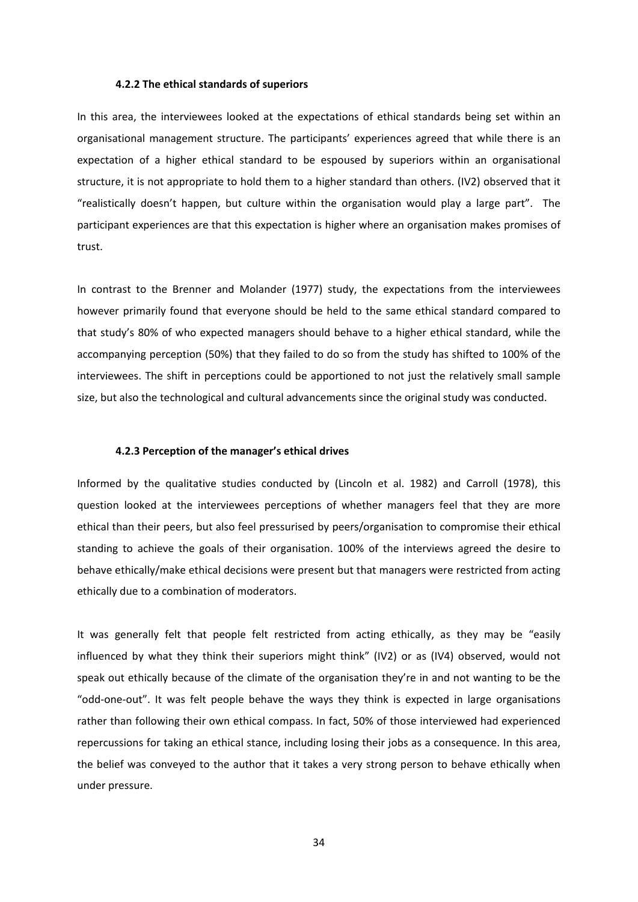#### 4.2.2 The ethical standards of superiors

In this area, the interviewees looked at the expectations of ethical standards being set within an organisational management structure. The participants' experiences agreed that while there is an expectation of a higher ethical standard to be espoused by superiors within an organisational structure, it is not appropriate to hold them to a higher standard than others. (IV2) observed that it "realistically doesn't happen, but culture within the organisation would play a large part". The participant experiences are that this expectation is higher where an organisation makes promises of trust.

In contrast to the Brenner and Molander (1977) study, the expectations from the interviewees however primarily found that everyone should be held to the same ethical standard compared to that study's 80% of who expected managers should behave to a higher ethical standard, while the accompanying perception (50%) that they failed to do so from the study has shifted to 100% of the interviewees. The shift in perceptions could be apportioned to not just the relatively small sample size, but also the technological and cultural advancements since the original study was conducted.

#### 4.2.3 Perception of the manager's ethical drives

Informed by the qualitative studies conducted by (Lincoln et al. 1982) and Carroll (1978), this question looked at the interviewees perceptions of whether managers feel that they are more ethical than their peers, but also feel pressurised by peers/organisation to compromise their ethical standing to achieve the goals of their organisation. 100% of the interviews agreed the desire to behave ethically/make ethical decisions were present but that managers were restricted from acting ethically due to a combination of moderators.

It was generally felt that people felt restricted from acting ethically, as they may be "easily influenced by what they think their superiors might think" (IV2) or as (IV4) observed, would not speak out ethically because of the climate of the organisation they're in and not wanting to be the "odd-one-out". It was felt people behave the ways they think is expected in large organisations rather than following their own ethical compass. In fact, 50% of those interviewed had experienced repercussions for taking an ethical stance, including losing their jobs as a consequence. In this area, the belief was conveyed to the author that it takes a very strong person to behave ethically when under pressure.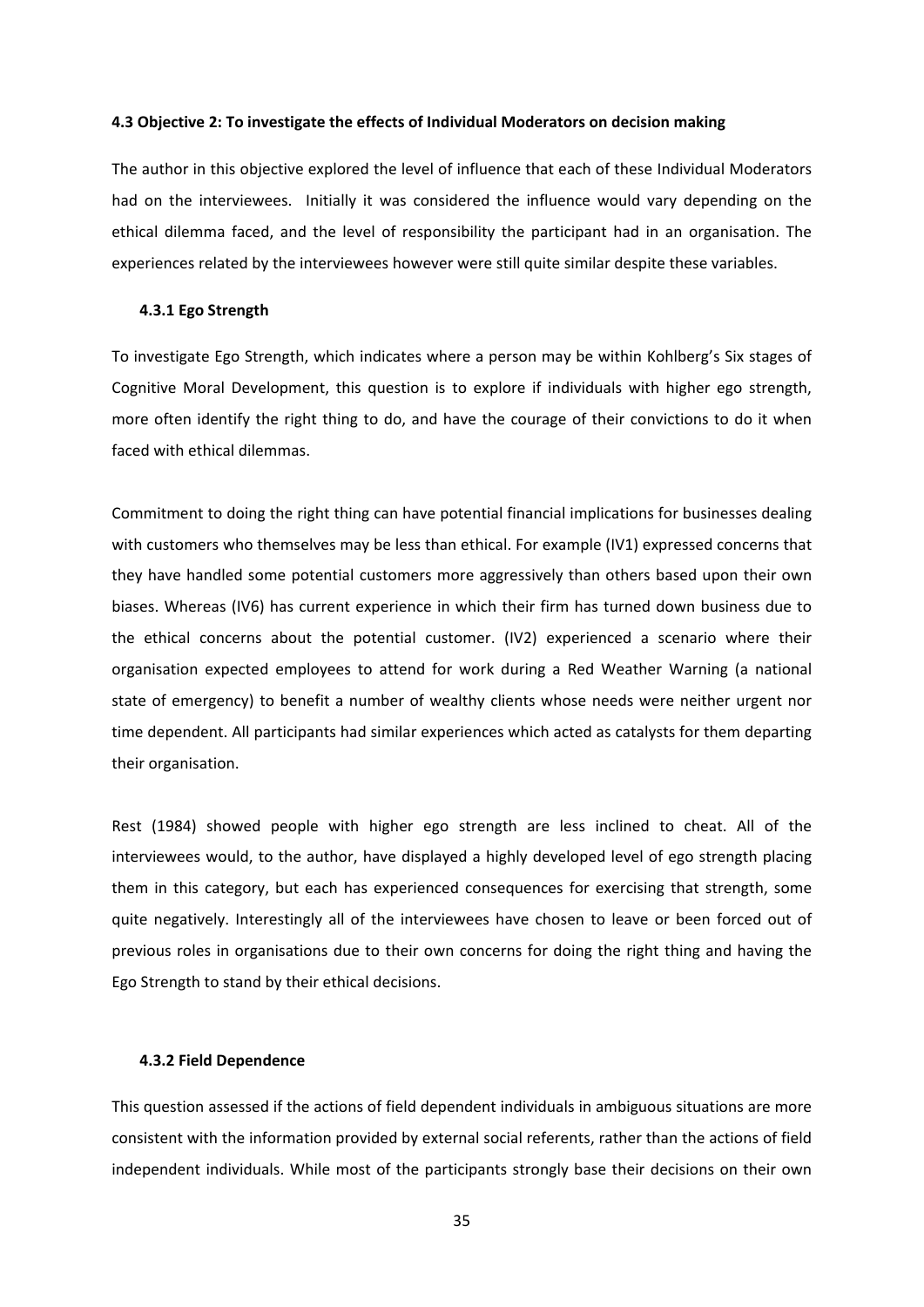### 4.3 Objective 2: To investigate the effects of Individual Moderators on decision making

The author in this objective explored the level of influence that each of these Individual Moderators had on the interviewees. Initially it was considered the influence would vary depending on the ethical dilemma faced, and the level of responsibility the participant had in an organisation. The experiences related by the interviewees however were still quite similar despite these variables.

#### 4.3.1 Ego Strength

To investigate Ego Strength, which indicates where a person may be within Kohlberg's Six stages of Cognitive Moral Development, this question is to explore if individuals with higher ego strength, more often identify the right thing to do, and have the courage of their convictions to do it when faced with ethical dilemmas.

Commitment to doing the right thing can have potential financial implications for businesses dealing with customers who themselves may be less than ethical. For example (IV1) expressed concerns that they have handled some potential customers more aggressively than others based upon their own biases. Whereas (IV6) has current experience in which their firm has turned down business due to the ethical concerns about the potential customer. (IV2) experienced a scenario where their organisation expected employees to attend for work during a Red Weather Warning (a national state of emergency) to benefit a number of wealthy clients whose needs were neither urgent nor time dependent. All participants had similar experiences which acted as catalysts for them departing their organisation.

Rest (1984) showed people with higher ego strength are less inclined to cheat. All of the interviewees would, to the author, have displayed a highly developed level of ego strength placing them in this category, but each has experienced consequences for exercising that strength, some quite negatively. Interestingly all of the interviewees have chosen to leave or been forced out of previous roles in organisations due to their own concerns for doing the right thing and having the Ego Strength to stand by their ethical decisions.

#### 4.3.2 Field Dependence

This question assessed if the actions of field dependent individuals in ambiguous situations are more consistent with the information provided by external social referents, rather than the actions of field independent individuals. While most of the participants strongly base their decisions on their own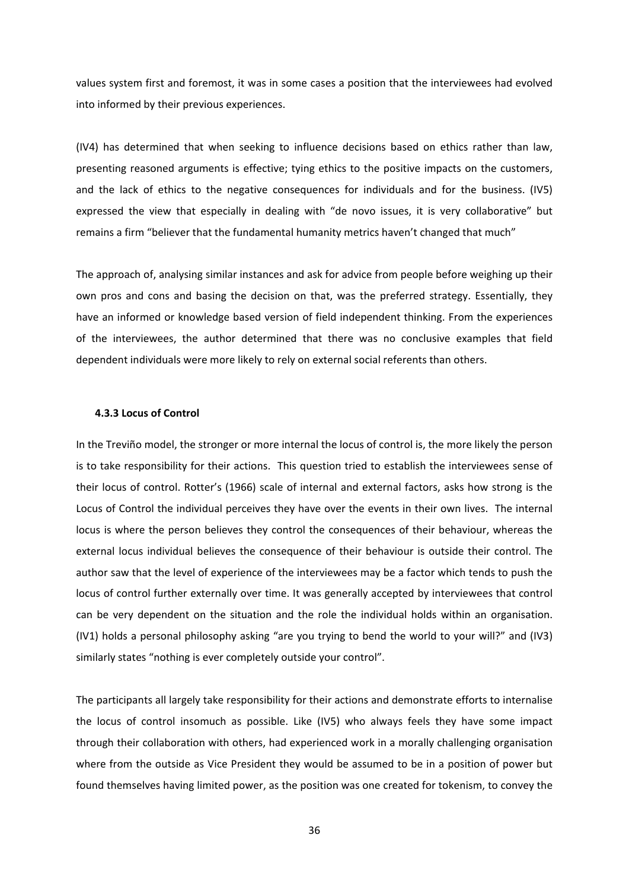values system first and foremost, it was in some cases a position that the interviewees had evolved into informed by their previous experiences.

(IV4) has determined that when seeking to influence decisions based on ethics rather than law, presenting reasoned arguments is effective; tying ethics to the positive impacts on the customers, and the lack of ethics to the negative consequences for individuals and for the business. (IV5) expressed the view that especially in dealing with "de novo issues, it is very collaborative" but remains a firm "believer that the fundamental humanity metrics haven't changed that much"

The approach of, analysing similar instances and ask for advice from people before weighing up their own pros and cons and basing the decision on that, was the preferred strategy. Essentially, they have an informed or knowledge based version of field independent thinking. From the experiences of the interviewees, the author determined that there was no conclusive examples that field dependent individuals were more likely to rely on external social referents than others.

#### 4.3.3 Locus of Control

In the Treviño model, the stronger or more internal the locus of control is, the more likely the person is to take responsibility for their actions. This question tried to establish the interviewees sense of their locus of control. Rotter's (1966) scale of internal and external factors, asks how strong is the Locus of Control the individual perceives they have over the events in their own lives. The internal locus is where the person believes they control the consequences of their behaviour, whereas the external locus individual believes the consequence of their behaviour is outside their control. The author saw that the level of experience of the interviewees may be a factor which tends to push the locus of control further externally over time. It was generally accepted by interviewees that control can be very dependent on the situation and the role the individual holds within an organisation. (IV1) holds a personal philosophy asking "are you trying to bend the world to your will?" and (IV3) similarly states "nothing is ever completely outside your control".

The participants all largely take responsibility for their actions and demonstrate efforts to internalise the locus of control insomuch as possible. Like (IV5) who always feels they have some impact through their collaboration with others, had experienced work in a morally challenging organisation where from the outside as Vice President they would be assumed to be in a position of power but found themselves having limited power, as the position was one created for tokenism, to convey the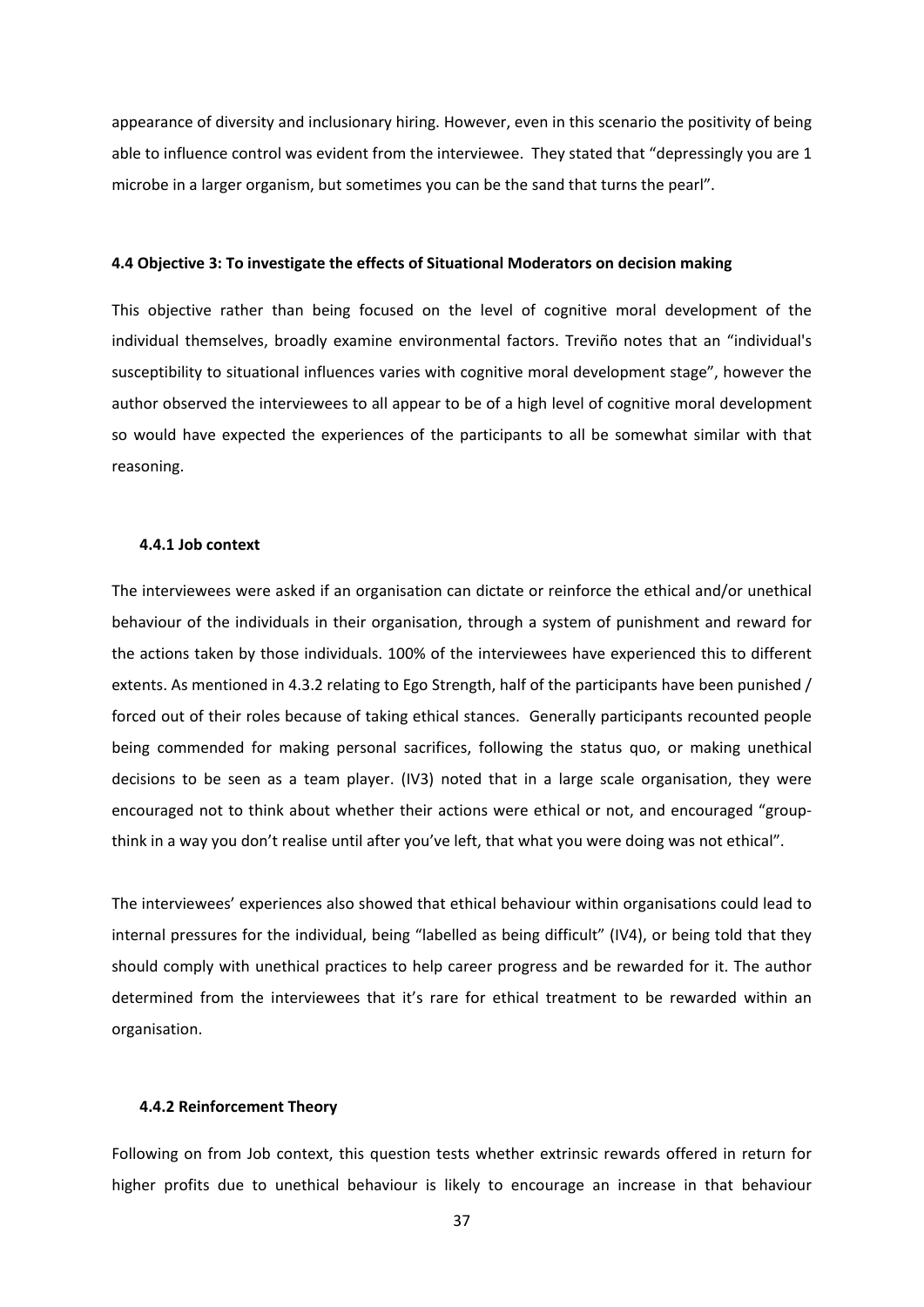appearance of diversity and inclusionary hiring. However, even in this scenario the positivity of being able to influence control was evident from the interviewee. They stated that "depressingly you are 1 microbe in a larger organism, but sometimes you can be the sand that turns the pearl".

## 4.4 Objective 3: To investigate the effects of Situational Moderators on decision making

This objective rather than being focused on the level of cognitive moral development of the individual themselves, broadly examine environmental factors. Treviño notes that an "individual's susceptibility to situational influences varies with cognitive moral development stage", however the author observed the interviewees to all appear to be of a high level of cognitive moral development so would have expected the experiences of the participants to all be somewhat similar with that reasoning.

### 4.4.1 Job context

The interviewees were asked if an organisation can dictate or reinforce the ethical and/or unethical behaviour of the individuals in their organisation, through a system of punishment and reward for the actions taken by those individuals. 100% of the interviewees have experienced this to different extents. As mentioned in 4.3.2 relating to Ego Strength, half of the participants have been punished / forced out of their roles because of taking ethical stances. Generally participants recounted people being commended for making personal sacrifices, following the status quo, or making unethical decisions to be seen as a team player. (IV3) noted that in a large scale organisation, they were encouraged not to think about whether their actions were ethical or not, and encouraged "group-think in a way you don't realise until after you've left, that what you were doing was not ethical".

The interviewees' experiences also showed that ethical behaviour within organisations could lead to internal pressures for the individual, being "labelled as being difficult" (IV4), or being told that they should comply with unethical practices to help career progress and be rewarded for it. The author determined from the interviewees that it's rare for ethical treatment to be rewarded within an organisation.

### 4.4.2 Reinforcement Theory

Following on from Job context, this question tests whether extrinsic rewards offered in return for higher profits due to unethical behaviour is likely to encourage an increase in that behaviour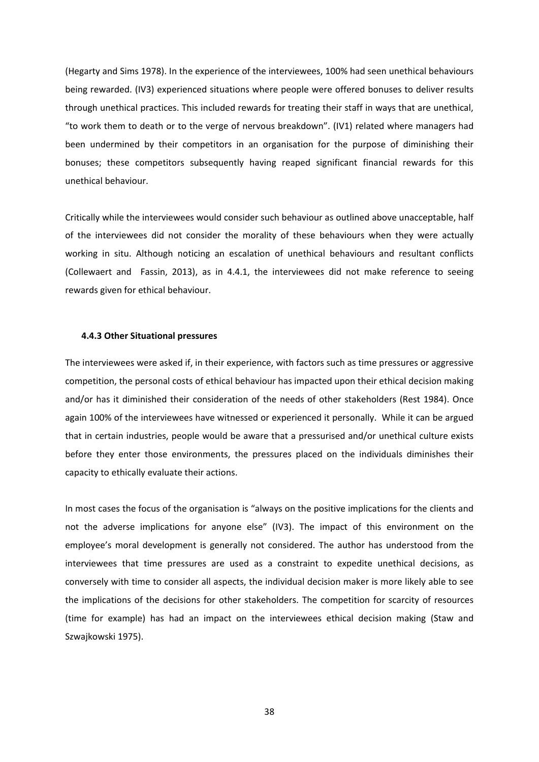(Hegarty and Sims 1978). In the experience of the interviewees, 100% had seen unethical behaviours being rewarded. (IV3) experienced situations where people were offered bonuses to deliver results through unethical practices. This included rewards for treating their staff in ways that are unethical, "to work them to death or to the verge of nervous breakdown". (IV1) related where managers had been undermined by their competitors in an organisation for the purpose of diminishing their bonuses; these competitors subsequently having reaped significant financial rewards for this unethical behaviour.

Critically while the interviewees would consider such behaviour as outlined above unacceptable, half of the interviewees did not consider the morality of these behaviours when they were actually working in situ. Although noticing an escalation of unethical behaviours and resultant conflicts (Collewaert and Fassin, 2013), as in 4.4.1, the interviewees did not make reference to seeing rewards given for ethical behaviour.

### 4.4.3 Other Situational pressures

The interviewees were asked if, in their experience, with factors such as time pressures or aggressive competition, the personal costs of ethical behaviour has impacted upon their ethical decision making and/or has it diminished their consideration of the needs of other stakeholders (Rest 1984). Once again 100% of the interviewees have witnessed or experienced it personally. While it can be argued that in certain industries, people would be aware that a pressurised and/or unethical culture exists before they enter those environments, the pressures placed on the individuals diminishes their capacity to ethically evaluate their actions.

In most cases the focus of the organisation is "always on the positive implications for the clients and not the adverse implications for anyone else" (IV3). The impact of this environment on the employee's moral development is generally not considered. The author has understood from the interviewees that time pressures are used as a constraint to expedite unethical decisions, as conversely with time to consider all aspects, the individual decision maker is more likely able to see the implications of the decisions for other stakeholders. The competition for scarcity of resources (time for example) has had an impact on the interviewees ethical decision making (Staw and Szwajkowski 1975).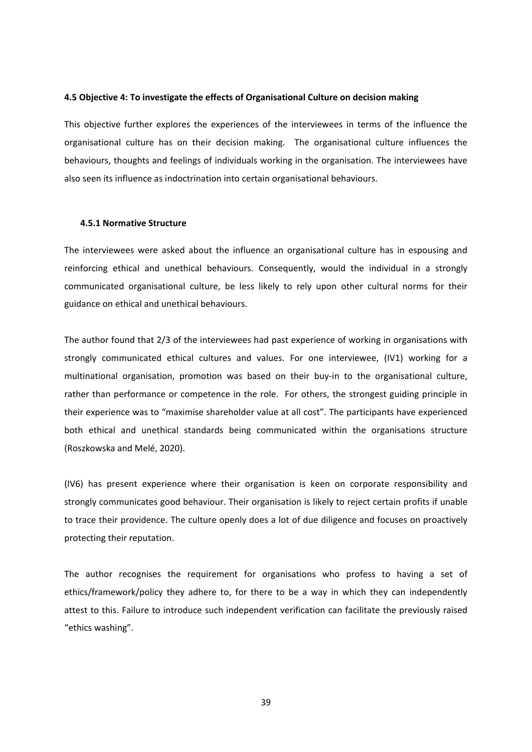### 4.5 Objective 4: To investigate the effects of Organisational Culture on decision making

This objective further explores the experiences of the interviewees in terms of the influence the organisational culture has on their decision making. The organisational culture influences the behaviours, thoughts and feelings of individuals working in the organisation. The interviewees have also seen its influence as indoctrination into certain organisational behaviours.

#### 4.5.1 Normative Structure

The interviewees were asked about the influence an organisational culture has in espousing and reinforcing ethical and unethical behaviours. Consequently, would the individual in a strongly communicated organisational culture, be less likely to rely upon other cultural norms for their guidance on ethical and unethical behaviours.

The author found that 2/3 of the interviewees had past experience of working in organisations with strongly communicated ethical cultures and values. For one interviewee, (IV1) working for a multinational organisation, promotion was based on their buy-in to the organisational culture, rather than performance or competence in the role. For others, the strongest guiding principle in their experience was to "maximise shareholder value at all cost". The participants have experienced both ethical and unethical standards being communicated within the organisations structure (Roszkowska and Melé, 2020).

(IV6) has present experience where their organisation is keen on corporate responsibility and strongly communicates good behaviour. Their organisation is likely to reject certain profits if unable to trace their providence. The culture openly does a lot of due diligence and focuses on proactively protecting their reputation.

The author recognises the requirement for organisations who profess to having a set of ethics/framework/policy they adhere to, for there to be a way in which they can independently attest to this. Failure to introduce such independent verification can facilitate the previously raised "ethics washing".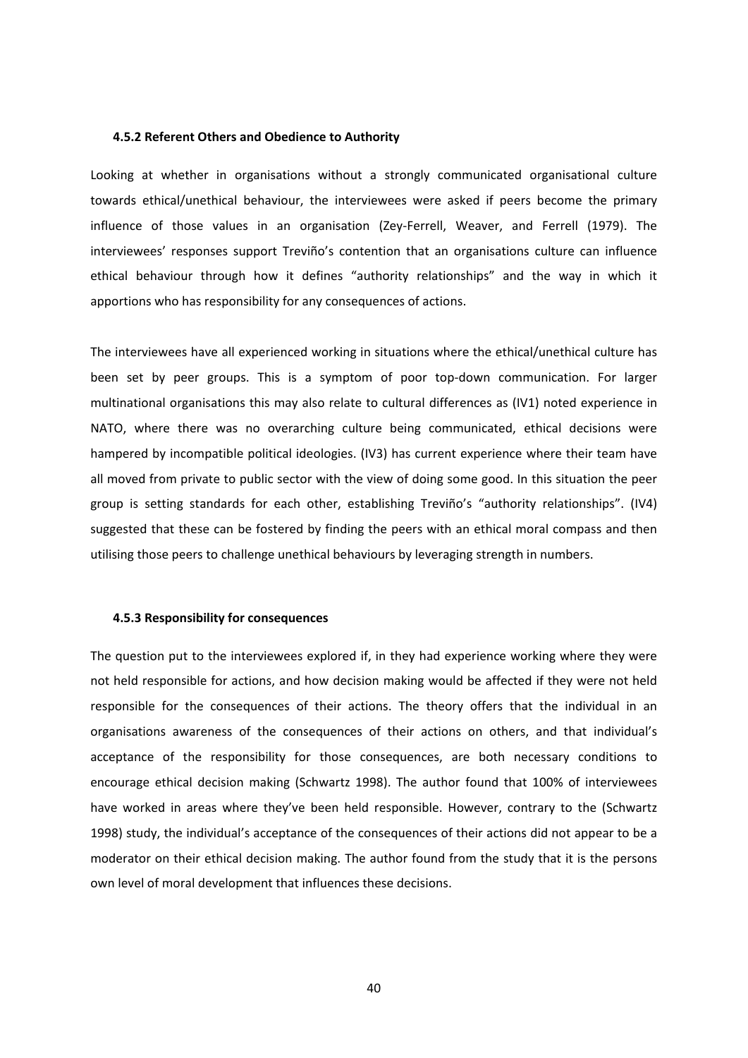#### 4.5.2 Referent Others and Obedience to Authority

Looking at whether in organisations without a strongly communicated organisational culture towards ethical/unethical behaviour, the interviewees were asked if peers become the primary influence of those values in an organisation (Zey-Ferrell, Weaver, and Ferrell (1979). The interviewees' responses support Treviño's contention that an organisations culture can influence ethical behaviour through how it defines "authority relationships" and the way in which it apportions who has responsibility for any consequences of actions.

The interviewees have all experienced working in situations where the ethical/unethical culture has been set by peer groups. This is a symptom of poor top-down communication. For larger multinational organisations this may also relate to cultural differences as (IV1) noted experience in NATO, where there was no overarching culture being communicated, ethical decisions were hampered by incompatible political ideologies. (IV3) has current experience where their team have all moved from private to public sector with the view of doing some good. In this situation the peer group is setting standards for each other, establishing Treviño's "authority relationships". (IV4) suggested that these can be fostered by finding the peers with an ethical moral compass and then utilising those peers to challenge unethical behaviours by leveraging strength in numbers.

#### 4.5.3 Responsibility for consequences

The question put to the interviewees explored if, in they had experience working where they were not held responsible for actions, and how decision making would be affected if they were not held responsible for the consequences of their actions. The theory offers that the individual in an organisations awareness of the consequences of their actions on others, and that individual's acceptance of the responsibility for those consequences, are both necessary conditions to encourage ethical decision making (Schwartz 1998). The author found that 100% of interviewees have worked in areas where they've been held responsible. However, contrary to the (Schwartz 1998) study, the individual's acceptance of the consequences of their actions did not appear to be a moderator on their ethical decision making. The author found from the study that it is the persons own level of moral development that influences these decisions.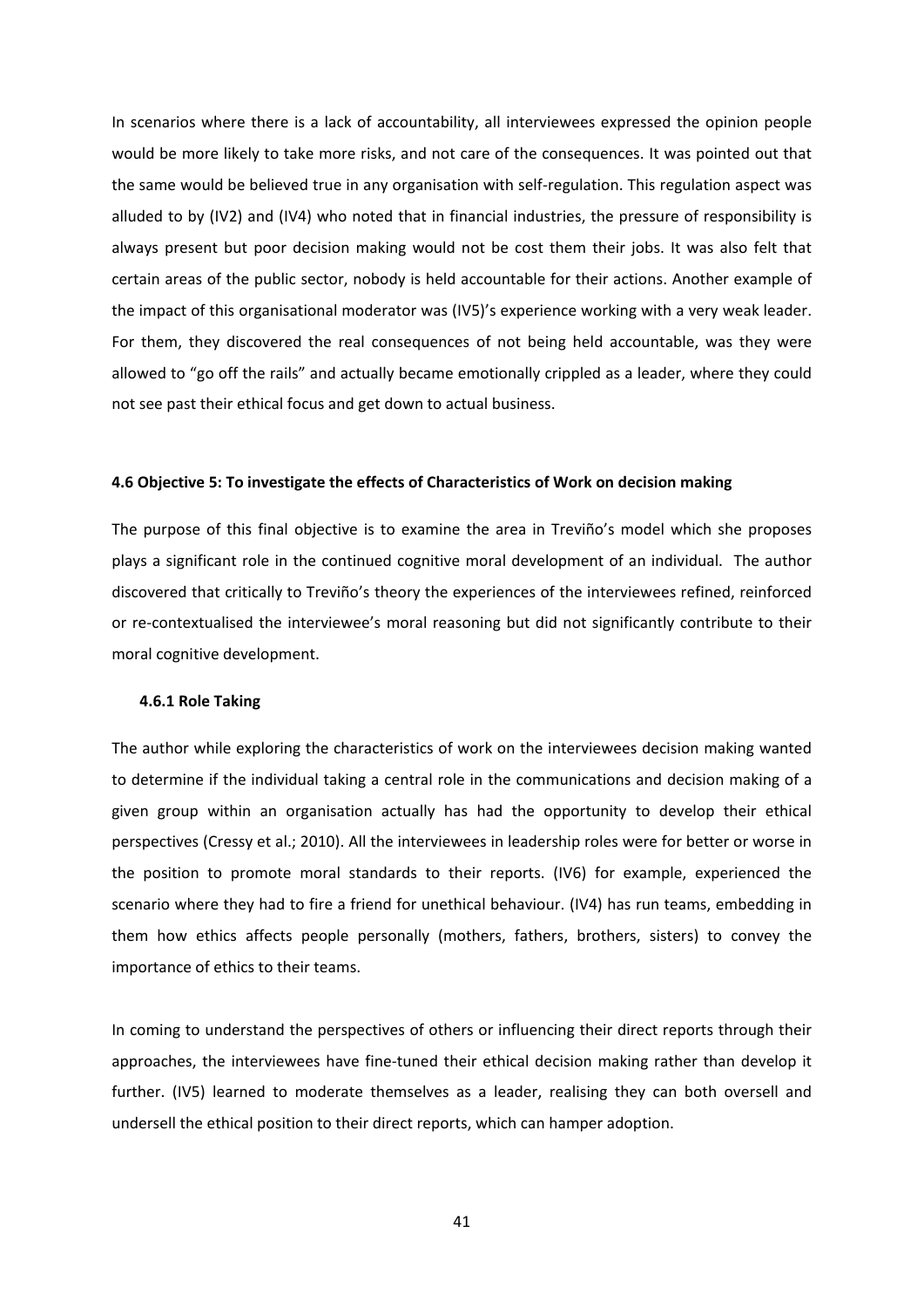In scenarios where there is a lack of accountability, all interviewees expressed the opinion people would be more likely to take more risks, and not care of the consequences. It was pointed out that the same would be believed true in any organisation with self-regulation. This regulation aspect was alluded to by (IV2) and (IV4) who noted that in financial industries, the pressure of responsibility is always present but poor decision making would not be cost them their jobs. It was also felt that certain areas of the public sector, nobody is held accountable for their actions. Another example of the impact of this organisational moderator was (IV5)'s experience working with a very weak leader. For them, they discovered the real consequences of not being held accountable, was they were allowed to "go off the rails" and actually became emotionally crippled as a leader, where they could not see past their ethical focus and get down to actual business.

### 4.6 Objective 5: To investigate the effects of Characteristics of Work on decision making

The purpose of this final objective is to examine the area in Treviño's model which she proposes plays a significant role in the continued cognitive moral development of an individual. The author discovered that critically to Treviño's theory the experiences of the interviewees refined, reinforced or re-contextualised the interviewee's moral reasoning but did not significantly contribute to their moral cognitive development.

#### 4.6.1 Role Taking

The author while exploring the characteristics of work on the interviewees decision making wanted to determine if the individual taking a central role in the communications and decision making of a given group within an organisation actually has had the opportunity to develop their ethical perspectives (Cressy et al.; 2010). All the interviewees in leadership roles were for better or worse in the position to promote moral standards to their reports. (IV6) for example, experienced the scenario where they had to fire a friend for unethical behaviour. (IV4) has run teams, embedding in them how ethics affects people personally (mothers, fathers, brothers, sisters) to convey the importance of ethics to their teams.

In coming to understand the perspectives of others or influencing their direct reports through their approaches, the interviewees have fine-tuned their ethical decision making rather than develop it further. (IV5) learned to moderate themselves as a leader, realising they can both oversell and undersell the ethical position to their direct reports, which can hamper adoption.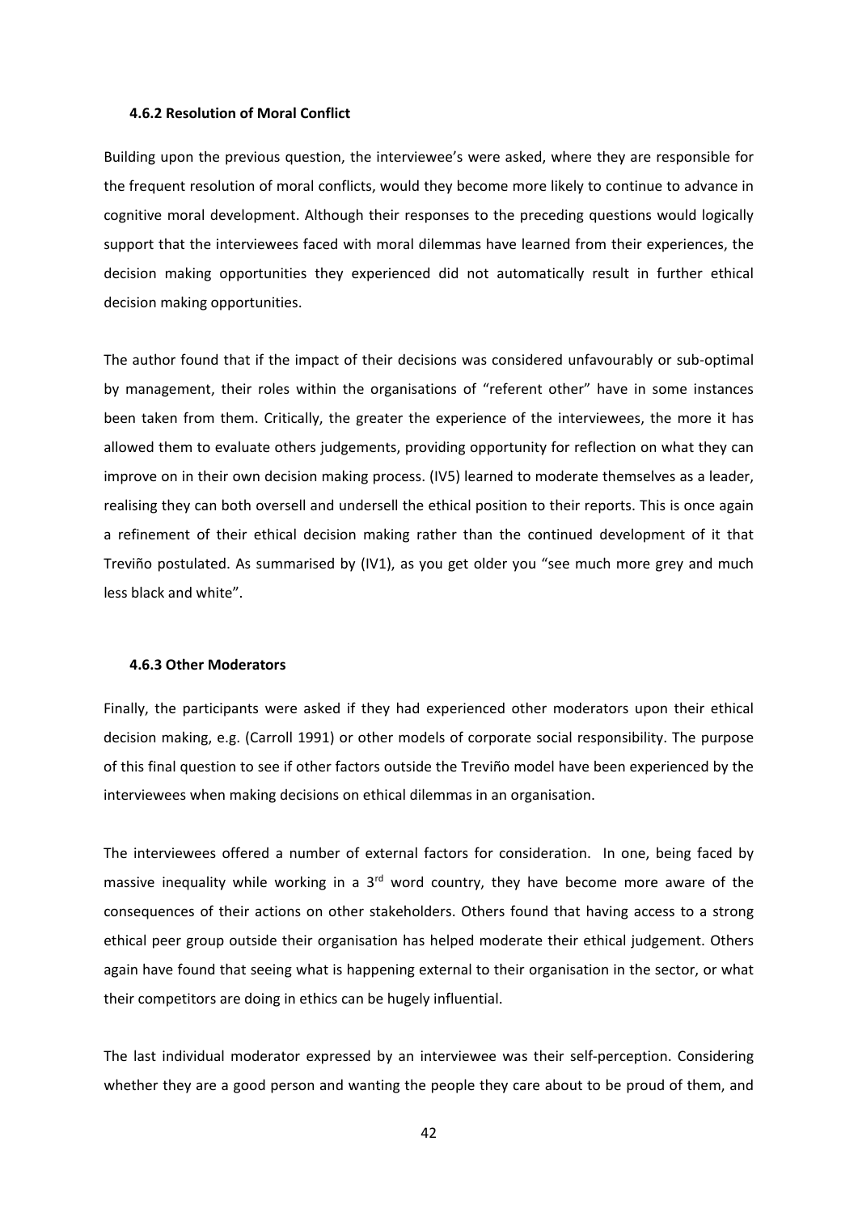#### 4.6.2 Resolution of Moral Conflict

Building upon the previous question, the interviewee's were asked, where they are responsible for the frequent resolution of moral conflicts, would they become more likely to continue to advance in cognitive moral development. Although their responses to the preceding questions would logically support that the interviewees faced with moral dilemmas have learned from their experiences, the decision making opportunities they experienced did not automatically result in further ethical decision making opportunities.

The author found that if the impact of their decisions was considered unfavourably or sub-optimal by management, their roles within the organisations of "referent other" have in some instances been taken from them. Critically, the greater the experience of the interviewees, the more it has allowed them to evaluate others judgements, providing opportunity for reflection on what they can improve on in their own decision making process. (IV5) learned to moderate themselves as a leader, realising they can both oversell and undersell the ethical position to their reports. This is once again a refinement of their ethical decision making rather than the continued development of it that Treviño postulated. As summarised by (IV1), as you get older you "see much more grey and much less black and white".

#### 4.6.3 Other Moderators

Finally, the participants were asked if they had experienced other moderators upon their ethical decision making, e.g. (Carroll 1991) or other models of corporate social responsibility. The purpose of this final question to see if other factors outside the Treviño model have been experienced by the interviewees when making decisions on ethical dilemmas in an organisation.

The interviewees offered a number of external factors for consideration. In one, being faced by massive inequality while working in a 3rd word country, they have become more aware of the consequences of their actions on other stakeholders. Others found that having access to a strong ethical peer group outside their organisation has helped moderate their ethical judgement. Others again have found that seeing what is happening external to their organisation in the sector, or what their competitors are doing in ethics can be hugely influential.

The last individual moderator expressed by an interviewee was their self-perception. Considering whether they are a good person and wanting the people they care about to be proud of them, and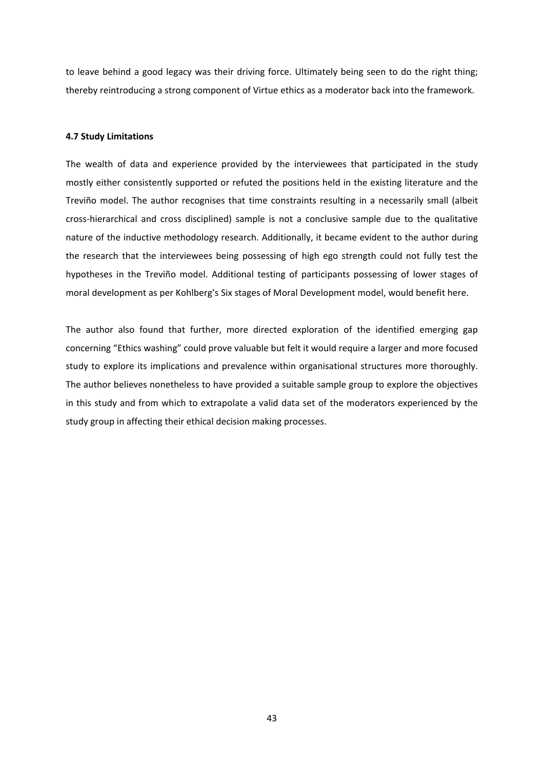to leave behind a good legacy was their driving force. Ultimately being seen to do the right thing; thereby reintroducing a strong component of Virtue ethics as a moderator back into the framework.

**4.7 Study Limitations**

The wealth of data and experience provided by the interviewees that participated in the study mostly either consistently supported or refuted the positions held in the existing literature and the Treviño model. The author recognises that time constraints resulting in a necessarily small (albeit cross-hierarchical and cross disciplined) sample is not a conclusive sample due to the qualitative nature of the inductive methodology research. Additionally, it became evident to the author during the research that the interviewees being possessing of high ego strength could not fully test the hypotheses in the Treviño model. Additional testing of participants possessing of lower stages of moral development as per Kohlberg's Six stages of Moral Development model, would benefit here.

The author also found that further, more directed exploration of the identified emerging gap concerning "Ethics washing" could prove valuable but felt it would require a larger and more focused study to explore its implications and prevalence within organisational structures more thoroughly. The author believes nonetheless to have provided a suitable sample group to explore the objectives in this study and from which to extrapolate a valid data set of the moderators experienced by the study group in affecting their ethical decision making processes.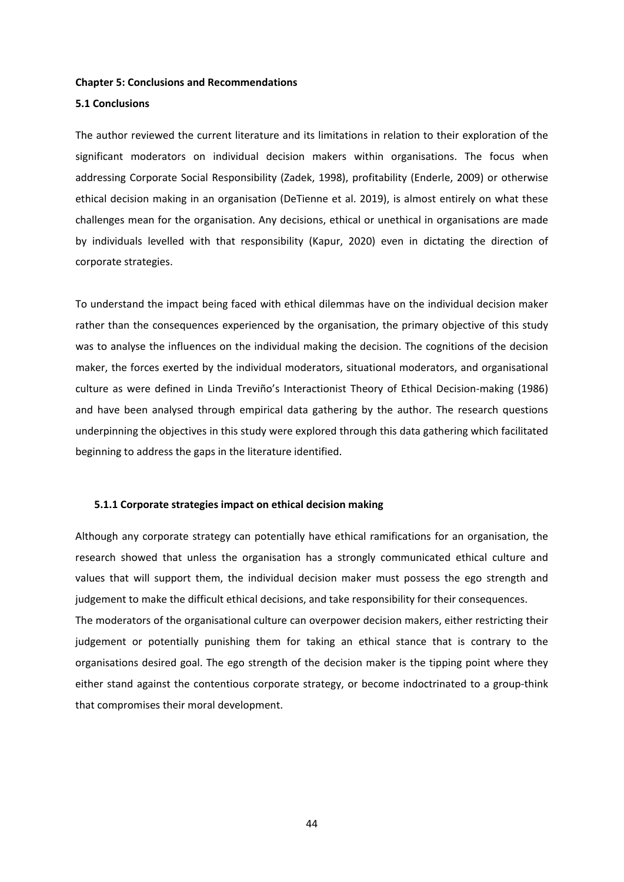# Chapter 5: Conclusions and Recommendations

## 5.1 Conclusions

The author reviewed the current literature and its limitations in relation to their exploration of the significant moderators on individual decision makers within organisations. The focus when addressing Corporate Social Responsibility (Zadek, 1998), profitability (Enderle, 2009) or otherwise ethical decision making in an organisation (DeTienne et al. 2019), is almost entirely on what these challenges mean for the organisation. Any decisions, ethical or unethical in organisations are made by individuals levelled with that responsibility (Kapur, 2020) even in dictating the direction of corporate strategies.

To understand the impact being faced with ethical dilemmas have on the individual decision maker rather than the consequences experienced by the organisation, the primary objective of this study was to analyse the influences on the individual making the decision. The cognitions of the decision maker, the forces exerted by the individual moderators, situational moderators, and organisational culture as were defined in Linda Treviño's Interactionist Theory of Ethical Decision-making (1986) and have been analysed through empirical data gathering by the author. The research questions underpinning the objectives in this study were explored through this data gathering which facilitated beginning to address the gaps in the literature identified.

### 5.1.1 Corporate strategies impact on ethical decision making

Although any corporate strategy can potentially have ethical ramifications for an organisation, the research showed that unless the organisation has a strongly communicated ethical culture and values that will support them, the individual decision maker must possess the ego strength and judgement to make the difficult ethical decisions, and take responsibility for their consequences.

The moderators of the organisational culture can overpower decision makers, either restricting their judgement or potentially punishing them for taking an ethical stance that is contrary to the organisations desired goal. The ego strength of the decision maker is the tipping point where they either stand against the contentious corporate strategy, or become indoctrinated to a group-think that compromises their moral development.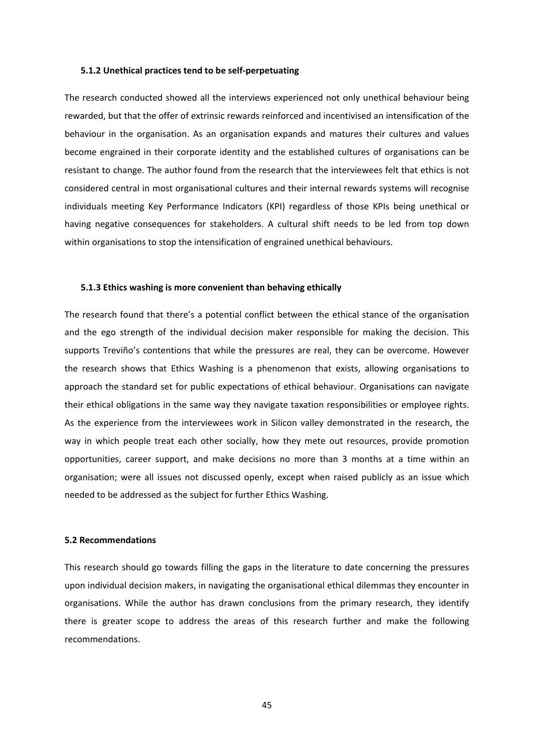#### 5.1.2 Unethical practices tend to be self-perpetuating

The research conducted showed all the interviews experienced not only unethical behaviour being rewarded, but that the offer of extrinsic rewards reinforced and incentivised an intensification of the behaviour in the organisation. As an organisation expands and matures their cultures and values become engrained in their corporate identity and the established cultures of organisations can be resistant to change. The author found from the research that the interviewees felt that ethics is not considered central in most organisational cultures and their internal rewards systems will recognise individuals meeting Key Performance Indicators (KPI) regardless of those KPIs being unethical or having negative consequences for stakeholders. A cultural shift needs to be led from top down within organisations to stop the intensification of engrained unethical behaviours.

#### 5.1.3 Ethics washing is more convenient than behaving ethically

The research found that there's a potential conflict between the ethical stance of the organisation and the ego strength of the individual decision maker responsible for making the decision. This supports Treviño's contentions that while the pressures are real, they can be overcome. However the research shows that Ethics Washing is a phenomenon that exists, allowing organisations to approach the standard set for public expectations of ethical behaviour. Organisations can navigate their ethical obligations in the same way they navigate taxation responsibilities or employee rights. As the experience from the interviewees work in Silicon valley demonstrated in the research, the way in which people treat each other socially, how they mete out resources, provide promotion opportunities, career support, and make decisions no more than 3 months at a time within an organisation; were all issues not discussed openly, except when raised publicly as an issue which needed to be addressed as the subject for further Ethics Washing.

### 5.2 Recommendations

This research should go towards filling the gaps in the literature to date concerning the pressures upon individual decision makers, in navigating the organisational ethical dilemmas they encounter in organisations. While the author has drawn conclusions from the primary research, they identify there is greater scope to address the areas of this research further and make the following recommendations.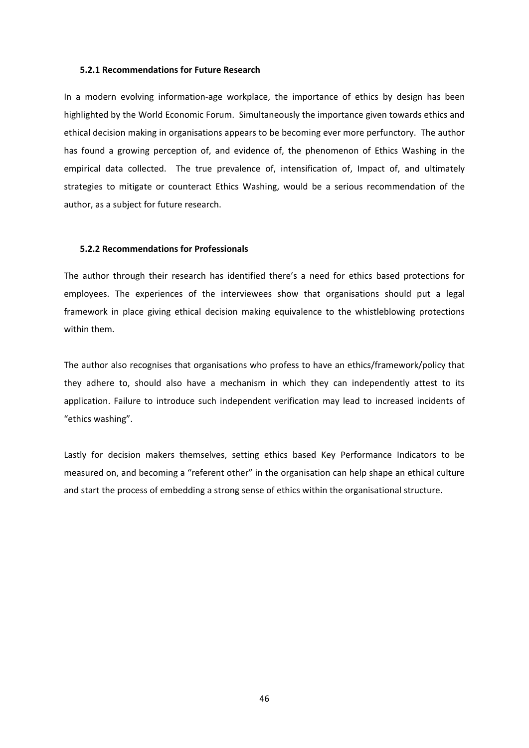### 5.2.1 Recommendations for Future Research

In a modern evolving information-age workplace, the importance of ethics by design has been highlighted by the World Economic Forum. Simultaneously the importance given towards ethics and ethical decision making in organisations appears to be becoming ever more perfunctory. The author has found a growing perception of, and evidence of, the phenomenon of Ethics Washing in the empirical data collected. The true prevalence of, intensification of, Impact of, and ultimately strategies to mitigate or counteract Ethics Washing, would be a serious recommendation of the author, as a subject for future research.

### 5.2.2 Recommendations for Professionals

The author through their research has identified there's a need for ethics based protections for employees. The experiences of the interviewees show that organisations should put a legal framework in place giving ethical decision making equivalence to the whistleblowing protections within them.

The author also recognises that organisations who profess to have an ethics/framework/policy that they adhere to, should also have a mechanism in which they can independently attest to its application. Failure to introduce such independent verification may lead to increased incidents of "ethics washing".

Lastly for decision makers themselves, setting ethics based Key Performance Indicators to be measured on, and becoming a "referent other" in the organisation can help shape an ethical culture and start the process of embedding a strong sense of ethics within the organisational structure.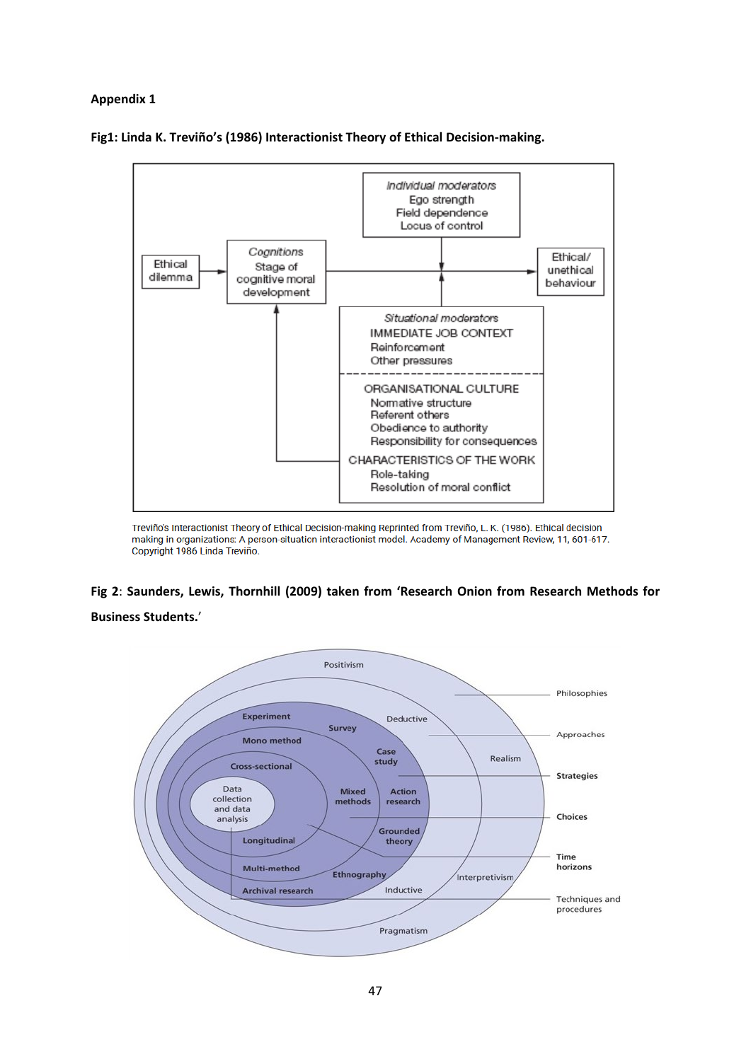**Appendix 1**

**Fig1: Linda K. Treviño's (1986) Interactionist Theory of Ethical Decision-making.**

Ethical dilemma → *Cognitions* Stage of cognitive moral development → Ethical/ unethical behaviour

*Individual moderators*
Ego strength
Field dependence
Locus of control

*Situational moderators*
IMMEDIATE JOB CONTEXT
Reinforcement
Other pressures

ORGANISATIONAL CULTURE
Normative structure
Referent others
Obedience to authority
Responsibility for consequences

CHARACTERISTICS OF THE WORK
Role-taking
Resolution of moral conflict

Treviño's Interactionist Theory of Ethical Decision-making Reprinted from Treviño, L. K. (1986). Ethical decision making in organizations: A person-situation interactionist model. Academy of Management Review, 11, 601-617. Copyright 1986 Linda Treviño.

**Fig 2**: **Saunders, Lewis, Thornhill (2009) taken from 'Research Onion from Research Methods for Business Students.'**

Philosophies: Positivism, Realism, Interpretivism, Pragmatism

Approaches: Deductive, Inductive

Strategies: Experiment, Survey, Case study, Action research, Grounded theory, Ethnography, Archival research

Choices: Mono method, Mixed methods, Multi-method

Time horizons: Cross-sectional, Longitudinal

Techniques and procedures: Data collection and data analysis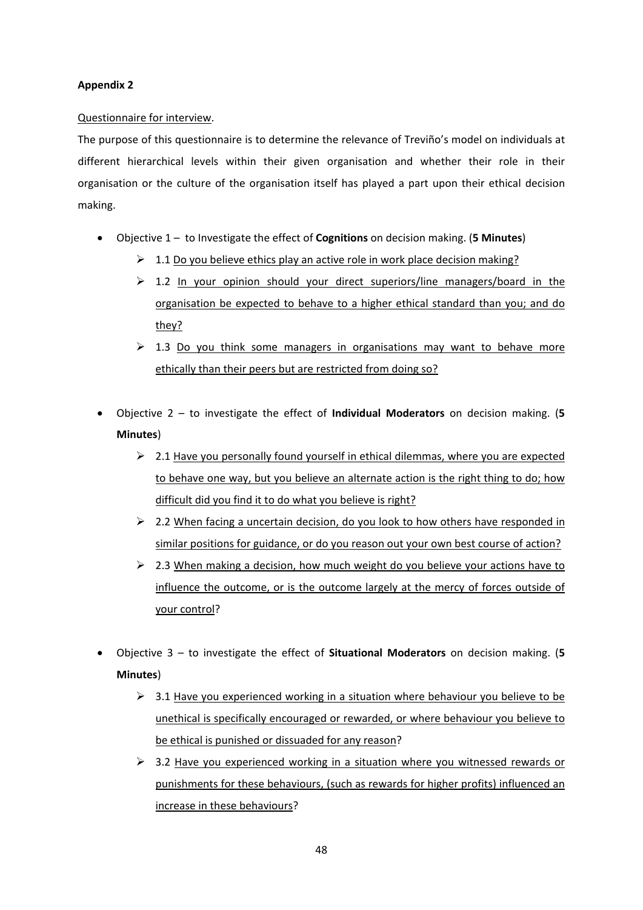**Appendix 2**

Questionnaire for interview.

The purpose of this questionnaire is to determine the relevance of Treviño's model on individuals at different hierarchical levels within their given organisation and whether their role in their organisation or the culture of the organisation itself has played a part upon their ethical decision making.

- Objective 1 – to Investigate the effect of **Cognitions** on decision making. (**5 Minutes**)
  - 1.1 Do you believe ethics play an active role in work place decision making?
  - 1.2 In your opinion should your direct superiors/line managers/board in the organisation be expected to behave to a higher ethical standard than you; and do they?
  - 1.3 Do you think some managers in organisations may want to behave more ethically than their peers but are restricted from doing so?

- Objective 2 – to investigate the effect of **Individual Moderators** on decision making. (**5 Minutes**)
  - 2.1 Have you personally found yourself in ethical dilemmas, where you are expected to behave one way, but you believe an alternate action is the right thing to do; how difficult did you find it to do what you believe is right?
  - 2.2 When facing a uncertain decision, do you look to how others have responded in similar positions for guidance, or do you reason out your own best course of action?
  - 2.3 When making a decision, how much weight do you believe your actions have to influence the outcome, or is the outcome largely at the mercy of forces outside of your control?

- Objective 3 – to investigate the effect of **Situational Moderators** on decision making. (**5 Minutes**)
  - 3.1 Have you experienced working in a situation where behaviour you believe to be unethical is specifically encouraged or rewarded, or where behaviour you believe to be ethical is punished or dissuaded for any reason?
  - 3.2 Have you experienced working in a situation where you witnessed rewards or punishments for these behaviours, (such as rewards for higher profits) influenced an increase in these behaviours?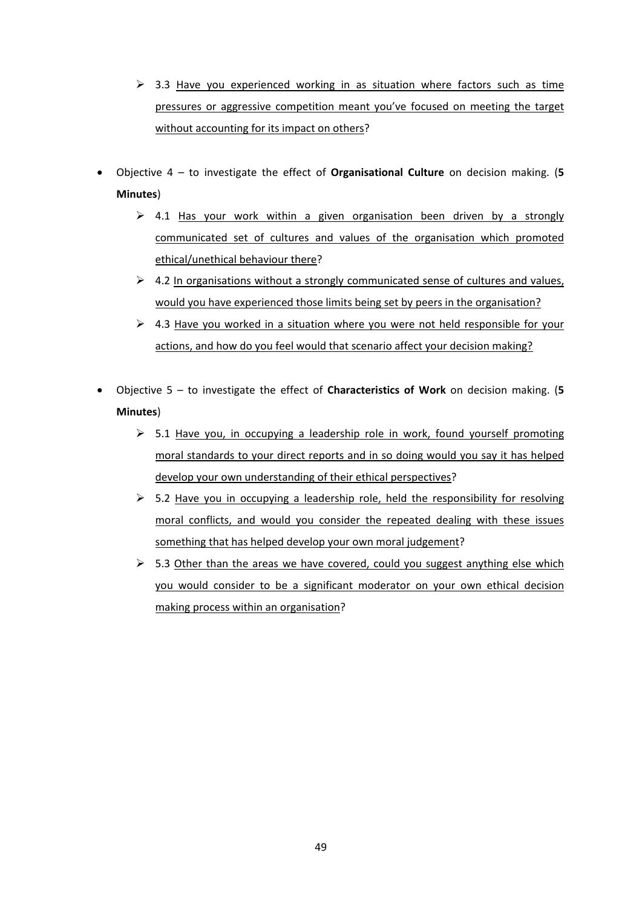- 3.3 Have you experienced working in as situation where factors such as time pressures or aggressive competition meant you've focused on meeting the target without accounting for its impact on others?

- Objective 4 – to investigate the effect of **Organisational Culture** on decision making. (**5 Minutes**)
  - 4.1 Has your work within a given organisation been driven by a strongly communicated set of cultures and values of the organisation which promoted ethical/unethical behaviour there?
  - 4.2 In organisations without a strongly communicated sense of cultures and values, would you have experienced those limits being set by peers in the organisation?
  - 4.3 Have you worked in a situation where you were not held responsible for your actions, and how do you feel would that scenario affect your decision making?

- Objective 5 – to investigate the effect of **Characteristics of Work** on decision making. (**5 Minutes**)
  - 5.1 Have you, in occupying a leadership role in work, found yourself promoting moral standards to your direct reports and in so doing would you say it has helped develop your own understanding of their ethical perspectives?
  - 5.2 Have you in occupying a leadership role, held the responsibility for resolving moral conflicts, and would you consider the repeated dealing with these issues something that has helped develop your own moral judgement?
  - 5.3 Other than the areas we have covered, could you suggest anything else which you would consider to be a significant moderator on your own ethical decision making process within an organisation?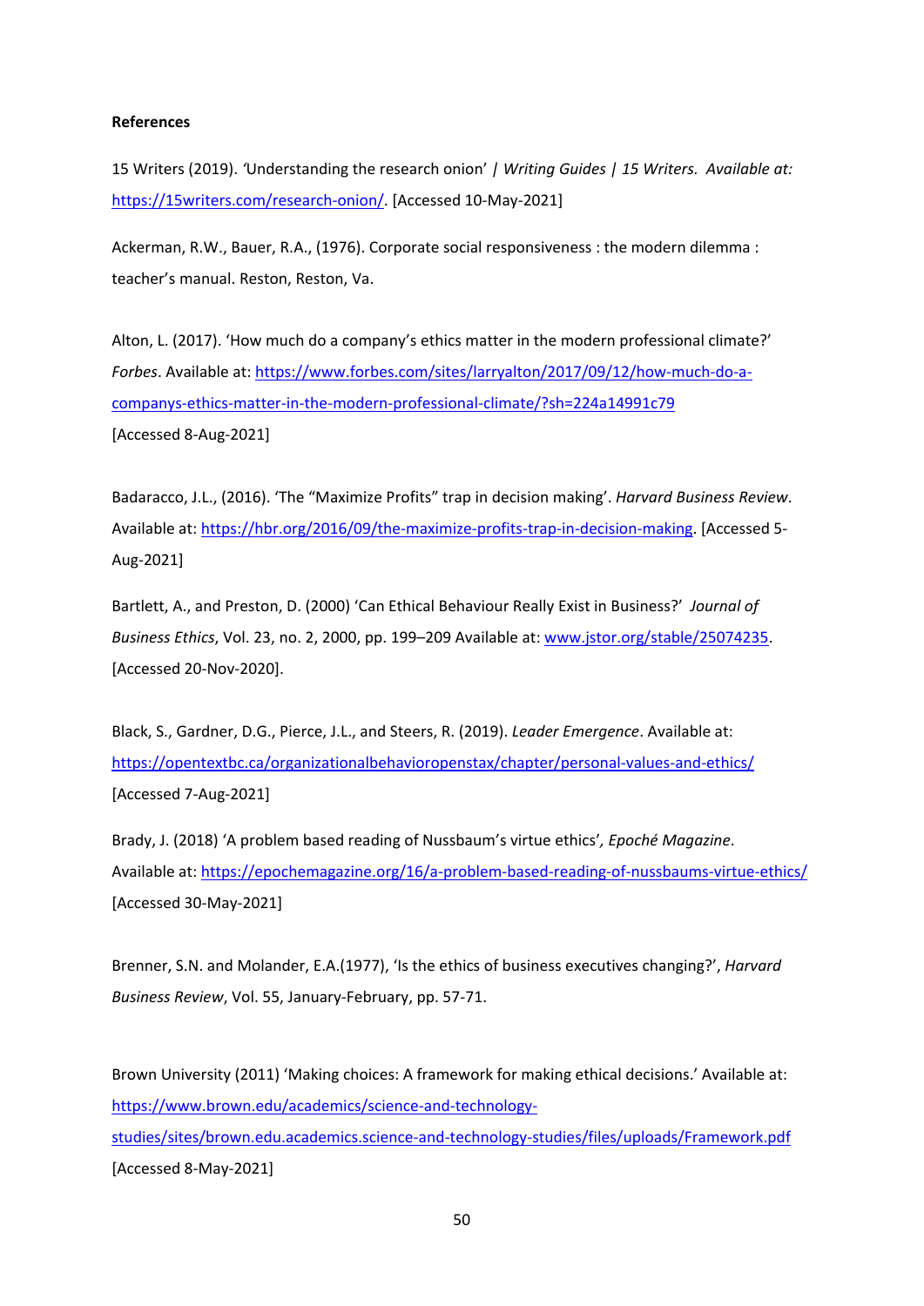**References**

15 Writers (2019). *'Understanding the research onion' | Writing Guides | 15 Writers. Available at:* https://15writers.com/research-onion/. [Accessed 10-May-2021]

Ackerman, R.W., Bauer, R.A., (1976). Corporate social responsiveness : the modern dilemma : teacher's manual. Reston, Reston, Va.

Alton, L. (2017). 'How much do a company's ethics matter in the modern professional climate?' *Forbes*. Available at: https://www.forbes.com/sites/larryalton/2017/09/12/how-much-do-a-companys-ethics-matter-in-the-modern-professional-climate/?sh=224a14991c79 [Accessed 8-Aug-2021]

Badaracco, J.L., (2016). 'The "Maximize Profits" trap in decision making'. *Harvard Business Review*. Available at: https://hbr.org/2016/09/the-maximize-profits-trap-in-decision-making. [Accessed 5-Aug-2021]

Bartlett, A., and Preston, D. (2000) 'Can Ethical Behaviour Really Exist in Business?' *Journal of Business Ethics*, Vol. 23, no. 2, 2000, pp. 199–209 Available at: www.jstor.org/stable/25074235. [Accessed 20-Nov-2020].

Black, S., Gardner, D.G., Pierce, J.L., and Steers, R. (2019). *Leader Emergence*. Available at: https://opentextbc.ca/organizationalbehavioropenstax/chapter/personal-values-and-ethics/ [Accessed 7-Aug-2021]

Brady, J. (2018) 'A problem based reading of Nussbaum's virtue ethics'*, Epoché Magazine*. Available at: https://epochemagazine.org/16/a-problem-based-reading-of-nussbaums-virtue-ethics/ [Accessed 30-May-2021]

Brenner, S.N. and Molander, E.A.(1977), 'Is the ethics of business executives changing?', *Harvard Business Review*, Vol. 55, January-February, pp. 57-71.

Brown University (2011) 'Making choices: A framework for making ethical decisions.' Available at: https://www.brown.edu/academics/science-and-technology-studies/sites/brown.edu.academics.science-and-technology-studies/files/uploads/Framework.pdf [Accessed 8-May-2021]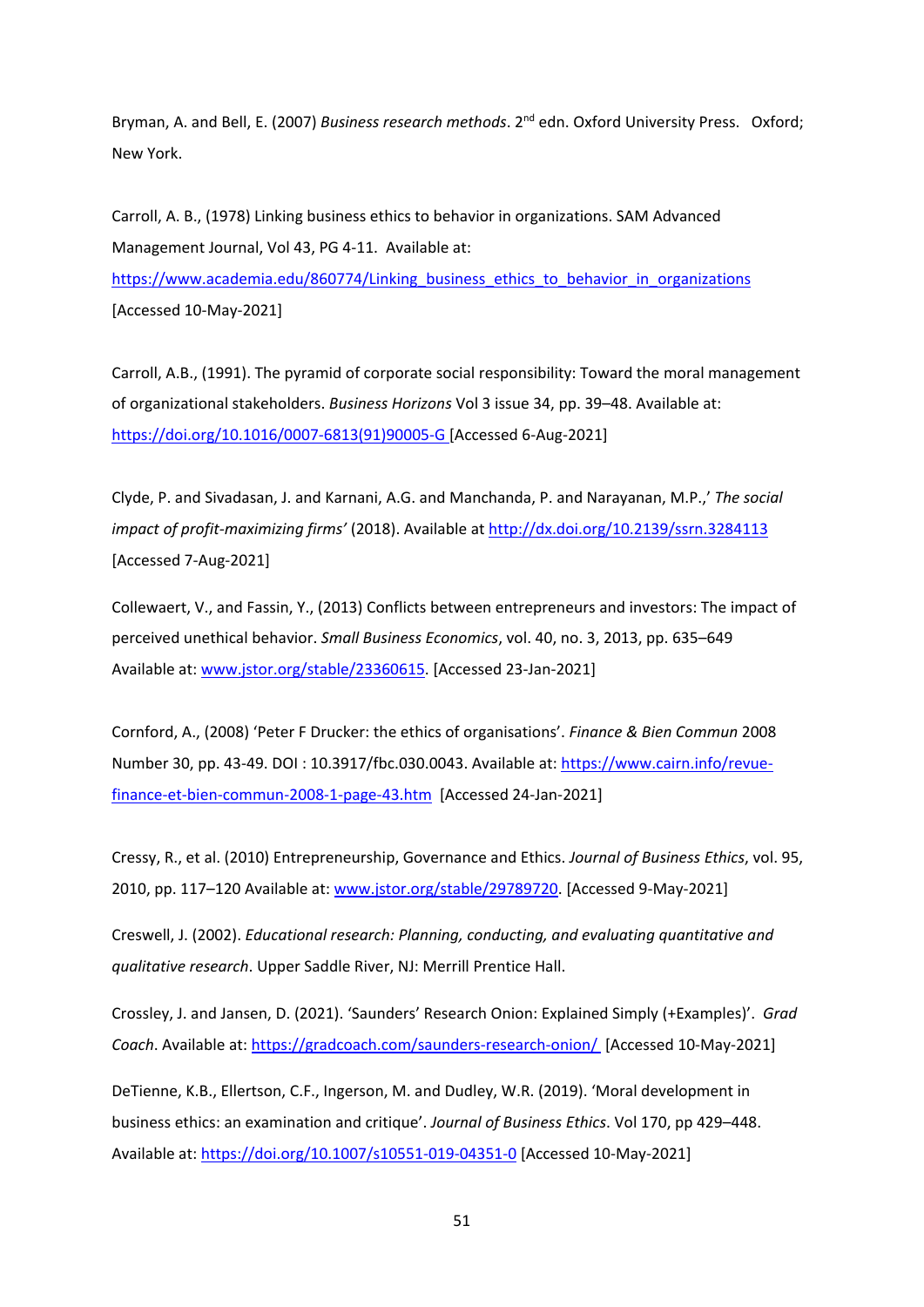Bryman, A. and Bell, E. (2007) *Business research methods*. 2nd edn. Oxford University Press. Oxford; New York.

Carroll, A. B., (1978) Linking business ethics to behavior in organizations. SAM Advanced Management Journal, Vol 43, PG 4-11. Available at: https://www.academia.edu/860774/Linking_business_ethics_to_behavior_in_organizations [Accessed 10-May-2021]

Carroll, A.B., (1991). The pyramid of corporate social responsibility: Toward the moral management of organizational stakeholders. *Business Horizons* Vol 3 issue 34, pp. 39–48. Available at: https://doi.org/10.1016/0007-6813(91)90005-G [Accessed 6-Aug-2021]

Clyde, P. and Sivadasan, J. and Karnani, A.G. and Manchanda, P. and Narayanan, M.P.,' *The social impact of profit-maximizing firms'* (2018). Available at http://dx.doi.org/10.2139/ssrn.3284113 [Accessed 7-Aug-2021]

Collewaert, V., and Fassin, Y., (2013) Conflicts between entrepreneurs and investors: The impact of perceived unethical behavior. *Small Business Economics*, vol. 40, no. 3, 2013, pp. 635–649 Available at: www.jstor.org/stable/23360615. [Accessed 23-Jan-2021]

Cornford, A., (2008) 'Peter F Drucker: the ethics of organisations'. *Finance & Bien Commun* 2008 Number 30, pp. 43-49. DOI : 10.3917/fbc.030.0043. Available at: https://www.cairn.info/revue-finance-et-bien-commun-2008-1-page-43.htm [Accessed 24-Jan-2021]

Cressy, R., et al. (2010) Entrepreneurship, Governance and Ethics. *Journal of Business Ethics*, vol. 95, 2010, pp. 117–120 Available at: www.jstor.org/stable/29789720. [Accessed 9-May-2021]

Creswell, J. (2002). *Educational research: Planning, conducting, and evaluating quantitative and qualitative research*. Upper Saddle River, NJ: Merrill Prentice Hall.

Crossley, J. and Jansen, D. (2021). 'Saunders' Research Onion: Explained Simply (+Examples)'. *Grad Coach*. Available at: https://gradcoach.com/saunders-research-onion/ [Accessed 10-May-2021]

DeTienne, K.B., Ellertson, C.F., Ingerson, M. and Dudley, W.R. (2019). 'Moral development in business ethics: an examination and critique'. *Journal of Business Ethics*. Vol 170, pp 429–448. Available at: https://doi.org/10.1007/s10551-019-04351-0 [Accessed 10-May-2021]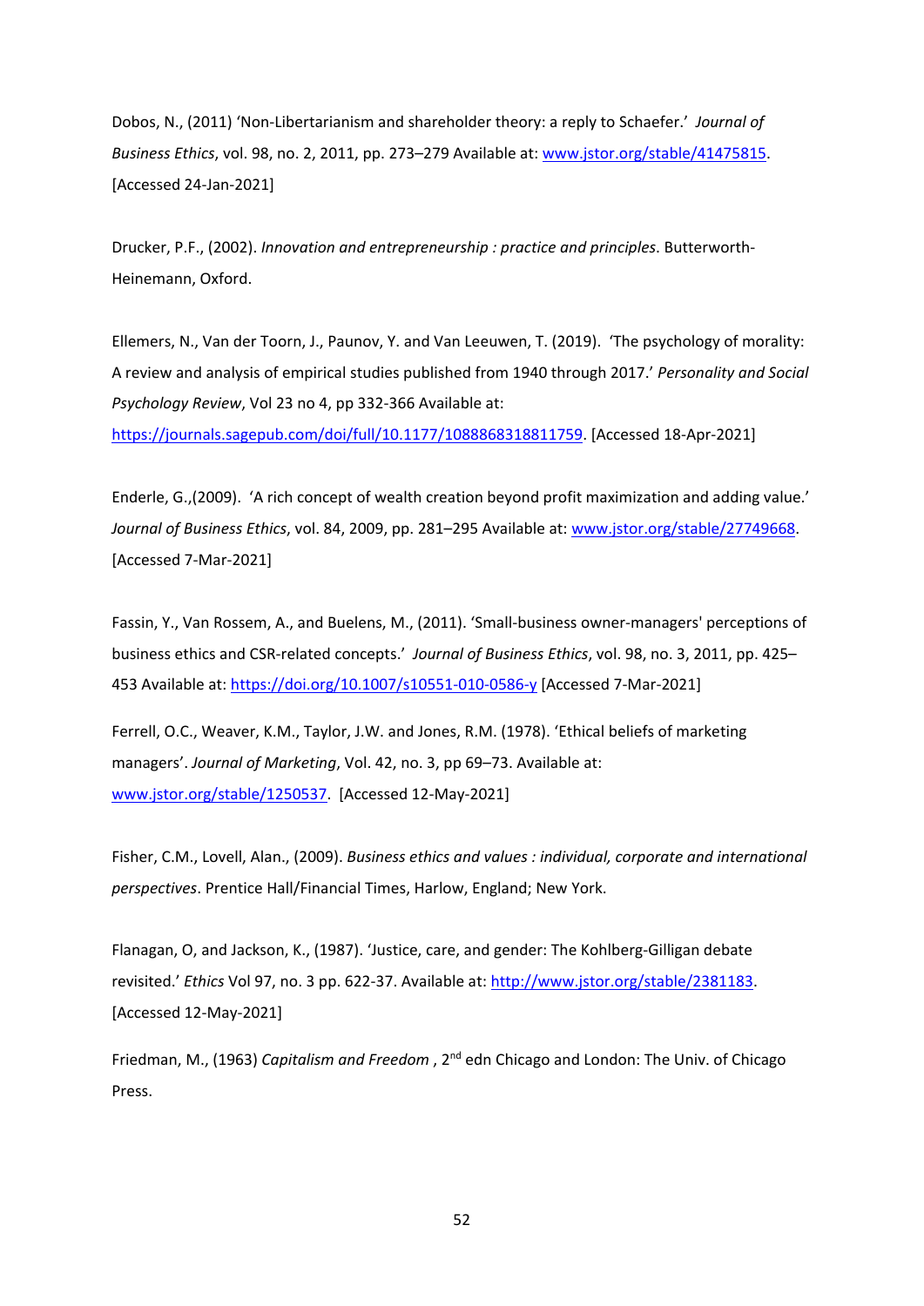Dobos, N., (2011) 'Non-Libertarianism and shareholder theory: a reply to Schaefer.' *Journal of Business Ethics*, vol. 98, no. 2, 2011, pp. 273–279 Available at: www.jstor.org/stable/41475815. [Accessed 24-Jan-2021]

Drucker, P.F., (2002). *Innovation and entrepreneurship : practice and principles*. Butterworth-Heinemann, Oxford.

Ellemers, N., Van der Toorn, J., Paunov, Y. and Van Leeuwen, T. (2019). 'The psychology of morality: A review and analysis of empirical studies published from 1940 through 2017.' *Personality and Social Psychology Review*, Vol 23 no 4, pp 332-366 Available at: https://journals.sagepub.com/doi/full/10.1177/1088868318811759. [Accessed 18-Apr-2021]

Enderle, G.,(2009). 'A rich concept of wealth creation beyond profit maximization and adding value.' *Journal of Business Ethics*, vol. 84, 2009, pp. 281–295 Available at: www.jstor.org/stable/27749668. [Accessed 7-Mar-2021]

Fassin, Y., Van Rossem, A., and Buelens, M., (2011). 'Small-business owner-managers' perceptions of business ethics and CSR-related concepts.' *Journal of Business Ethics*, vol. 98, no. 3, 2011, pp. 425–453 Available at: https://doi.org/10.1007/s10551-010-0586-y [Accessed 7-Mar-2021]

Ferrell, O.C., Weaver, K.M., Taylor, J.W. and Jones, R.M. (1978). 'Ethical beliefs of marketing managers'. *Journal of Marketing*, Vol. 42, no. 3, pp 69–73. Available at: www.jstor.org/stable/1250537. [Accessed 12-May-2021]

Fisher, C.M., Lovell, Alan., (2009). *Business ethics and values : individual, corporate and international perspectives*. Prentice Hall/Financial Times, Harlow, England; New York.

Flanagan, O, and Jackson, K., (1987). 'Justice, care, and gender: The Kohlberg-Gilligan debate revisited.' *Ethics* Vol 97, no. 3 pp. 622-37. Available at: http://www.jstor.org/stable/2381183. [Accessed 12-May-2021]

Friedman, M., (1963) *Capitalism and Freedom* , 2nd edn Chicago and London: The Univ. of Chicago Press.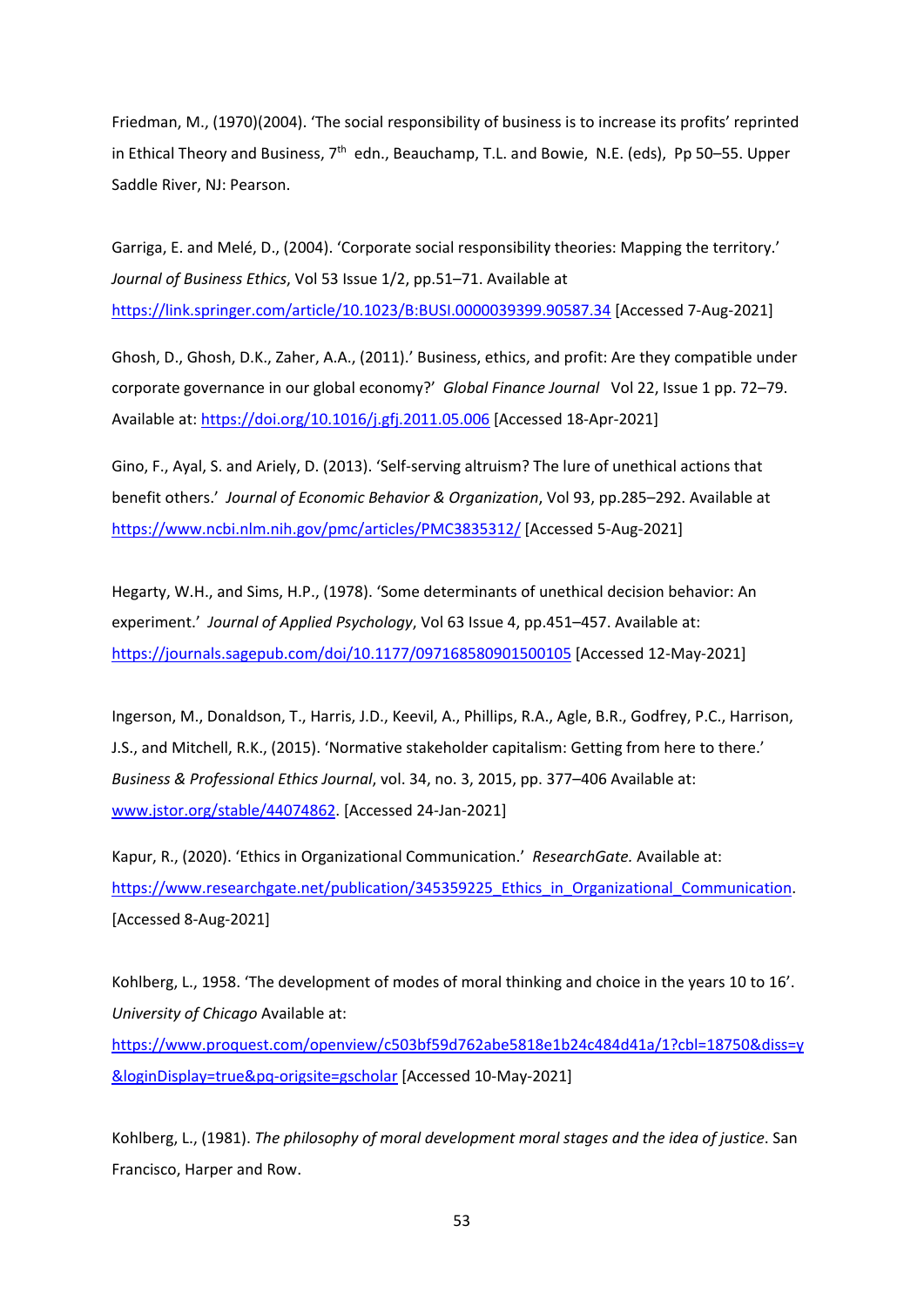Friedman, M., (1970)(2004). 'The social responsibility of business is to increase its profits' reprinted in Ethical Theory and Business, 7th edn., Beauchamp, T.L. and Bowie, N.E. (eds), Pp 50–55. Upper Saddle River, NJ: Pearson.

Garriga, E. and Melé, D., (2004). 'Corporate social responsibility theories: Mapping the territory.' *Journal of Business Ethics*, Vol 53 Issue 1/2, pp.51–71. Available at https://link.springer.com/article/10.1023/B:BUSI.0000039399.90587.34 [Accessed 7-Aug-2021]

Ghosh, D., Ghosh, D.K., Zaher, A.A., (2011).' Business, ethics, and profit: Are they compatible under corporate governance in our global economy?' *Global Finance Journal* Vol 22, Issue 1 pp. 72–79. Available at: https://doi.org/10.1016/j.gfj.2011.05.006 [Accessed 18-Apr-2021]

Gino, F., Ayal, S. and Ariely, D. (2013). 'Self-serving altruism? The lure of unethical actions that benefit others.' *Journal of Economic Behavior & Organization*, Vol 93, pp.285–292. Available at https://www.ncbi.nlm.nih.gov/pmc/articles/PMC3835312/ [Accessed 5-Aug-2021]

Hegarty, W.H., and Sims, H.P., (1978). 'Some determinants of unethical decision behavior: An experiment.' *Journal of Applied Psychology*, Vol 63 Issue 4, pp.451–457. Available at: https://journals.sagepub.com/doi/10.1177/097168580901500105 [Accessed 12-May-2021]

Ingerson, M., Donaldson, T., Harris, J.D., Keevil, A., Phillips, R.A., Agle, B.R., Godfrey, P.C., Harrison, J.S., and Mitchell, R.K., (2015). 'Normative stakeholder capitalism: Getting from here to there.' *Business & Professional Ethics Journal*, vol. 34, no. 3, 2015, pp. 377–406 Available at: www.jstor.org/stable/44074862. [Accessed 24-Jan-2021]

Kapur, R., (2020). 'Ethics in Organizational Communication.' *ResearchGate.* Available at: https://www.researchgate.net/publication/345359225_Ethics_in_Organizational_Communication. [Accessed 8-Aug-2021]

Kohlberg, L., 1958. 'The development of modes of moral thinking and choice in the years 10 to 16'. *University of Chicago* Available at: https://www.proquest.com/openview/c503bf59d762abe5818e1b24c484d41a/1?cbl=18750&diss=y&loginDisplay=true&pq-origsite=gscholar [Accessed 10-May-2021]

Kohlberg, L., (1981). *The philosophy of moral development moral stages and the idea of justice*. San Francisco, Harper and Row.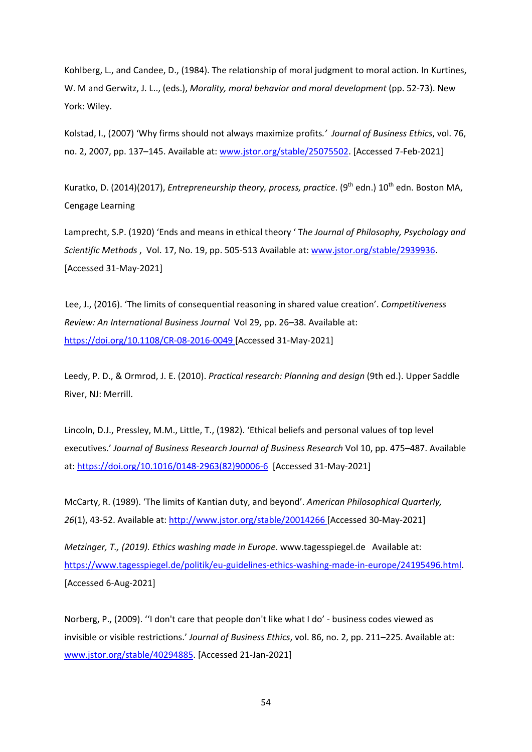Kohlberg, L., and Candee, D., (1984). The relationship of moral judgment to moral action. In Kurtines, W. M and Gerwitz, J. L.., (eds.), *Morality, moral behavior and moral development* (pp. 52-73). New York: Wiley.

Kolstad, I., (2007) 'Why firms should not always maximize profits.' *Journal of Business Ethics*, vol. 76, no. 2, 2007, pp. 137–145. Available at: [www.jstor.org/stable/25075502](www.jstor.org/stable/25075502). [Accessed 7-Feb-2021]

Kuratko, D. (2014)(2017), *Entrepreneurship theory, process, practice*. (9th edn.) 10th edn. Boston MA, Cengage Learning

Lamprecht, S.P. (1920) 'Ends and means in ethical theory ' T*he Journal of Philosophy, Psychology and Scientific Methods* , Vol. 17, No. 19, pp. 505-513 Available at: [www.jstor.org/stable/2939936](www.jstor.org/stable/2939936). [Accessed 31-May-2021]

Lee, J., (2016). 'The limits of consequential reasoning in shared value creation'. *Competitiveness Review: An International Business Journal* Vol 29, pp. 26–38. Available at: [https://doi.org/10.1108/CR-08-2016-0049](https://doi.org/10.1108/CR-08-2016-0049) [Accessed 31-May-2021]

Leedy, P. D., & Ormrod, J. E. (2010). *Practical research: Planning and design* (9th ed.). Upper Saddle River, NJ: Merrill.

Lincoln, D.J., Pressley, M.M., Little, T., (1982). 'Ethical beliefs and personal values of top level executives.' *Journal of Business Research Journal of Business Research* Vol 10, pp. 475–487. Available at: [https://doi.org/10.1016/0148-2963(82)90006-6](https://doi.org/10.1016/0148-2963(82)90006-6) [Accessed 31-May-2021]

McCarty, R. (1989). 'The limits of Kantian duty, and beyond'. *American Philosophical Quarterly, 26*(1), 43-52. Available at: [http://www.jstor.org/stable/20014266](http://www.jstor.org/stable/20014266) [Accessed 30-May-2021]

*Metzinger, T., (2019). Ethics washing made in Europe*. www.tagesspiegel.de Available at: [https://www.tagesspiegel.de/politik/eu-guidelines-ethics-washing-made-in-europe/24195496.html](https://www.tagesspiegel.de/politik/eu-guidelines-ethics-washing-made-in-europe/24195496.html). [Accessed 6-Aug-2021]

Norberg, P., (2009). ''I don't care that people don't like what I do' - business codes viewed as invisible or visible restrictions.' *Journal of Business Ethics*, vol. 86, no. 2, pp. 211–225. Available at: [www.jstor.org/stable/40294885](www.jstor.org/stable/40294885). [Accessed 21-Jan-2021]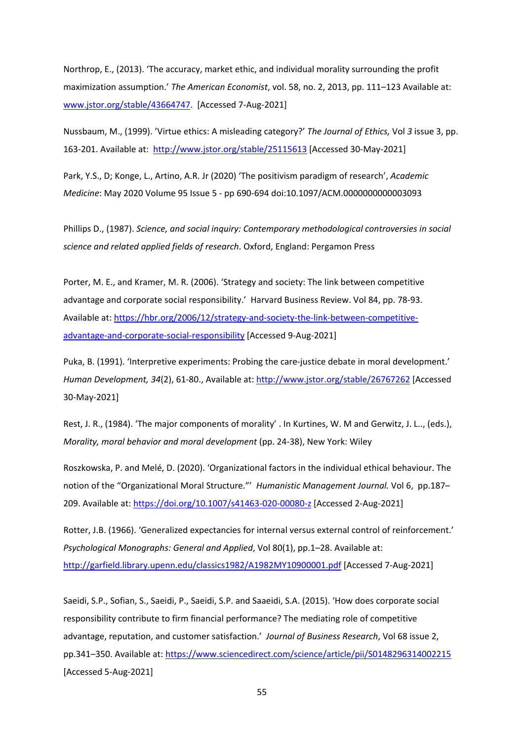Northrop, E., (2013). 'The accuracy, market ethic, and individual morality surrounding the profit maximization assumption.' *The American Economist*, vol. 58, no. 2, 2013, pp. 111–123 Available at: www.jstor.org/stable/43664747. [Accessed 7-Aug-2021]

Nussbaum, M., (1999). 'Virtue ethics: A misleading category?' *The Journal of Ethics,* Vol *3* issue 3, pp. 163-201. Available at: http://www.jstor.org/stable/25115613 [Accessed 30-May-2021]

Park, Y.S., D; Konge, L., Artino, A.R. Jr (2020) 'The positivism paradigm of research', *Academic Medicine*: May 2020 Volume 95 Issue 5 - pp 690-694 doi:10.1097/ACM.0000000000003093

Phillips D., (1987). *Science, and social inquiry: Contemporary methodological controversies in social science and related applied fields of research*. Oxford, England: Pergamon Press

Porter, M. E., and Kramer, M. R. (2006). 'Strategy and society: The link between competitive advantage and corporate social responsibility.' Harvard Business Review. Vol 84, pp. 78-93. Available at: https://hbr.org/2006/12/strategy-and-society-the-link-between-competitive-advantage-and-corporate-social-responsibility [Accessed 9-Aug-2021]

Puka, B. (1991). 'Interpretive experiments: Probing the care-justice debate in moral development.' *Human Development, 34*(2), 61-80., Available at: http://www.jstor.org/stable/26767262 [Accessed 30-May-2021]

Rest, J. R., (1984). 'The major components of morality' . In Kurtines, W. M and Gerwitz, J. L.., (eds.), *Morality, moral behavior and moral development* (pp. 24-38), New York: Wiley

Roszkowska, P. and Melé, D. (2020). 'Organizational factors in the individual ethical behaviour. The notion of the "Organizational Moral Structure."' *Humanistic Management Journal.* Vol 6, pp.187–209. Available at: https://doi.org/10.1007/s41463-020-00080-z [Accessed 2-Aug-2021]

Rotter, J.B. (1966). 'Generalized expectancies for internal versus external control of reinforcement.' *Psychological Monographs: General and Applied*, Vol 80(1), pp.1–28. Available at: http://garfield.library.upenn.edu/classics1982/A1982MY10900001.pdf [Accessed 7-Aug-2021]

Saeidi, S.P., Sofian, S., Saeidi, P., Saeidi, S.P. and Saaeidi, S.A. (2015). 'How does corporate social responsibility contribute to firm financial performance? The mediating role of competitive advantage, reputation, and customer satisfaction.' *Journal of Business Research*, Vol 68 issue 2, pp.341–350. Available at: https://www.sciencedirect.com/science/article/pii/S0148296314002215 [Accessed 5-Aug-2021]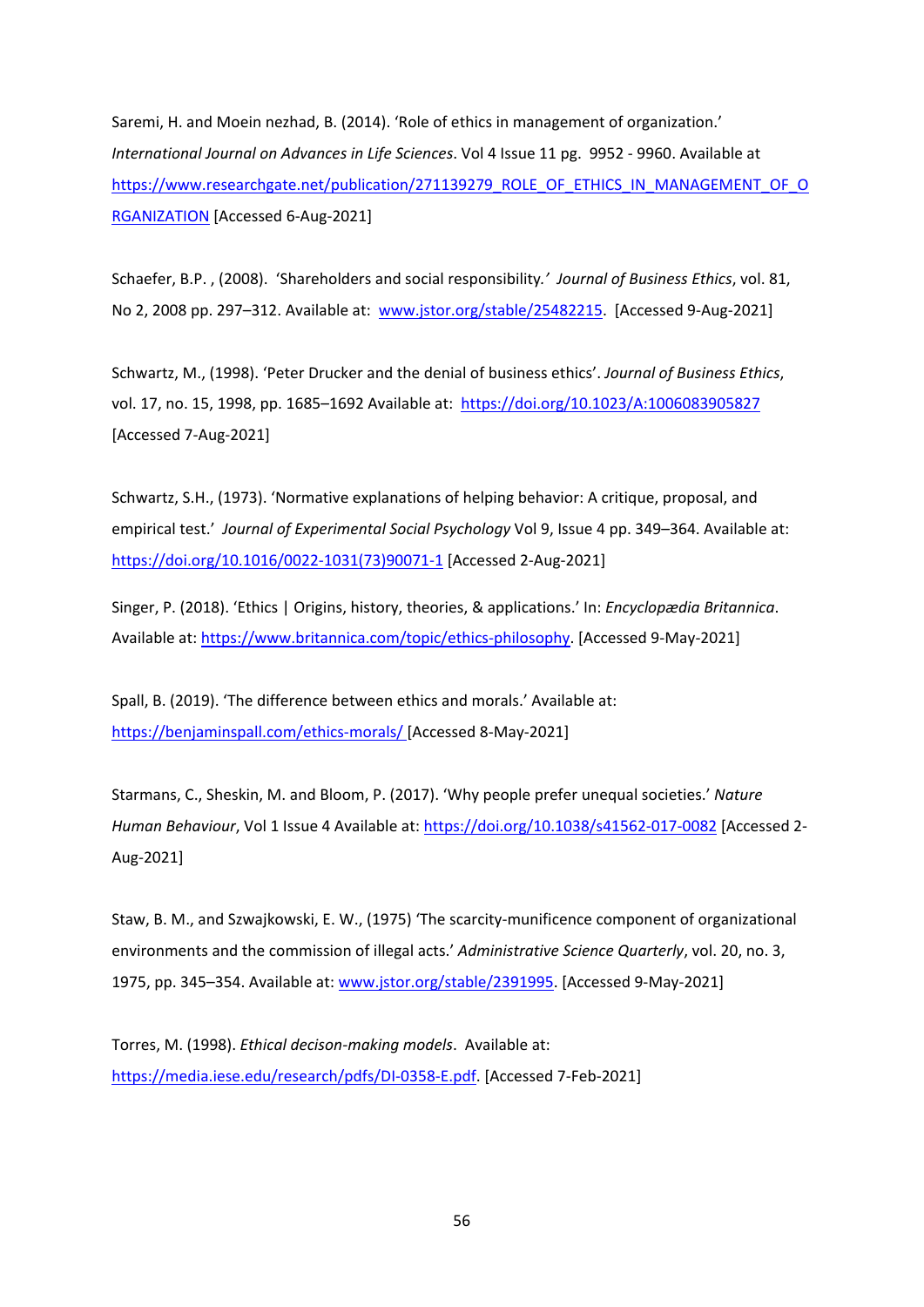Saremi, H. and Moein nezhad, B. (2014). 'Role of ethics in management of organization.' *International Journal on Advances in Life Sciences*. Vol 4 Issue 11 pg. 9952 - 9960. Available at https://www.researchgate.net/publication/271139279_ROLE_OF_ETHICS_IN_MANAGEMENT_OF_ORGANIZATION [Accessed 6-Aug-2021]

Schaefer, B.P. , (2008). 'Shareholders and social responsibility.' *Journal of Business Ethics*, vol. 81, No 2, 2008 pp. 297–312. Available at: www.jstor.org/stable/25482215. [Accessed 9-Aug-2021]

Schwartz, M., (1998). 'Peter Drucker and the denial of business ethics'. *Journal of Business Ethics*, vol. 17, no. 15, 1998, pp. 1685–1692 Available at: https://doi.org/10.1023/A:1006083905827 [Accessed 7-Aug-2021]

Schwartz, S.H., (1973). 'Normative explanations of helping behavior: A critique, proposal, and empirical test.' *Journal of Experimental Social Psychology* Vol 9, Issue 4 pp. 349–364. Available at: https://doi.org/10.1016/0022-1031(73)90071-1 [Accessed 2-Aug-2021]

Singer, P. (2018). 'Ethics | Origins, history, theories, & applications.' In: *Encyclopædia Britannica*. Available at: https://www.britannica.com/topic/ethics-philosophy. [Accessed 9-May-2021]

Spall, B. (2019). 'The difference between ethics and morals.' Available at: https://benjaminspall.com/ethics-morals/ [Accessed 8-May-2021]

Starmans, C., Sheskin, M. and Bloom, P. (2017). 'Why people prefer unequal societies.' *Nature Human Behaviour*, Vol 1 Issue 4 Available at: https://doi.org/10.1038/s41562-017-0082 [Accessed 2-Aug-2021]

Staw, B. M., and Szwajkowski, E. W., (1975) 'The scarcity-munificence component of organizational environments and the commission of illegal acts.' *Administrative Science Quarterly*, vol. 20, no. 3, 1975, pp. 345–354. Available at: www.jstor.org/stable/2391995. [Accessed 9-May-2021]

Torres, M. (1998). *Ethical decison-making models*. Available at: https://media.iese.edu/research/pdfs/DI-0358-E.pdf. [Accessed 7-Feb-2021]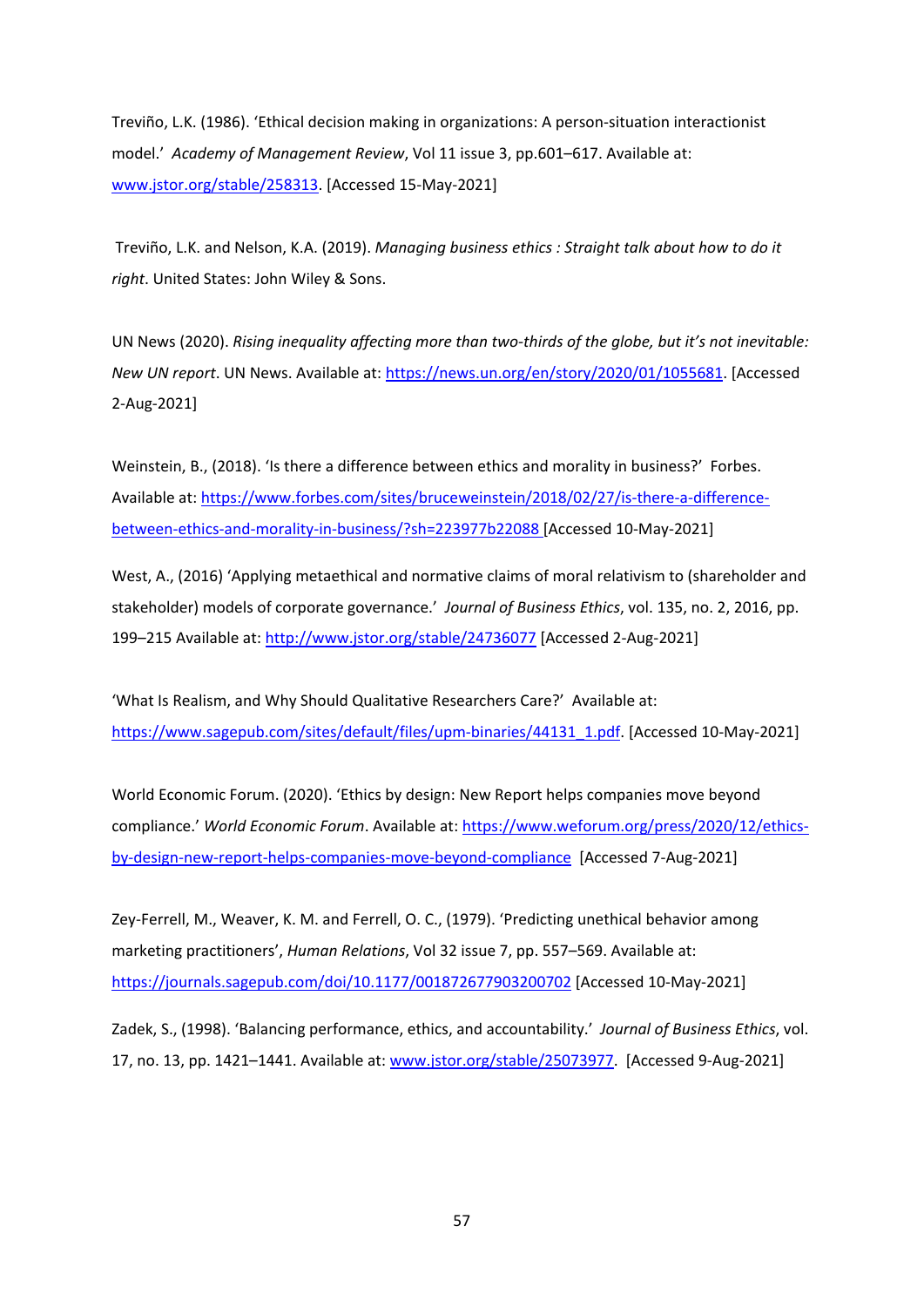Treviño, L.K. (1986). 'Ethical decision making in organizations: A person-situation interactionist model.' *Academy of Management Review*, Vol 11 issue 3, pp.601–617. Available at: www.jstor.org/stable/258313. [Accessed 15-May-2021]

Treviño, L.K. and Nelson, K.A. (2019). *Managing business ethics : Straight talk about how to do it right*. United States: John Wiley & Sons.

UN News (2020). *Rising inequality affecting more than two-thirds of the globe, but it's not inevitable: New UN report*. UN News. Available at: https://news.un.org/en/story/2020/01/1055681. [Accessed 2-Aug-2021]

Weinstein, B., (2018). 'Is there a difference between ethics and morality in business?' Forbes. Available at: https://www.forbes.com/sites/bruceweinstein/2018/02/27/is-there-a-difference-between-ethics-and-morality-in-business/?sh=223977b22088 [Accessed 10-May-2021]

West, A., (2016) 'Applying metaethical and normative claims of moral relativism to (shareholder and stakeholder) models of corporate governance.' *Journal of Business Ethics*, vol. 135, no. 2, 2016, pp. 199–215 Available at: http://www.jstor.org/stable/24736077 [Accessed 2-Aug-2021]

'What Is Realism, and Why Should Qualitative Researchers Care?' Available at: https://www.sagepub.com/sites/default/files/upm-binaries/44131_1.pdf. [Accessed 10-May-2021]

World Economic Forum. (2020). 'Ethics by design: New Report helps companies move beyond compliance.' *World Economic Forum*. Available at: https://www.weforum.org/press/2020/12/ethics-by-design-new-report-helps-companies-move-beyond-compliance [Accessed 7-Aug-2021]

Zey-Ferrell, M., Weaver, K. M. and Ferrell, O. C., (1979). 'Predicting unethical behavior among marketing practitioners', *Human Relations*, Vol 32 issue 7, pp. 557–569. Available at: https://journals.sagepub.com/doi/10.1177/001872677903200702 [Accessed 10-May-2021]

Zadek, S., (1998). 'Balancing performance, ethics, and accountability.' *Journal of Business Ethics*, vol. 17, no. 13, pp. 1421–1441. Available at: www.jstor.org/stable/25073977. [Accessed 9-Aug-2021]